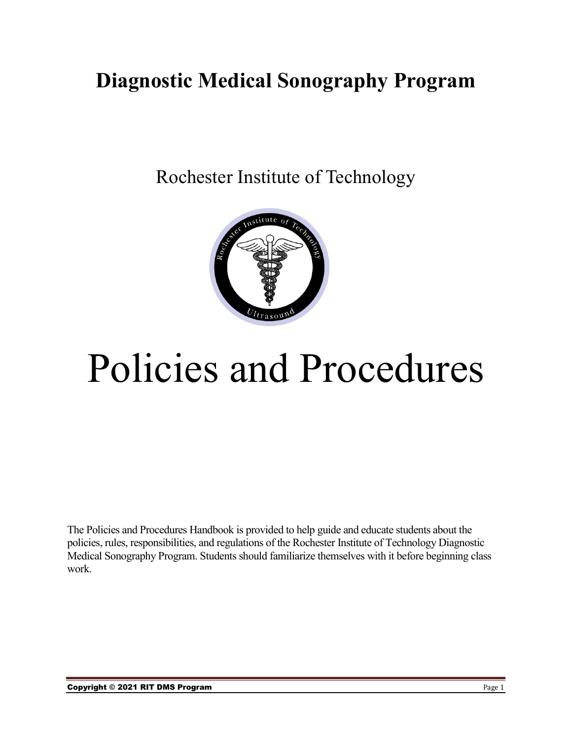# Diagnostic Medical Sonography Program

Rochester Institute of Technology

# Policies and Procedures

The Policies and Procedures Handbook is provided to help guide and educate students about the policies, rules, responsibilities, and regulations of the Rochester Institute of Technology Diagnostic Medical Sonography Program. Students should familiarize themselves with it before beginning class work.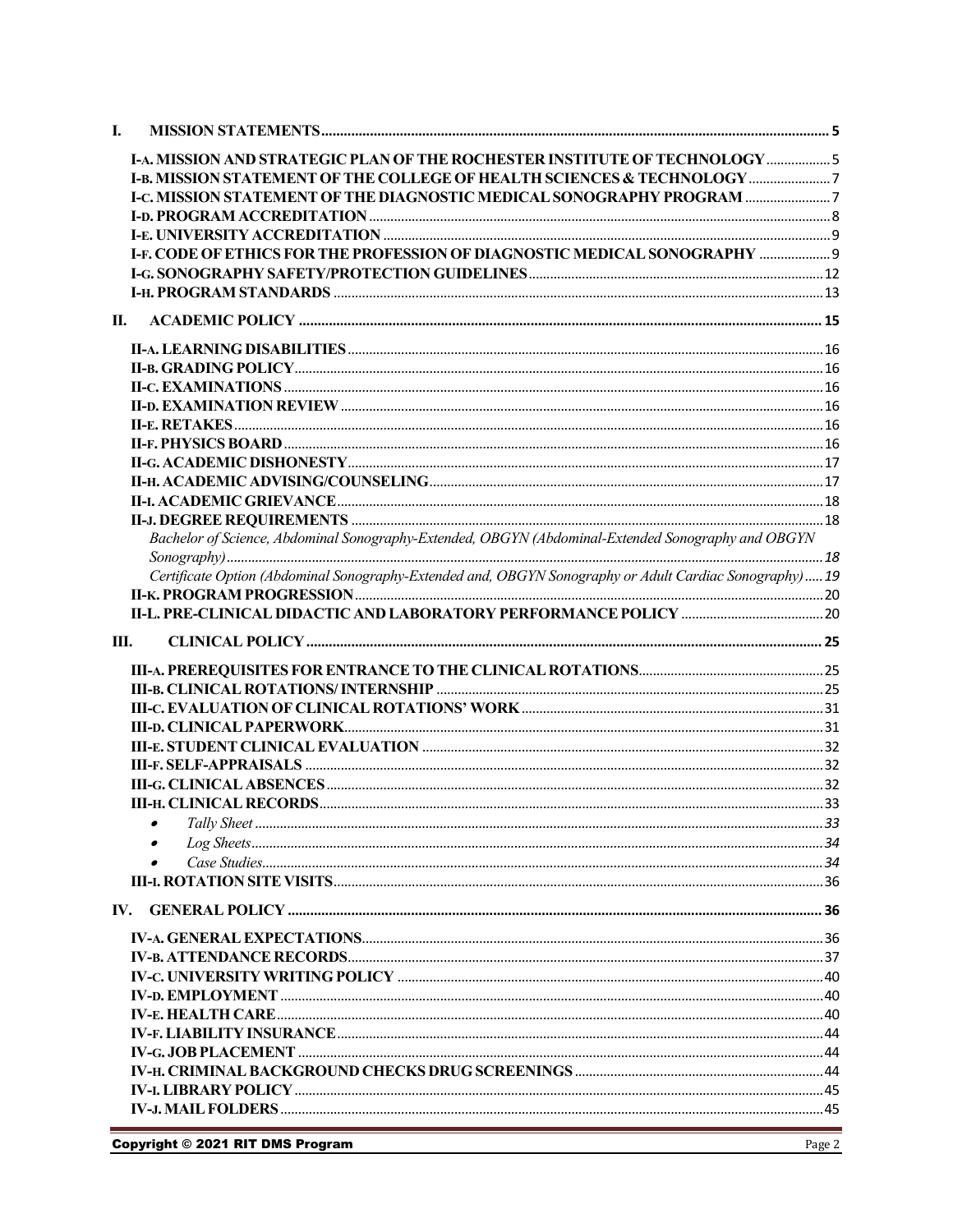I. MISSION STATEMENTS ..... 5

- I-A. MISSION AND STRATEGIC PLAN OF THE ROCHESTER INSTITUTE OF TECHNOLOGY ..... 5
- I-B. MISSION STATEMENT OF THE COLLEGE OF HEALTH SCIENCES & TECHNOLOGY ..... 7
- I-C. MISSION STATEMENT OF THE DIAGNOSTIC MEDICAL SONOGRAPHY PROGRAM ..... 7
- I-D. PROGRAM ACCREDITATION ..... 8
- I-E. UNIVERSITY ACCREDITATION ..... 9
- I-F. CODE OF ETHICS FOR THE PROFESSION OF DIAGNOSTIC MEDICAL SONOGRAPHY ..... 9
- I-G. SONOGRAPHY SAFETY/PROTECTION GUIDELINES ..... 12
- I-H. PROGRAM STANDARDS ..... 13

II. ACADEMIC POLICY ..... 15

- II-A. LEARNING DISABILITIES ..... 16
- II-B. GRADING POLICY ..... 16
- II-C. EXAMINATIONS ..... 16
- II-D. EXAMINATION REVIEW ..... 16
- II-E. RETAKES ..... 16
- II-F. PHYSICS BOARD ..... 16
- II-G. ACADEMIC DISHONESTY ..... 17
- II-H. ACADEMIC ADVISING/COUNSELING ..... 17
- II-I. ACADEMIC GRIEVANCE ..... 18
- II-J. DEGREE REQUIREMENTS ..... 18
  - *Bachelor of Science, Abdominal Sonography-Extended, OBGYN (Abdominal-Extended Sonography and OBGYN Sonography) ..... 18*
  - *Certificate Option (Abdominal Sonography-Extended and, OBGYN Sonography or Adult Cardiac Sonography) ..... 19*
- II-K. PROGRAM PROGRESSION ..... 20
- II-L. PRE-CLINICAL DIDACTIC AND LABORATORY PERFORMANCE POLICY ..... 20

III. CLINICAL POLICY ..... 25

- III-A. PREREQUISITES FOR ENTRANCE TO THE CLINICAL ROTATIONS ..... 25
- III-B. CLINICAL ROTATIONS/ INTERNSHIP ..... 25
- III-C. EVALUATION OF CLINICAL ROTATIONS' WORK ..... 31
- III-D. CLINICAL PAPERWORK ..... 31
- III-E. STUDENT CLINICAL EVALUATION ..... 32
- III-F. SELF-APPRAISALS ..... 32
- III-G. CLINICAL ABSENCES ..... 32
- III-H. CLINICAL RECORDS ..... 33
  - *Tally Sheet ..... 33*
  - *Log Sheets ..... 34*
  - *Case Studies ..... 34*
- III-I. ROTATION SITE VISITS ..... 36

IV. GENERAL POLICY ..... 36

- IV-A. GENERAL EXPECTATIONS ..... 36
- IV-B. ATTENDANCE RECORDS ..... 37
- IV-C. UNIVERSITY WRITING POLICY ..... 40
- IV-D. EMPLOYMENT ..... 40
- IV-E. HEALTH CARE ..... 40
- IV-F. LIABILITY INSURANCE ..... 44
- IV-G. JOB PLACEMENT ..... 44
- IV-H. CRIMINAL BACKGROUND CHECKS DRUG SCREENINGS ..... 44
- IV-I. LIBRARY POLICY ..... 45
- IV-J. MAIL FOLDERS ..... 45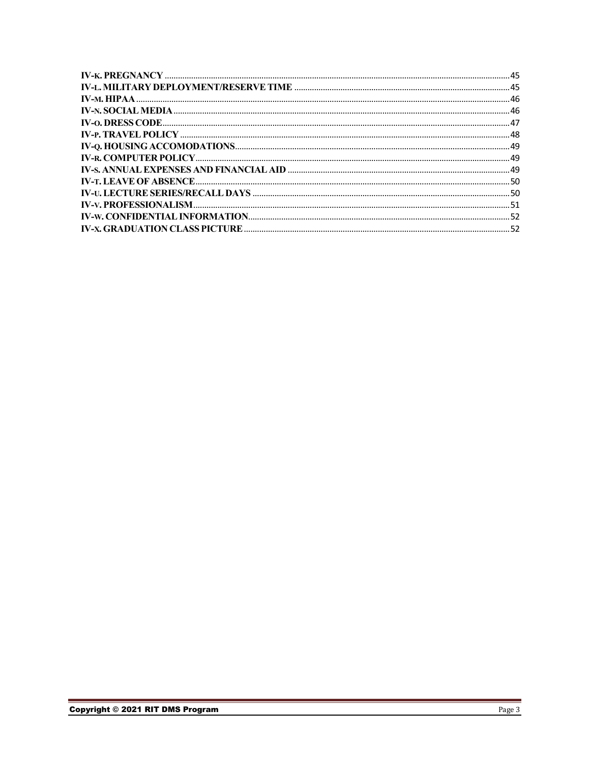IV-K. PREGNANCY ........................................................................................................................................ 45
IV-L. MILITARY DEPLOYMENT/RESERVE TIME ............................................................................................ 45
IV-M. HIPAA .................................................................................................................................................. 46
IV-N. SOCIAL MEDIA ..................................................................................................................................... 46
IV-O. DRESS CODE ........................................................................................................................................ 47
IV-P. TRAVEL POLICY ................................................................................................................................... 48
IV-Q. HOUSING ACCOMODATIONS ................................................................................................................ 49
IV-R. COMPUTER POLICY ............................................................................................................................. 49
IV-S. ANNUAL EXPENSES AND FINANCIAL AID ............................................................................................ 49
IV-T. LEAVE OF ABSENCE ............................................................................................................................. 50
IV-U. LECTURE SERIES/RECALL DAYS ........................................................................................................... 50
IV-V. PROFESSIONALISM .............................................................................................................................. 51
IV-W. CONFIDENTIAL INFORMATION ............................................................................................................ 52
IV-X. GRADUATION CLASS PICTURE ............................................................................................................. 52

**Copyright © 2021 RIT DMS Program**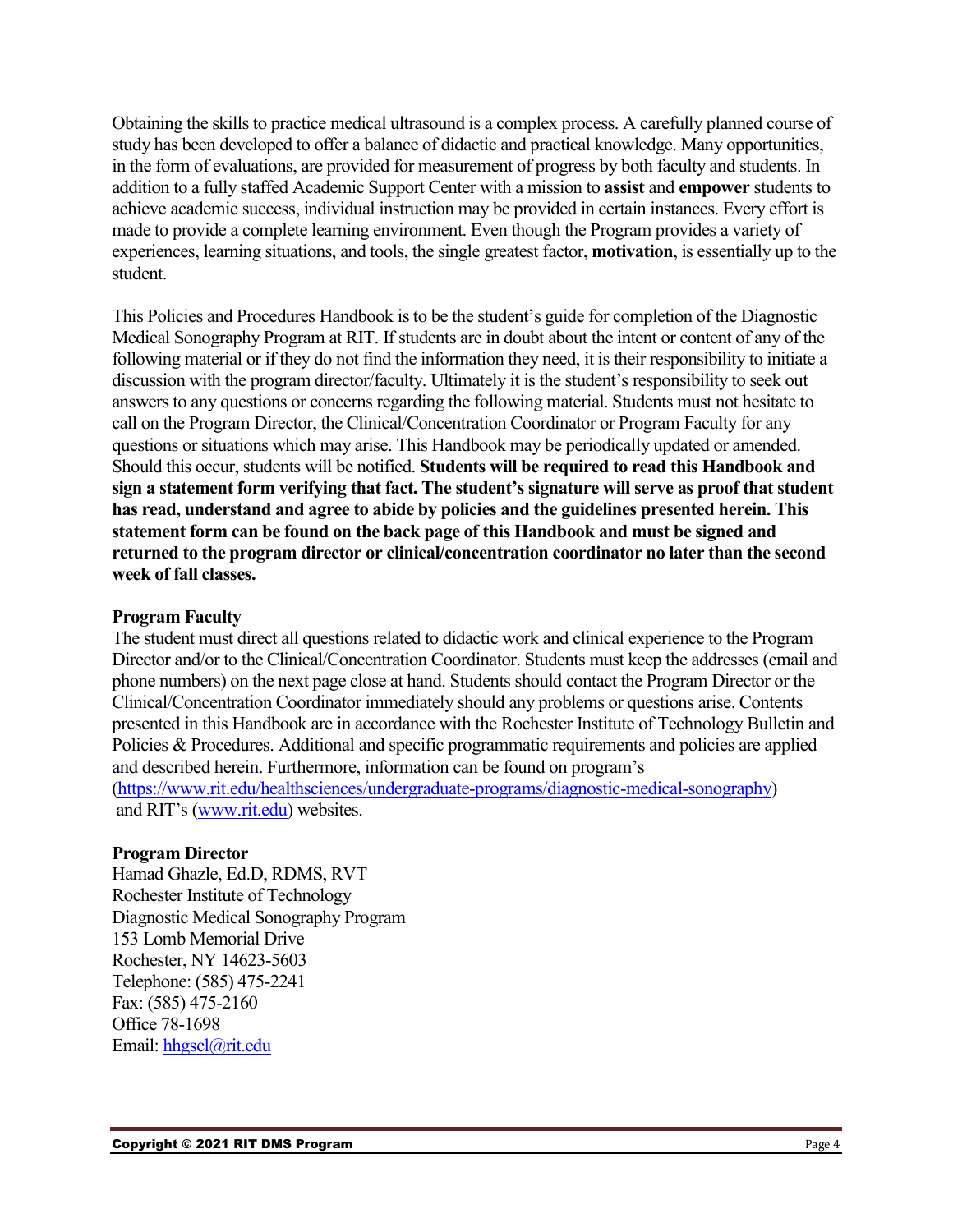Obtaining the skills to practice medical ultrasound is a complex process. A carefully planned course of study has been developed to offer a balance of didactic and practical knowledge. Many opportunities, in the form of evaluations, are provided for measurement of progress by both faculty and students. In addition to a fully staffed Academic Support Center with a mission to **assist** and **empower** students to achieve academic success, individual instruction may be provided in certain instances. Every effort is made to provide a complete learning environment. Even though the Program provides a variety of experiences, learning situations, and tools, the single greatest factor, **motivation**, is essentially up to the student.

This Policies and Procedures Handbook is to be the student's guide for completion of the Diagnostic Medical Sonography Program at RIT. If students are in doubt about the intent or content of any of the following material or if they do not find the information they need, it is their responsibility to initiate a discussion with the program director/faculty. Ultimately it is the student's responsibility to seek out answers to any questions or concerns regarding the following material. Students must not hesitate to call on the Program Director, the Clinical/Concentration Coordinator or Program Faculty for any questions or situations which may arise. This Handbook may be periodically updated or amended. Should this occur, students will be notified. **Students will be required to read this Handbook and sign a statement form verifying that fact. The student's signature will serve as proof that student has read, understand and agree to abide by policies and the guidelines presented herein. This statement form can be found on the back page of this Handbook and must be signed and returned to the program director or clinical/concentration coordinator no later than the second week of fall classes.**

**Program Faculty**
The student must direct all questions related to didactic work and clinical experience to the Program Director and/or to the Clinical/Concentration Coordinator. Students must keep the addresses (email and phone numbers) on the next page close at hand. Students should contact the Program Director or the Clinical/Concentration Coordinator immediately should any problems or questions arise. Contents presented in this Handbook are in accordance with the Rochester Institute of Technology Bulletin and Policies & Procedures. Additional and specific programmatic requirements and policies are applied and described herein. Furthermore, information can be found on program's (https://www.rit.edu/healthsciences/undergraduate-programs/diagnostic-medical-sonography) and RIT's (www.rit.edu) websites.

**Program Director**
Hamad Ghazle, Ed.D, RDMS, RVT
Rochester Institute of Technology
Diagnostic Medical Sonography Program
153 Lomb Memorial Drive
Rochester, NY 14623-5603
Telephone: (585) 475-2241
Fax: (585) 475-2160
Office 78-1698
Email: hhgscl@rit.edu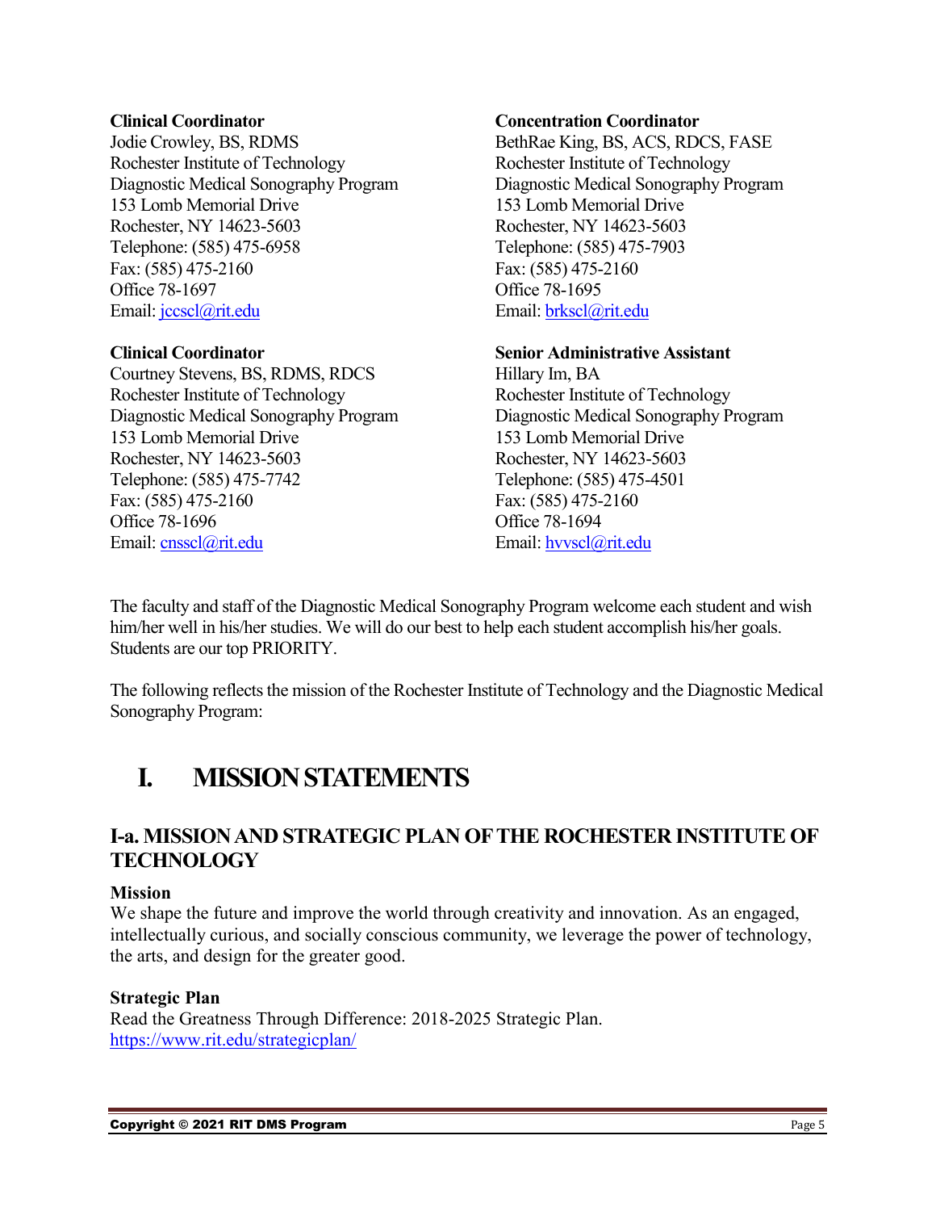**Clinical Coordinator**
Jodie Crowley, BS, RDMS
Rochester Institute of Technology
Diagnostic Medical Sonography Program
153 Lomb Memorial Drive
Rochester, NY 14623-5603
Telephone: (585) 475-6958
Fax: (585) 475-2160
Office 78-1697
Email: jccscl@rit.edu

**Clinical Coordinator**
Courtney Stevens, BS, RDMS, RDCS
Rochester Institute of Technology
Diagnostic Medical Sonography Program
153 Lomb Memorial Drive
Rochester, NY 14623-5603
Telephone: (585) 475-7742
Fax: (585) 475-2160
Office 78-1696
Email: cnsscl@rit.edu

**Concentration Coordinator**
BethRae King, BS, ACS, RDCS, FASE
Rochester Institute of Technology
Diagnostic Medical Sonography Program
153 Lomb Memorial Drive
Rochester, NY 14623-5603
Telephone: (585) 475-7903
Fax: (585) 475-2160
Office 78-1695
Email: brkscl@rit.edu

**Senior Administrative Assistant**
Hillary Im, BA
Rochester Institute of Technology
Diagnostic Medical Sonography Program
153 Lomb Memorial Drive
Rochester, NY 14623-5603
Telephone: (585) 475-4501
Fax: (585) 475-2160
Office 78-1694
Email: hvvscl@rit.edu

The faculty and staff of the Diagnostic Medical Sonography Program welcome each student and wish him/her well in his/her studies. We will do our best to help each student accomplish his/her goals. Students are our top PRIORITY.

The following reflects the mission of the Rochester Institute of Technology and the Diagnostic Medical Sonography Program:

# I. MISSION STATEMENTS

## I-a. MISSION AND STRATEGIC PLAN OF THE ROCHESTER INSTITUTE OF TECHNOLOGY

**Mission**
We shape the future and improve the world through creativity and innovation. As an engaged, intellectually curious, and socially conscious community, we leverage the power of technology, the arts, and design for the greater good.

**Strategic Plan**
Read the Greatness Through Difference: 2018-2025 Strategic Plan.
https://www.rit.edu/strategicplan/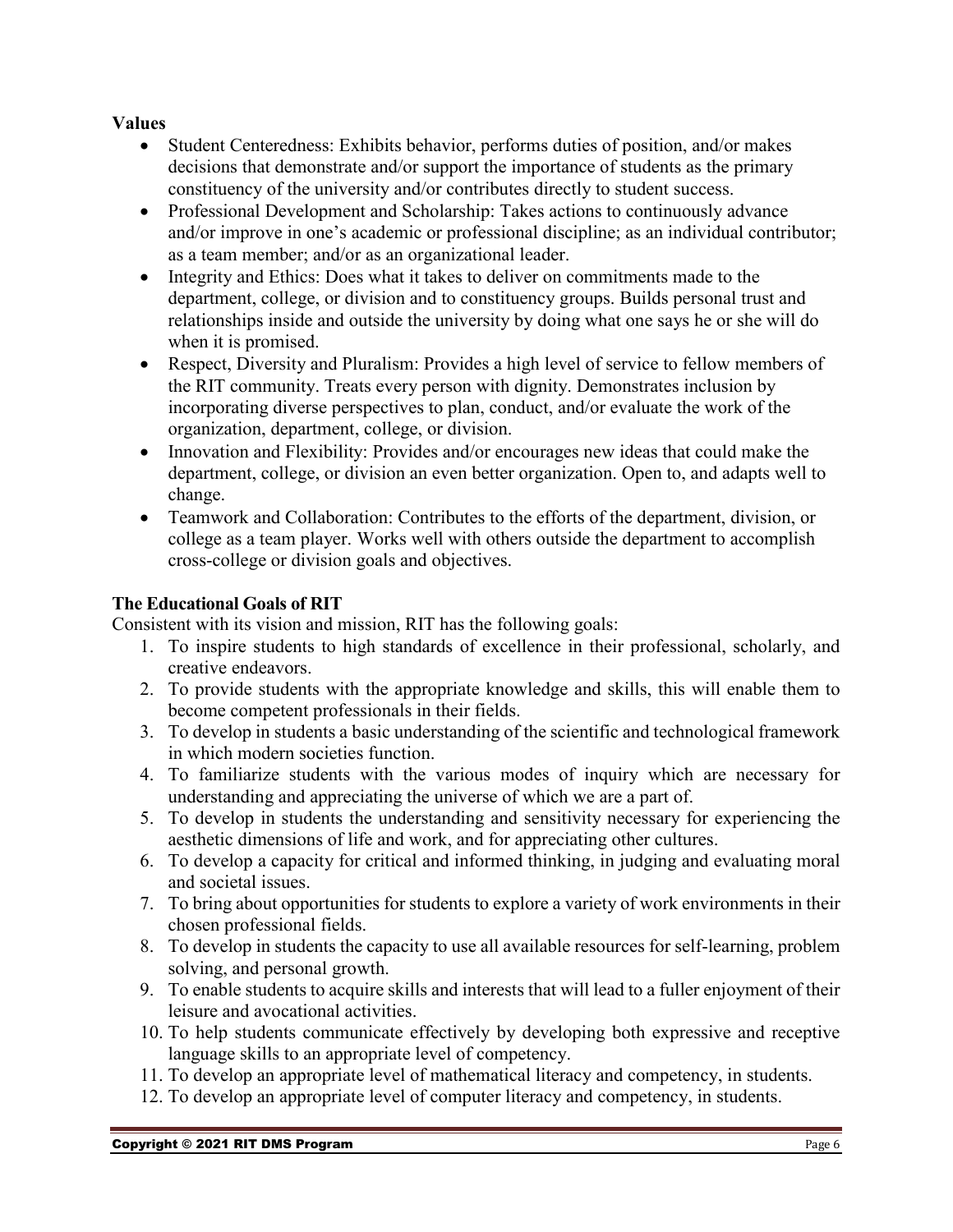**Values**

- Student Centeredness: Exhibits behavior, performs duties of position, and/or makes decisions that demonstrate and/or support the importance of students as the primary constituency of the university and/or contributes directly to student success.
- Professional Development and Scholarship: Takes actions to continuously advance and/or improve in one's academic or professional discipline; as an individual contributor; as a team member; and/or as an organizational leader.
- Integrity and Ethics: Does what it takes to deliver on commitments made to the department, college, or division and to constituency groups. Builds personal trust and relationships inside and outside the university by doing what one says he or she will do when it is promised.
- Respect, Diversity and Pluralism: Provides a high level of service to fellow members of the RIT community. Treats every person with dignity. Demonstrates inclusion by incorporating diverse perspectives to plan, conduct, and/or evaluate the work of the organization, department, college, or division.
- Innovation and Flexibility: Provides and/or encourages new ideas that could make the department, college, or division an even better organization. Open to, and adapts well to change.
- Teamwork and Collaboration: Contributes to the efforts of the department, division, or college as a team player. Works well with others outside the department to accomplish cross-college or division goals and objectives.

**The Educational Goals of RIT**

Consistent with its vision and mission, RIT has the following goals:

1. To inspire students to high standards of excellence in their professional, scholarly, and creative endeavors.
2. To provide students with the appropriate knowledge and skills, this will enable them to become competent professionals in their fields.
3. To develop in students a basic understanding of the scientific and technological framework in which modern societies function.
4. To familiarize students with the various modes of inquiry which are necessary for understanding and appreciating the universe of which we are a part of.
5. To develop in students the understanding and sensitivity necessary for experiencing the aesthetic dimensions of life and work, and for appreciating other cultures.
6. To develop a capacity for critical and informed thinking, in judging and evaluating moral and societal issues.
7. To bring about opportunities for students to explore a variety of work environments in their chosen professional fields.
8. To develop in students the capacity to use all available resources for self-learning, problem solving, and personal growth.
9. To enable students to acquire skills and interests that will lead to a fuller enjoyment of their leisure and avocational activities.
10. To help students communicate effectively by developing both expressive and receptive language skills to an appropriate level of competency.
11. To develop an appropriate level of mathematical literacy and competency, in students.
12. To develop an appropriate level of computer literacy and competency, in students.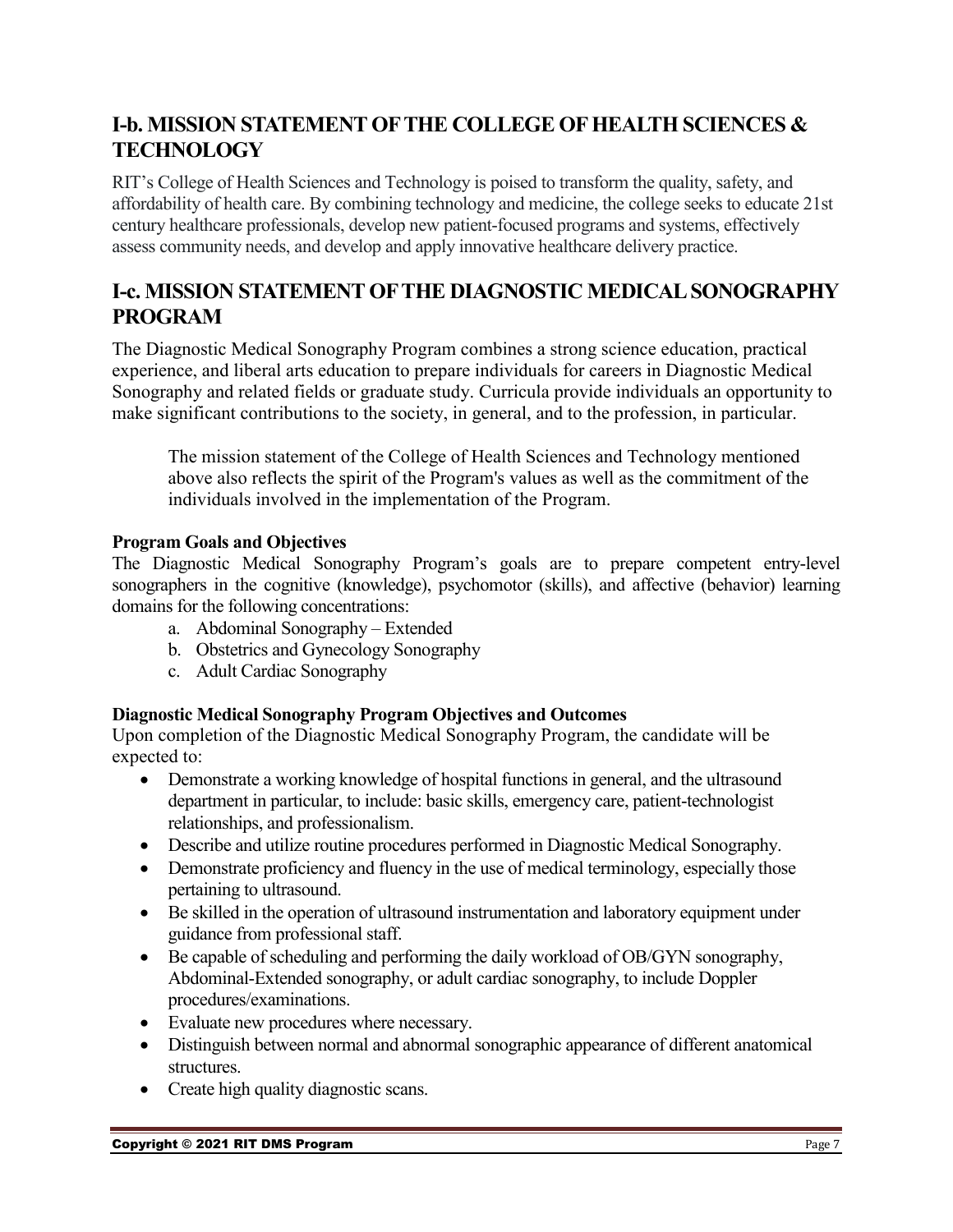## I-b. MISSION STATEMENT OF THE COLLEGE OF HEALTH SCIENCES & TECHNOLOGY

RIT's College of Health Sciences and Technology is poised to transform the quality, safety, and affordability of health care. By combining technology and medicine, the college seeks to educate 21st century healthcare professionals, develop new patient-focused programs and systems, effectively assess community needs, and develop and apply innovative healthcare delivery practice.

## I-c. MISSION STATEMENT OF THE DIAGNOSTIC MEDICAL SONOGRAPHY PROGRAM

The Diagnostic Medical Sonography Program combines a strong science education, practical experience, and liberal arts education to prepare individuals for careers in Diagnostic Medical Sonography and related fields or graduate study. Curricula provide individuals an opportunity to make significant contributions to the society, in general, and to the profession, in particular.

> The mission statement of the College of Health Sciences and Technology mentioned above also reflects the spirit of the Program's values as well as the commitment of the individuals involved in the implementation of the Program.

**Program Goals and Objectives**

The Diagnostic Medical Sonography Program's goals are to prepare competent entry-level sonographers in the cognitive (knowledge), psychomotor (skills), and affective (behavior) learning domains for the following concentrations:

a. Abdominal Sonography – Extended
b. Obstetrics and Gynecology Sonography
c. Adult Cardiac Sonography

**Diagnostic Medical Sonography Program Objectives and Outcomes**

Upon completion of the Diagnostic Medical Sonography Program, the candidate will be expected to:

- Demonstrate a working knowledge of hospital functions in general, and the ultrasound department in particular, to include: basic skills, emergency care, patient-technologist relationships, and professionalism.
- Describe and utilize routine procedures performed in Diagnostic Medical Sonography.
- Demonstrate proficiency and fluency in the use of medical terminology, especially those pertaining to ultrasound.
- Be skilled in the operation of ultrasound instrumentation and laboratory equipment under guidance from professional staff.
- Be capable of scheduling and performing the daily workload of OB/GYN sonography, Abdominal-Extended sonography, or adult cardiac sonography, to include Doppler procedures/examinations.
- Evaluate new procedures where necessary.
- Distinguish between normal and abnormal sonographic appearance of different anatomical structures.
- Create high quality diagnostic scans.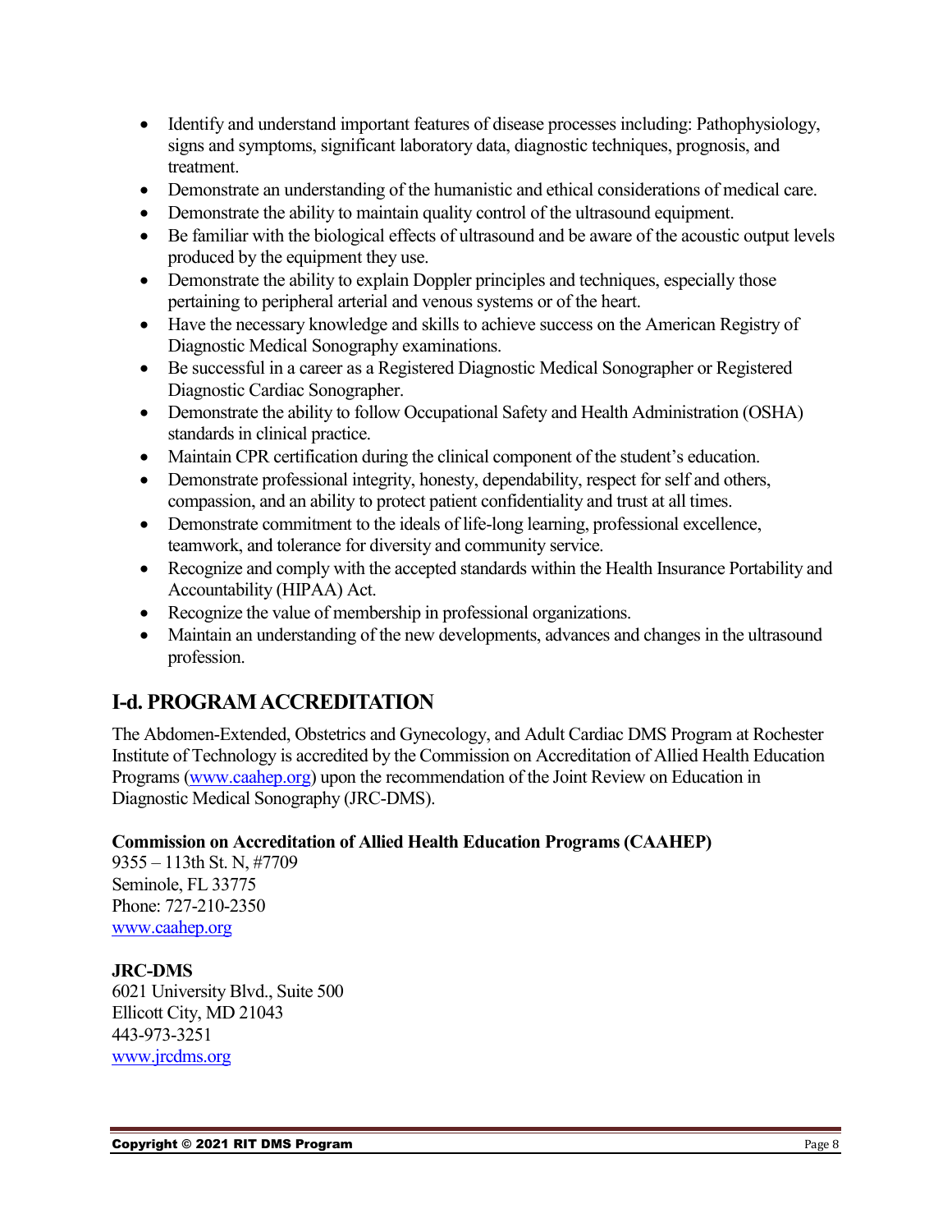- Identify and understand important features of disease processes including: Pathophysiology, signs and symptoms, significant laboratory data, diagnostic techniques, prognosis, and treatment.
- Demonstrate an understanding of the humanistic and ethical considerations of medical care.
- Demonstrate the ability to maintain quality control of the ultrasound equipment.
- Be familiar with the biological effects of ultrasound and be aware of the acoustic output levels produced by the equipment they use.
- Demonstrate the ability to explain Doppler principles and techniques, especially those pertaining to peripheral arterial and venous systems or of the heart.
- Have the necessary knowledge and skills to achieve success on the American Registry of Diagnostic Medical Sonography examinations.
- Be successful in a career as a Registered Diagnostic Medical Sonographer or Registered Diagnostic Cardiac Sonographer.
- Demonstrate the ability to follow Occupational Safety and Health Administration (OSHA) standards in clinical practice.
- Maintain CPR certification during the clinical component of the student's education.
- Demonstrate professional integrity, honesty, dependability, respect for self and others, compassion, and an ability to protect patient confidentiality and trust at all times.
- Demonstrate commitment to the ideals of life-long learning, professional excellence, teamwork, and tolerance for diversity and community service.
- Recognize and comply with the accepted standards within the Health Insurance Portability and Accountability (HIPAA) Act.
- Recognize the value of membership in professional organizations.
- Maintain an understanding of the new developments, advances and changes in the ultrasound profession.

## I-d. PROGRAM ACCREDITATION

The Abdomen-Extended, Obstetrics and Gynecology, and Adult Cardiac DMS Program at Rochester Institute of Technology is accredited by the Commission on Accreditation of Allied Health Education Programs (www.caahep.org) upon the recommendation of the Joint Review on Education in Diagnostic Medical Sonography (JRC-DMS).

**Commission on Accreditation of Allied Health Education Programs (CAAHEP)**
9355 – 113th St. N, #7709
Seminole, FL 33775
Phone: 727-210-2350
www.caahep.org

**JRC-DMS**
6021 University Blvd., Suite 500
Ellicott City, MD 21043
443-973-3251
www.jrcdms.org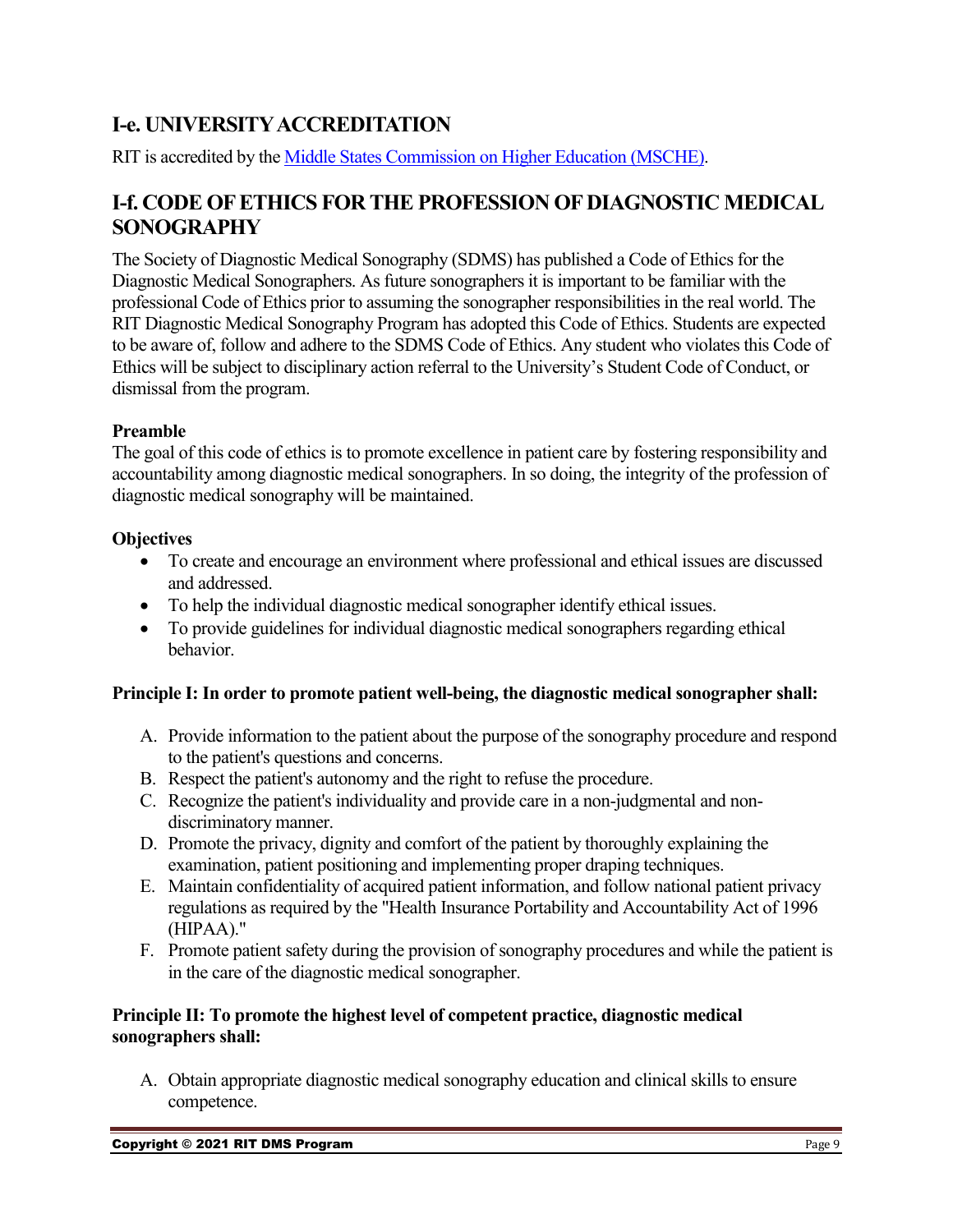## I-e. UNIVERSITY ACCREDITATION

RIT is accredited by the [Middle States Commission on Higher Education (MSCHE)](#).

## I-f. CODE OF ETHICS FOR THE PROFESSION OF DIAGNOSTIC MEDICAL SONOGRAPHY

The Society of Diagnostic Medical Sonography (SDMS) has published a Code of Ethics for the Diagnostic Medical Sonographers. As future sonographers it is important to be familiar with the professional Code of Ethics prior to assuming the sonographer responsibilities in the real world. The RIT Diagnostic Medical Sonography Program has adopted this Code of Ethics. Students are expected to be aware of, follow and adhere to the SDMS Code of Ethics. Any student who violates this Code of Ethics will be subject to disciplinary action referral to the University's Student Code of Conduct, or dismissal from the program.

**Preamble**

The goal of this code of ethics is to promote excellence in patient care by fostering responsibility and accountability among diagnostic medical sonographers. In so doing, the integrity of the profession of diagnostic medical sonography will be maintained.

**Objectives**

- To create and encourage an environment where professional and ethical issues are discussed and addressed.
- To help the individual diagnostic medical sonographer identify ethical issues.
- To provide guidelines for individual diagnostic medical sonographers regarding ethical behavior.

**Principle I: In order to promote patient well-being, the diagnostic medical sonographer shall:**

A. Provide information to the patient about the purpose of the sonography procedure and respond to the patient's questions and concerns.
B. Respect the patient's autonomy and the right to refuse the procedure.
C. Recognize the patient's individuality and provide care in a non-judgmental and non-discriminatory manner.
D. Promote the privacy, dignity and comfort of the patient by thoroughly explaining the examination, patient positioning and implementing proper draping techniques.
E. Maintain confidentiality of acquired patient information, and follow national patient privacy regulations as required by the "Health Insurance Portability and Accountability Act of 1996 (HIPAA)."
F. Promote patient safety during the provision of sonography procedures and while the patient is in the care of the diagnostic medical sonographer.

**Principle II: To promote the highest level of competent practice, diagnostic medical sonographers shall:**

A. Obtain appropriate diagnostic medical sonography education and clinical skills to ensure competence.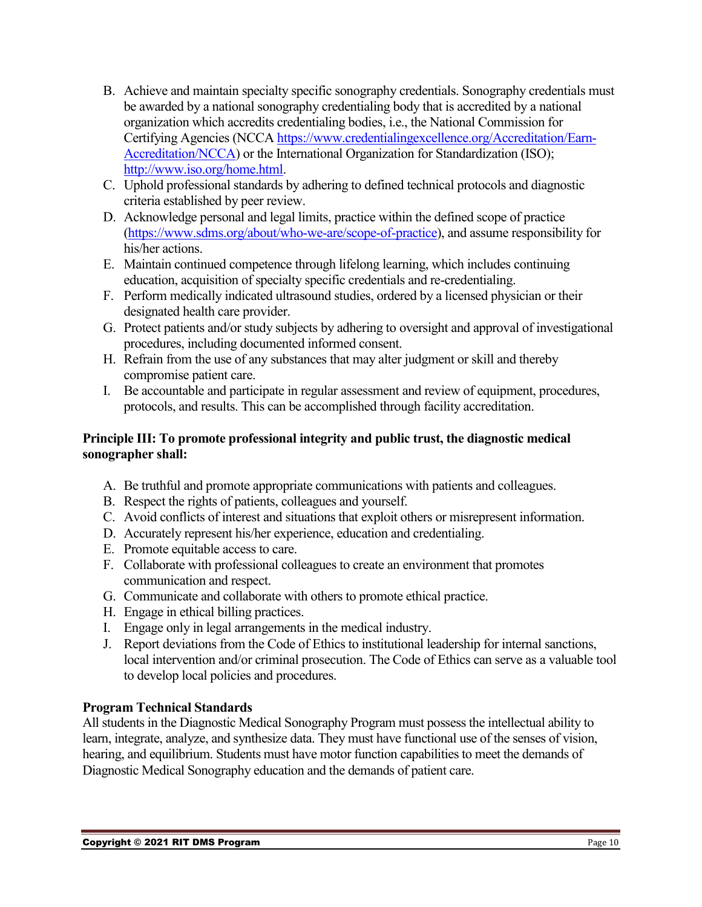B. Achieve and maintain specialty specific sonography credentials. Sonography credentials must be awarded by a national sonography credentialing body that is accredited by a national organization which accredits credentialing bodies, i.e., the National Commission for Certifying Agencies (NCCA https://www.credentialingexcellence.org/Accreditation/Earn-Accreditation/NCCA) or the International Organization for Standardization (ISO); http://www.iso.org/home.html.
C. Uphold professional standards by adhering to defined technical protocols and diagnostic criteria established by peer review.
D. Acknowledge personal and legal limits, practice within the defined scope of practice (https://www.sdms.org/about/who-we-are/scope-of-practice), and assume responsibility for his/her actions.
E. Maintain continued competence through lifelong learning, which includes continuing education, acquisition of specialty specific credentials and re-credentialing.
F. Perform medically indicated ultrasound studies, ordered by a licensed physician or their designated health care provider.
G. Protect patients and/or study subjects by adhering to oversight and approval of investigational procedures, including documented informed consent.
H. Refrain from the use of any substances that may alter judgment or skill and thereby compromise patient care.
I. Be accountable and participate in regular assessment and review of equipment, procedures, protocols, and results. This can be accomplished through facility accreditation.

**Principle III: To promote professional integrity and public trust, the diagnostic medical sonographer shall:**

A. Be truthful and promote appropriate communications with patients and colleagues.
B. Respect the rights of patients, colleagues and yourself.
C. Avoid conflicts of interest and situations that exploit others or misrepresent information.
D. Accurately represent his/her experience, education and credentialing.
E. Promote equitable access to care.
F. Collaborate with professional colleagues to create an environment that promotes communication and respect.
G. Communicate and collaborate with others to promote ethical practice.
H. Engage in ethical billing practices.
I. Engage only in legal arrangements in the medical industry.
J. Report deviations from the Code of Ethics to institutional leadership for internal sanctions, local intervention and/or criminal prosecution. The Code of Ethics can serve as a valuable tool to develop local policies and procedures.

**Program Technical Standards**

All students in the Diagnostic Medical Sonography Program must possess the intellectual ability to learn, integrate, analyze, and synthesize data. They must have functional use of the senses of vision, hearing, and equilibrium. Students must have motor function capabilities to meet the demands of Diagnostic Medical Sonography education and the demands of patient care.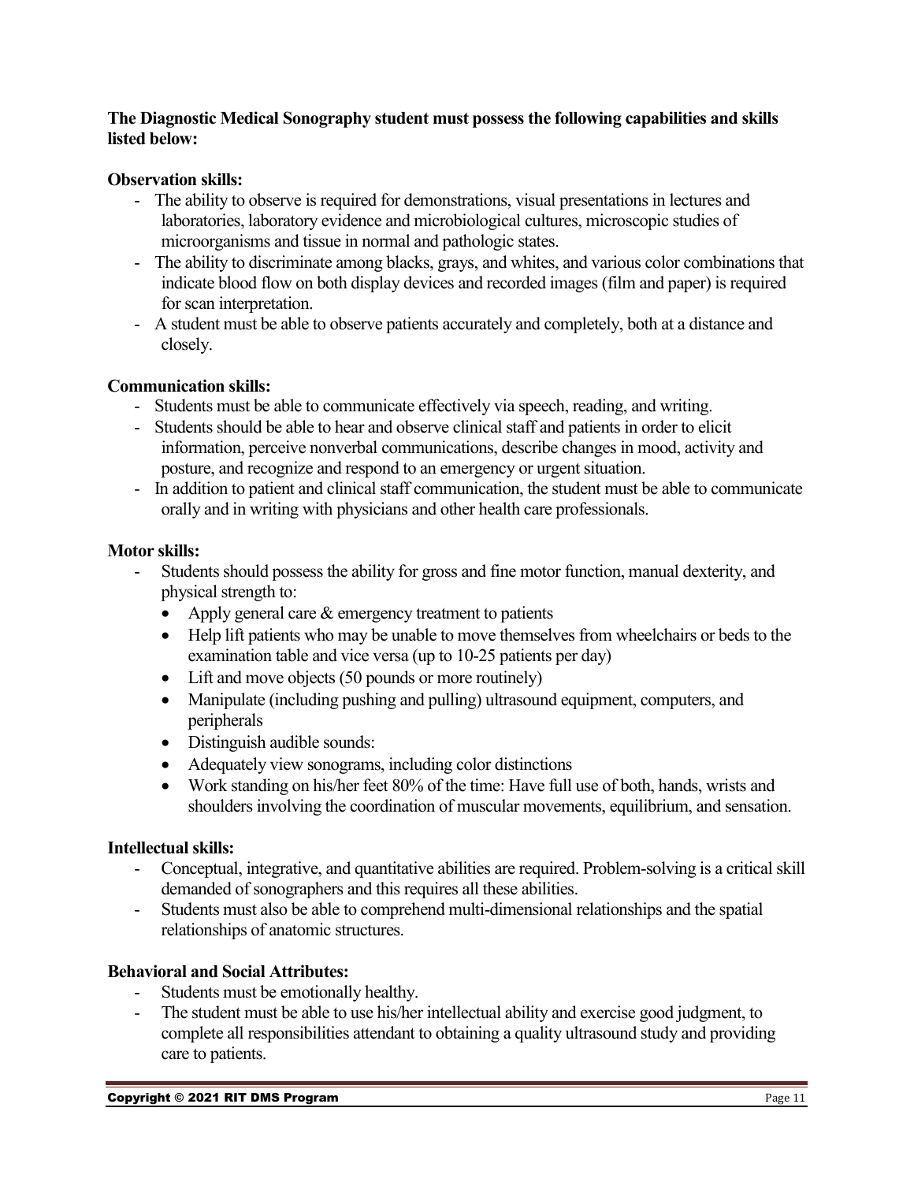**The Diagnostic Medical Sonography student must possess the following capabilities and skills listed below:**

**Observation skills:**

- The ability to observe is required for demonstrations, visual presentations in lectures and laboratories, laboratory evidence and microbiological cultures, microscopic studies of microorganisms and tissue in normal and pathologic states.
- The ability to discriminate among blacks, grays, and whites, and various color combinations that indicate blood flow on both display devices and recorded images (film and paper) is required for scan interpretation.
- A student must be able to observe patients accurately and completely, both at a distance and closely.

**Communication skills:**

- Students must be able to communicate effectively via speech, reading, and writing.
- Students should be able to hear and observe clinical staff and patients in order to elicit information, perceive nonverbal communications, describe changes in mood, activity and posture, and recognize and respond to an emergency or urgent situation.
- In addition to patient and clinical staff communication, the student must be able to communicate orally and in writing with physicians and other health care professionals.

**Motor skills:**

- Students should possess the ability for gross and fine motor function, manual dexterity, and physical strength to:
  - Apply general care & emergency treatment to patients
  - Help lift patients who may be unable to move themselves from wheelchairs or beds to the examination table and vice versa (up to 10-25 patients per day)
  - Lift and move objects (50 pounds or more routinely)
  - Manipulate (including pushing and pulling) ultrasound equipment, computers, and peripherals
  - Distinguish audible sounds:
  - Adequately view sonograms, including color distinctions
  - Work standing on his/her feet 80% of the time: Have full use of both, hands, wrists and shoulders involving the coordination of muscular movements, equilibrium, and sensation.

**Intellectual skills:**

- Conceptual, integrative, and quantitative abilities are required. Problem-solving is a critical skill demanded of sonographers and this requires all these abilities.
- Students must also be able to comprehend multi-dimensional relationships and the spatial relationships of anatomic structures.

**Behavioral and Social Attributes:**

- Students must be emotionally healthy.
- The student must be able to use his/her intellectual ability and exercise good judgment, to complete all responsibilities attendant to obtaining a quality ultrasound study and providing care to patients.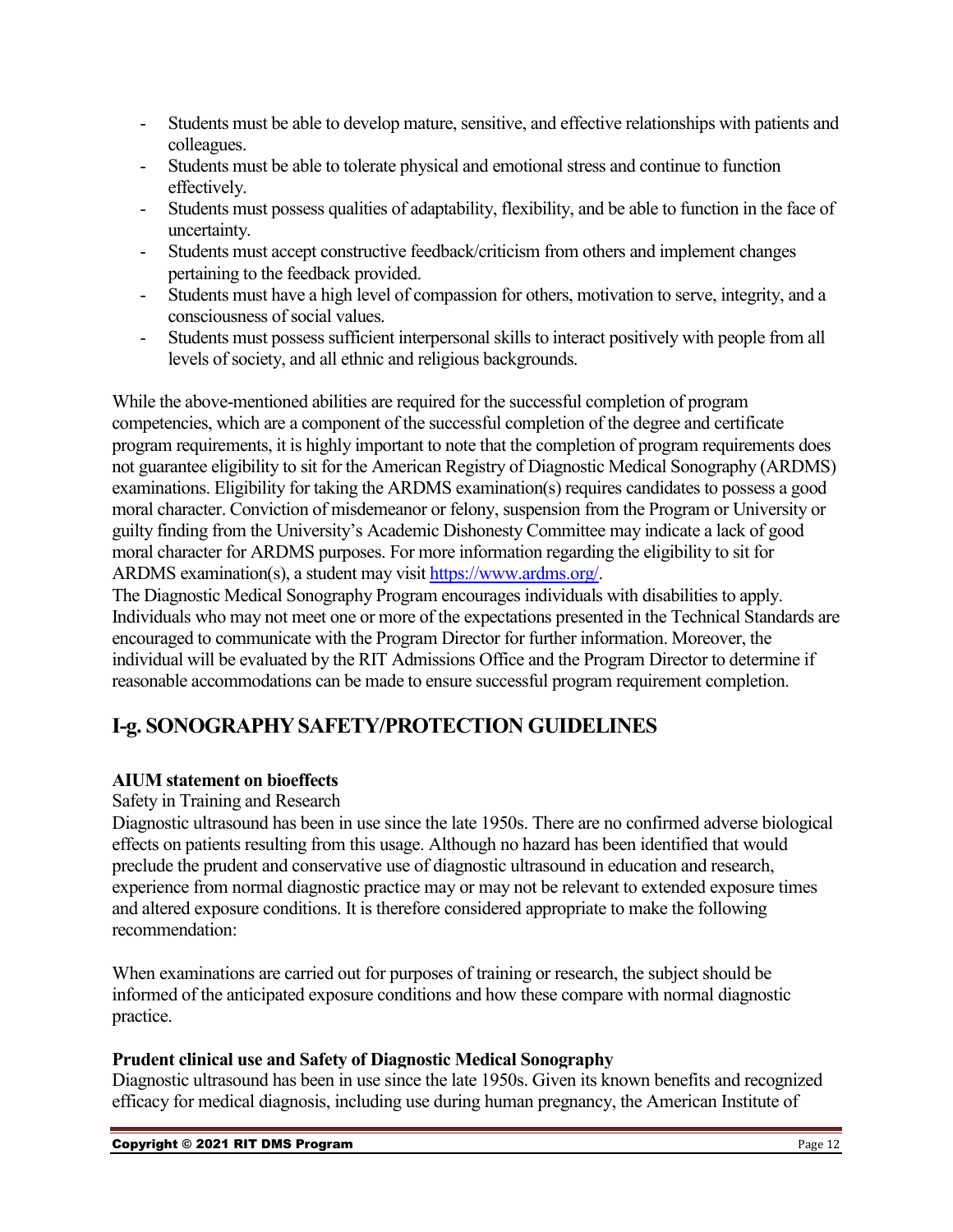- Students must be able to develop mature, sensitive, and effective relationships with patients and colleagues.
- Students must be able to tolerate physical and emotional stress and continue to function effectively.
- Students must possess qualities of adaptability, flexibility, and be able to function in the face of uncertainty.
- Students must accept constructive feedback/criticism from others and implement changes pertaining to the feedback provided.
- Students must have a high level of compassion for others, motivation to serve, integrity, and a consciousness of social values.
- Students must possess sufficient interpersonal skills to interact positively with people from all levels of society, and all ethnic and religious backgrounds.

While the above-mentioned abilities are required for the successful completion of program competencies, which are a component of the successful completion of the degree and certificate program requirements, it is highly important to note that the completion of program requirements does not guarantee eligibility to sit for the American Registry of Diagnostic Medical Sonography (ARDMS) examinations. Eligibility for taking the ARDMS examination(s) requires candidates to possess a good moral character. Conviction of misdemeanor or felony, suspension from the Program or University or guilty finding from the University's Academic Dishonesty Committee may indicate a lack of good moral character for ARDMS purposes. For more information regarding the eligibility to sit for ARDMS examination(s), a student may visit [https://www.ardms.org/](https://www.ardms.org/).

The Diagnostic Medical Sonography Program encourages individuals with disabilities to apply. Individuals who may not meet one or more of the expectations presented in the Technical Standards are encouraged to communicate with the Program Director for further information. Moreover, the individual will be evaluated by the RIT Admissions Office and the Program Director to determine if reasonable accommodations can be made to ensure successful program requirement completion.

## I-g. SONOGRAPHY SAFETY/PROTECTION GUIDELINES

**AIUM statement on bioeffects**

Safety in Training and Research

Diagnostic ultrasound has been in use since the late 1950s. There are no confirmed adverse biological effects on patients resulting from this usage. Although no hazard has been identified that would preclude the prudent and conservative use of diagnostic ultrasound in education and research, experience from normal diagnostic practice may or may not be relevant to extended exposure times and altered exposure conditions. It is therefore considered appropriate to make the following recommendation:

When examinations are carried out for purposes of training or research, the subject should be informed of the anticipated exposure conditions and how these compare with normal diagnostic practice.

**Prudent clinical use and Safety of Diagnostic Medical Sonography**

Diagnostic ultrasound has been in use since the late 1950s. Given its known benefits and recognized efficacy for medical diagnosis, including use during human pregnancy, the American Institute of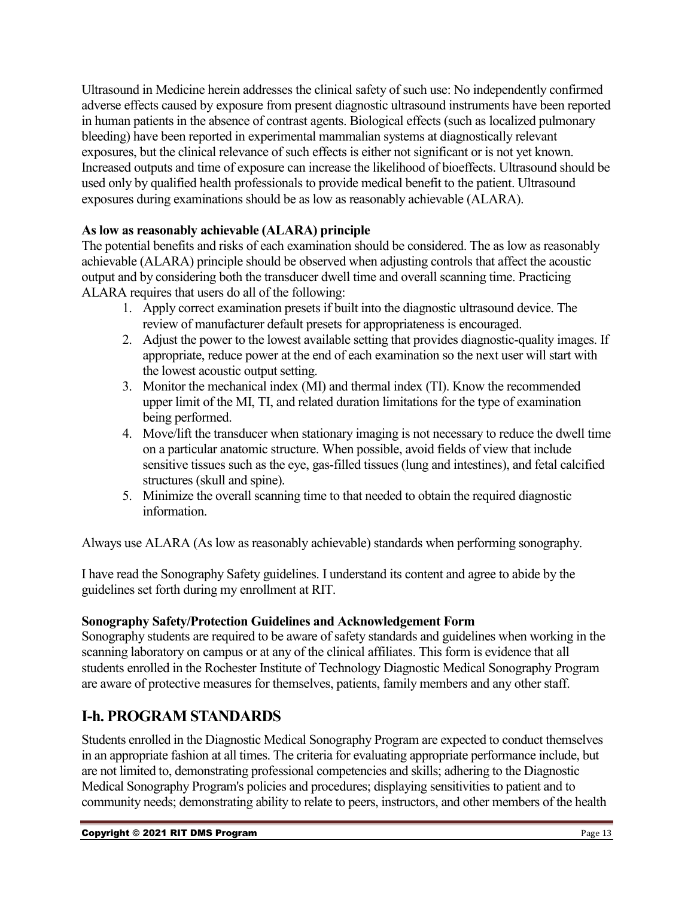Ultrasound in Medicine herein addresses the clinical safety of such use: No independently confirmed adverse effects caused by exposure from present diagnostic ultrasound instruments have been reported in human patients in the absence of contrast agents. Biological effects (such as localized pulmonary bleeding) have been reported in experimental mammalian systems at diagnostically relevant exposures, but the clinical relevance of such effects is either not significant or is not yet known. Increased outputs and time of exposure can increase the likelihood of bioeffects. Ultrasound should be used only by qualified health professionals to provide medical benefit to the patient. Ultrasound exposures during examinations should be as low as reasonably achievable (ALARA).

**As low as reasonably achievable (ALARA) principle**

The potential benefits and risks of each examination should be considered. The as low as reasonably achievable (ALARA) principle should be observed when adjusting controls that affect the acoustic output and by considering both the transducer dwell time and overall scanning time. Practicing ALARA requires that users do all of the following:

1. Apply correct examination presets if built into the diagnostic ultrasound device. The review of manufacturer default presets for appropriateness is encouraged.
2. Adjust the power to the lowest available setting that provides diagnostic-quality images. If appropriate, reduce power at the end of each examination so the next user will start with the lowest acoustic output setting.
3. Monitor the mechanical index (MI) and thermal index (TI). Know the recommended upper limit of the MI, TI, and related duration limitations for the type of examination being performed.
4. Move/lift the transducer when stationary imaging is not necessary to reduce the dwell time on a particular anatomic structure. When possible, avoid fields of view that include sensitive tissues such as the eye, gas-filled tissues (lung and intestines), and fetal calcified structures (skull and spine).
5. Minimize the overall scanning time to that needed to obtain the required diagnostic information.

Always use ALARA (As low as reasonably achievable) standards when performing sonography.

I have read the Sonography Safety guidelines. I understand its content and agree to abide by the guidelines set forth during my enrollment at RIT.

**Sonography Safety/Protection Guidelines and Acknowledgement Form**

Sonography students are required to be aware of safety standards and guidelines when working in the scanning laboratory on campus or at any of the clinical affiliates. This form is evidence that all students enrolled in the Rochester Institute of Technology Diagnostic Medical Sonography Program are aware of protective measures for themselves, patients, family members and any other staff.

## I-h. PROGRAM STANDARDS

Students enrolled in the Diagnostic Medical Sonography Program are expected to conduct themselves in an appropriate fashion at all times. The criteria for evaluating appropriate performance include, but are not limited to, demonstrating professional competencies and skills; adhering to the Diagnostic Medical Sonography Program's policies and procedures; displaying sensitivities to patient and to community needs; demonstrating ability to relate to peers, instructors, and other members of the health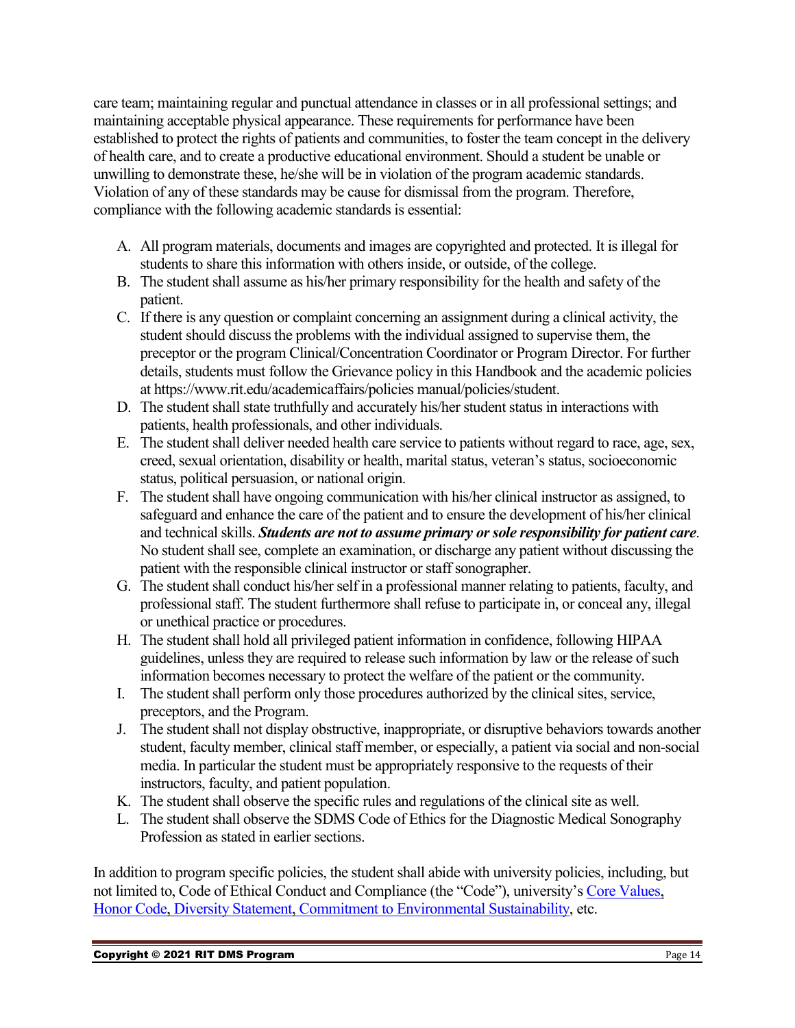care team; maintaining regular and punctual attendance in classes or in all professional settings; and maintaining acceptable physical appearance. These requirements for performance have been established to protect the rights of patients and communities, to foster the team concept in the delivery of health care, and to create a productive educational environment. Should a student be unable or unwilling to demonstrate these, he/she will be in violation of the program academic standards. Violation of any of these standards may be cause for dismissal from the program. Therefore, compliance with the following academic standards is essential:

A. All program materials, documents and images are copyrighted and protected. It is illegal for students to share this information with others inside, or outside, of the college.
B. The student shall assume as his/her primary responsibility for the health and safety of the patient.
C. If there is any question or complaint concerning an assignment during a clinical activity, the student should discuss the problems with the individual assigned to supervise them, the preceptor or the program Clinical/Concentration Coordinator or Program Director. For further details, students must follow the Grievance policy in this Handbook and the academic policies at https://www.rit.edu/academicaffairs/policies manual/policies/student.
D. The student shall state truthfully and accurately his/her student status in interactions with patients, health professionals, and other individuals.
E. The student shall deliver needed health care service to patients without regard to race, age, sex, creed, sexual orientation, disability or health, marital status, veteran's status, socioeconomic status, political persuasion, or national origin.
F. The student shall have ongoing communication with his/her clinical instructor as assigned, to safeguard and enhance the care of the patient and to ensure the development of his/her clinical and technical skills. ***Students are not to assume primary or sole responsibility for patient care***. No student shall see, complete an examination, or discharge any patient without discussing the patient with the responsible clinical instructor or staff sonographer.
G. The student shall conduct his/her self in a professional manner relating to patients, faculty, and professional staff. The student furthermore shall refuse to participate in, or conceal any, illegal or unethical practice or procedures.
H. The student shall hold all privileged patient information in confidence, following HIPAA guidelines, unless they are required to release such information by law or the release of such information becomes necessary to protect the welfare of the patient or the community.
I. The student shall perform only those procedures authorized by the clinical sites, service, preceptors, and the Program.
J. The student shall not display obstructive, inappropriate, or disruptive behaviors towards another student, faculty member, clinical staff member, or especially, a patient via social and non-social media. In particular the student must be appropriately responsive to the requests of their instructors, faculty, and patient population.
K. The student shall observe the specific rules and regulations of the clinical site as well.
L. The student shall observe the SDMS Code of Ethics for the Diagnostic Medical Sonography Profession as stated in earlier sections.

In addition to program specific policies, the student shall abide with university policies, including, but not limited to, Code of Ethical Conduct and Compliance (the "Code"), university's Core Values, Honor Code, Diversity Statement, Commitment to Environmental Sustainability, etc.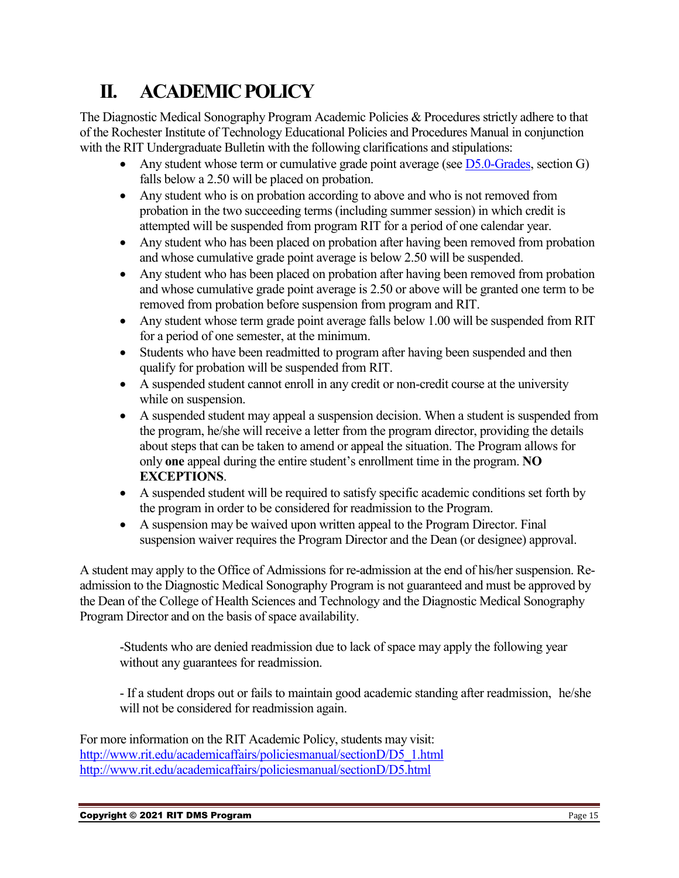# II. ACADEMIC POLICY

The Diagnostic Medical Sonography Program Academic Policies & Procedures strictly adhere to that of the Rochester Institute of Technology Educational Policies and Procedures Manual in conjunction with the RIT Undergraduate Bulletin with the following clarifications and stipulations:

- Any student whose term or cumulative grade point average (see [D5.0-Grades](http://www.rit.edu/academicaffairs/policiesmanual/sectionD/D5.html), section G) falls below a 2.50 will be placed on probation.
- Any student who is on probation according to above and who is not removed from probation in the two succeeding terms (including summer session) in which credit is attempted will be suspended from program RIT for a period of one calendar year.
- Any student who has been placed on probation after having been removed from probation and whose cumulative grade point average is below 2.50 will be suspended.
- Any student who has been placed on probation after having been removed from probation and whose cumulative grade point average is 2.50 or above will be granted one term to be removed from probation before suspension from program and RIT.
- Any student whose term grade point average falls below 1.00 will be suspended from RIT for a period of one semester, at the minimum.
- Students who have been readmitted to program after having been suspended and then qualify for probation will be suspended from RIT.
- A suspended student cannot enroll in any credit or non-credit course at the university while on suspension.
- A suspended student may appeal a suspension decision. When a student is suspended from the program, he/she will receive a letter from the program director, providing the details about steps that can be taken to amend or appeal the situation. The Program allows for only **one** appeal during the entire student's enrollment time in the program. **NO EXCEPTIONS**.
- A suspended student will be required to satisfy specific academic conditions set forth by the program in order to be considered for readmission to the Program.
- A suspension may be waived upon written appeal to the Program Director. Final suspension waiver requires the Program Director and the Dean (or designee) approval.

A student may apply to the Office of Admissions for re-admission at the end of his/her suspension. Re-admission to the Diagnostic Medical Sonography Program is not guaranteed and must be approved by the Dean of the College of Health Sciences and Technology and the Diagnostic Medical Sonography Program Director and on the basis of space availability.

-Students who are denied readmission due to lack of space may apply the following year without any guarantees for readmission.

- If a student drops out or fails to maintain good academic standing after readmission, he/she will not be considered for readmission again.

For more information on the RIT Academic Policy, students may visit:
http://www.rit.edu/academicaffairs/policiesmanual/sectionD/D5_1.html
http://www.rit.edu/academicaffairs/policiesmanual/sectionD/D5.html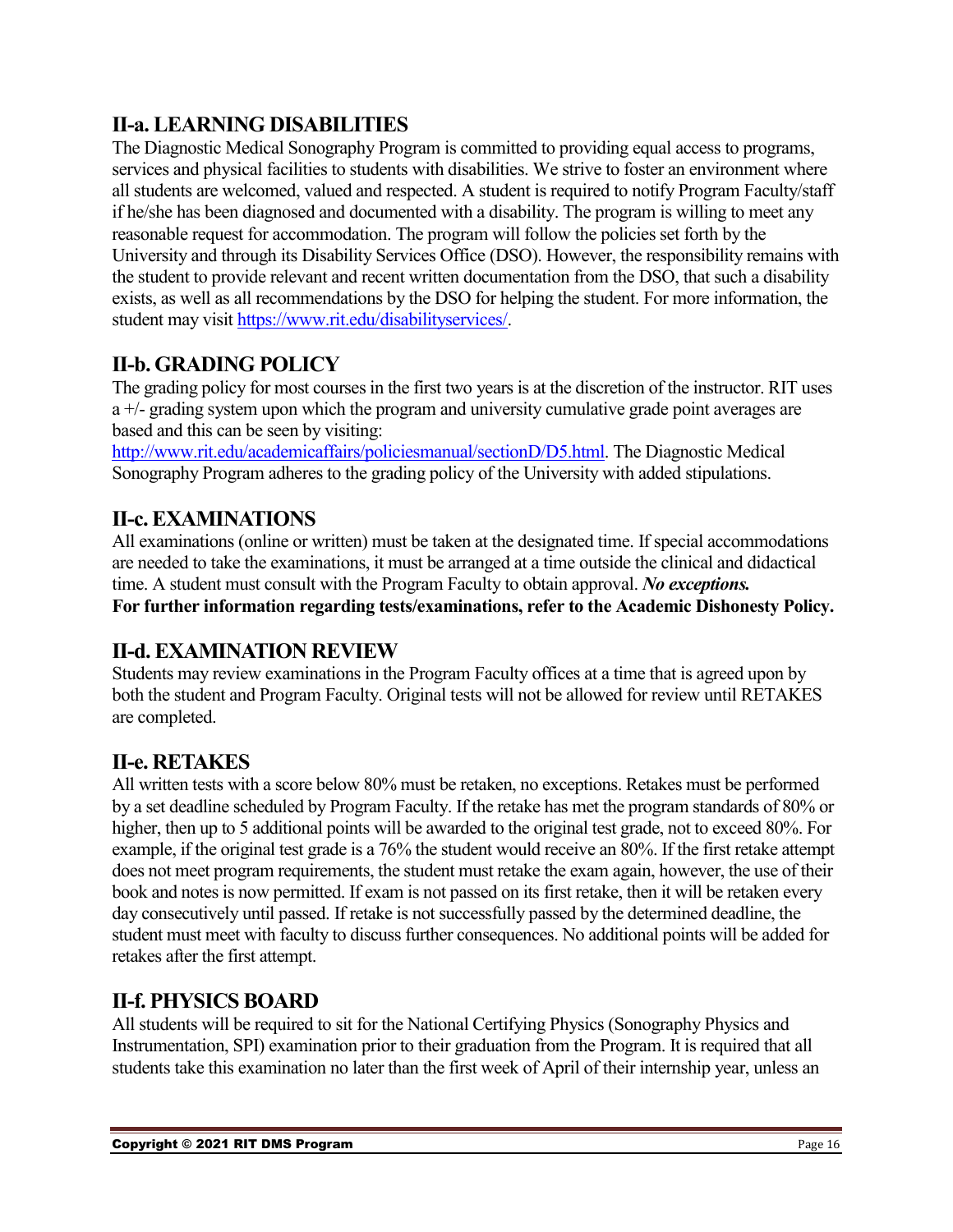## II-a. LEARNING DISABILITIES

The Diagnostic Medical Sonography Program is committed to providing equal access to programs, services and physical facilities to students with disabilities. We strive to foster an environment where all students are welcomed, valued and respected. A student is required to notify Program Faculty/staff if he/she has been diagnosed and documented with a disability. The program is willing to meet any reasonable request for accommodation. The program will follow the policies set forth by the University and through its Disability Services Office (DSO). However, the responsibility remains with the student to provide relevant and recent written documentation from the DSO, that such a disability exists, as well as all recommendations by the DSO for helping the student. For more information, the student may visit [https://www.rit.edu/disabilityservices/](https://www.rit.edu/disabilityservices/).

## II-b. GRADING POLICY

The grading policy for most courses in the first two years is at the discretion of the instructor. RIT uses a +/- grading system upon which the program and university cumulative grade point averages are based and this can be seen by visiting: [http://www.rit.edu/academicaffairs/policiesmanual/sectionD/D5.html](http://www.rit.edu/academicaffairs/policiesmanual/sectionD/D5.html). The Diagnostic Medical Sonography Program adheres to the grading policy of the University with added stipulations.

## II-c. EXAMINATIONS

All examinations (online or written) must be taken at the designated time. If special accommodations are needed to take the examinations, it must be arranged at a time outside the clinical and didactical time. A student must consult with the Program Faculty to obtain approval. ***No exceptions.***
**For further information regarding tests/examinations, refer to the Academic Dishonesty Policy.**

## II-d. EXAMINATION REVIEW

Students may review examinations in the Program Faculty offices at a time that is agreed upon by both the student and Program Faculty. Original tests will not be allowed for review until RETAKES are completed.

## II-e. RETAKES

All written tests with a score below 80% must be retaken, no exceptions. Retakes must be performed by a set deadline scheduled by Program Faculty. If the retake has met the program standards of 80% or higher, then up to 5 additional points will be awarded to the original test grade, not to exceed 80%. For example, if the original test grade is a 76% the student would receive an 80%. If the first retake attempt does not meet program requirements, the student must retake the exam again, however, the use of their book and notes is now permitted. If exam is not passed on its first retake, then it will be retaken every day consecutively until passed. If retake is not successfully passed by the determined deadline, the student must meet with faculty to discuss further consequences. No additional points will be added for retakes after the first attempt.

## II-f. PHYSICS BOARD

All students will be required to sit for the National Certifying Physics (Sonography Physics and Instrumentation, SPI) examination prior to their graduation from the Program. It is required that all students take this examination no later than the first week of April of their internship year, unless an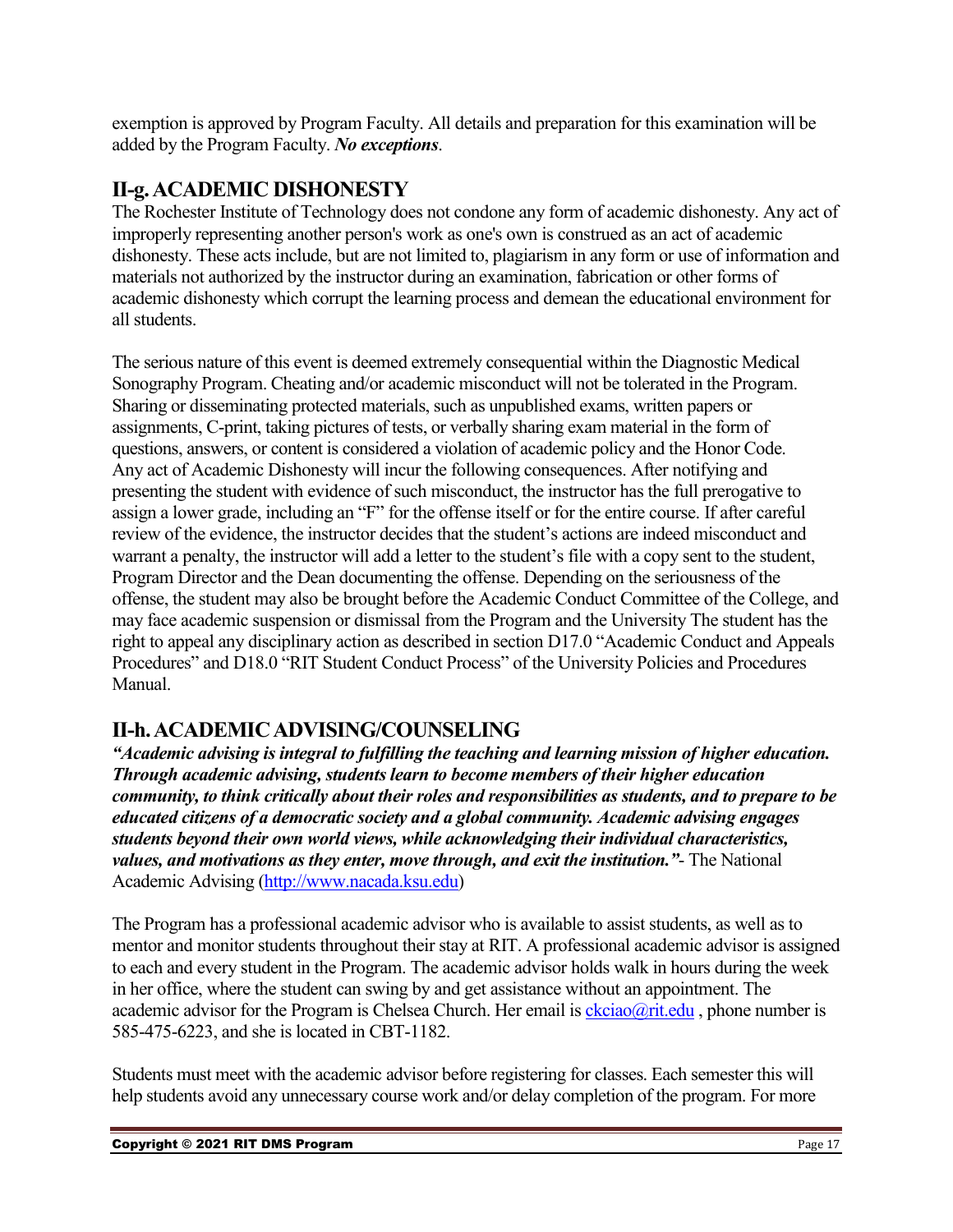exemption is approved by Program Faculty. All details and preparation for this examination will be added by the Program Faculty. ***No exceptions***.

## II-g. ACADEMIC DISHONESTY

The Rochester Institute of Technology does not condone any form of academic dishonesty. Any act of improperly representing another person's work as one's own is construed as an act of academic dishonesty. These acts include, but are not limited to, plagiarism in any form or use of information and materials not authorized by the instructor during an examination, fabrication or other forms of academic dishonesty which corrupt the learning process and demean the educational environment for all students.

The serious nature of this event is deemed extremely consequential within the Diagnostic Medical Sonography Program. Cheating and/or academic misconduct will not be tolerated in the Program. Sharing or disseminating protected materials, such as unpublished exams, written papers or assignments, C-print, taking pictures of tests, or verbally sharing exam material in the form of questions, answers, or content is considered a violation of academic policy and the Honor Code. Any act of Academic Dishonesty will incur the following consequences. After notifying and presenting the student with evidence of such misconduct, the instructor has the full prerogative to assign a lower grade, including an "F" for the offense itself or for the entire course. If after careful review of the evidence, the instructor decides that the student's actions are indeed misconduct and warrant a penalty, the instructor will add a letter to the student's file with a copy sent to the student, Program Director and the Dean documenting the offense. Depending on the seriousness of the offense, the student may also be brought before the Academic Conduct Committee of the College, and may face academic suspension or dismissal from the Program and the University The student has the right to appeal any disciplinary action as described in section D17.0 "Academic Conduct and Appeals Procedures" and D18.0 "RIT Student Conduct Process" of the University Policies and Procedures Manual.

## II-h. ACADEMIC ADVISING/COUNSELING

***"Academic advising is integral to fulfilling the teaching and learning mission of higher education. Through academic advising, students learn to become members of their higher education community, to think critically about their roles and responsibilities as students, and to prepare to be educated citizens of a democratic society and a global community. Academic advising engages students beyond their own world views, while acknowledging their individual characteristics, values, and motivations as they enter, move through, and exit the institution."***- The National Academic Advising (http://www.nacada.ksu.edu)

The Program has a professional academic advisor who is available to assist students, as well as to mentor and monitor students throughout their stay at RIT. A professional academic advisor is assigned to each and every student in the Program. The academic advisor holds walk in hours during the week in her office, where the student can swing by and get assistance without an appointment. The academic advisor for the Program is Chelsea Church. Her email is ckciao@rit.edu , phone number is 585-475-6223, and she is located in CBT-1182.

Students must meet with the academic advisor before registering for classes. Each semester this will help students avoid any unnecessary course work and/or delay completion of the program. For more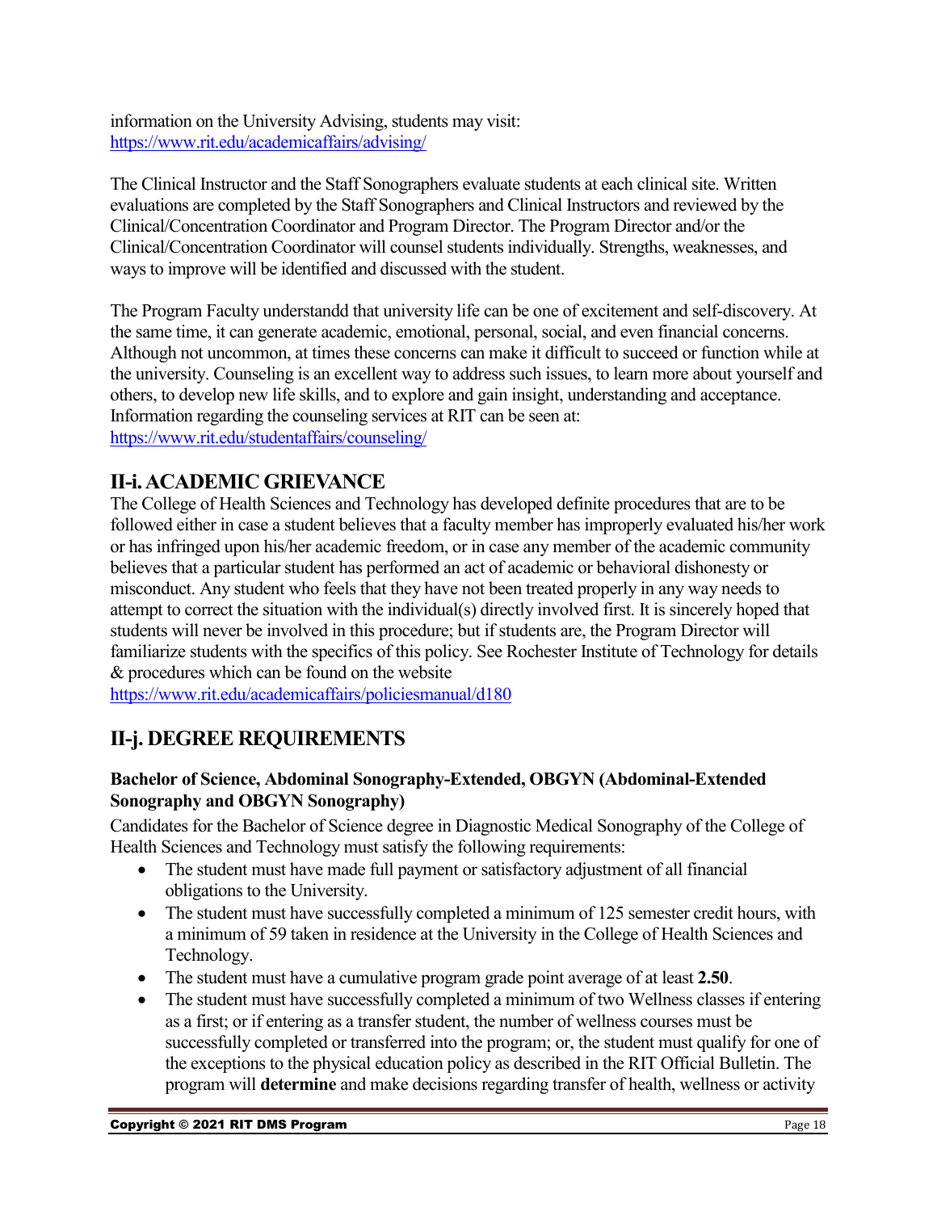information on the University Advising, students may visit: https://www.rit.edu/academicaffairs/advising/

The Clinical Instructor and the Staff Sonographers evaluate students at each clinical site. Written evaluations are completed by the Staff Sonographers and Clinical Instructors and reviewed by the Clinical/Concentration Coordinator and Program Director. The Program Director and/or the Clinical/Concentration Coordinator will counsel students individually. Strengths, weaknesses, and ways to improve will be identified and discussed with the student.

The Program Faculty understandd that university life can be one of excitement and self-discovery. At the same time, it can generate academic, emotional, personal, social, and even financial concerns. Although not uncommon, at times these concerns can make it difficult to succeed or function while at the university. Counseling is an excellent way to address such issues, to learn more about yourself and others, to develop new life skills, and to explore and gain insight, understanding and acceptance. Information regarding the counseling services at RIT can be seen at: https://www.rit.edu/studentaffairs/counseling/

## II-i. ACADEMIC GRIEVANCE

The College of Health Sciences and Technology has developed definite procedures that are to be followed either in case a student believes that a faculty member has improperly evaluated his/her work or has infringed upon his/her academic freedom, or in case any member of the academic community believes that a particular student has performed an act of academic or behavioral dishonesty or misconduct. Any student who feels that they have not been treated properly in any way needs to attempt to correct the situation with the individual(s) directly involved first. It is sincerely hoped that students will never be involved in this procedure; but if students are, the Program Director will familiarize students with the specifics of this policy. See Rochester Institute of Technology for details & procedures which can be found on the website https://www.rit.edu/academicaffairs/policiesmanual/d180

## II-j. DEGREE REQUIREMENTS

### Bachelor of Science, Abdominal Sonography-Extended, OBGYN (Abdominal-Extended Sonography and OBGYN Sonography)

Candidates for the Bachelor of Science degree in Diagnostic Medical Sonography of the College of Health Sciences and Technology must satisfy the following requirements:

- The student must have made full payment or satisfactory adjustment of all financial obligations to the University.
- The student must have successfully completed a minimum of 125 semester credit hours, with a minimum of 59 taken in residence at the University in the College of Health Sciences and Technology.
- The student must have a cumulative program grade point average of at least **2.50**.
- The student must have successfully completed a minimum of two Wellness classes if entering as a first; or if entering as a transfer student, the number of wellness courses must be successfully completed or transferred into the program; or, the student must qualify for one of the exceptions to the physical education policy as described in the RIT Official Bulletin. The program will **determine** and make decisions regarding transfer of health, wellness or activity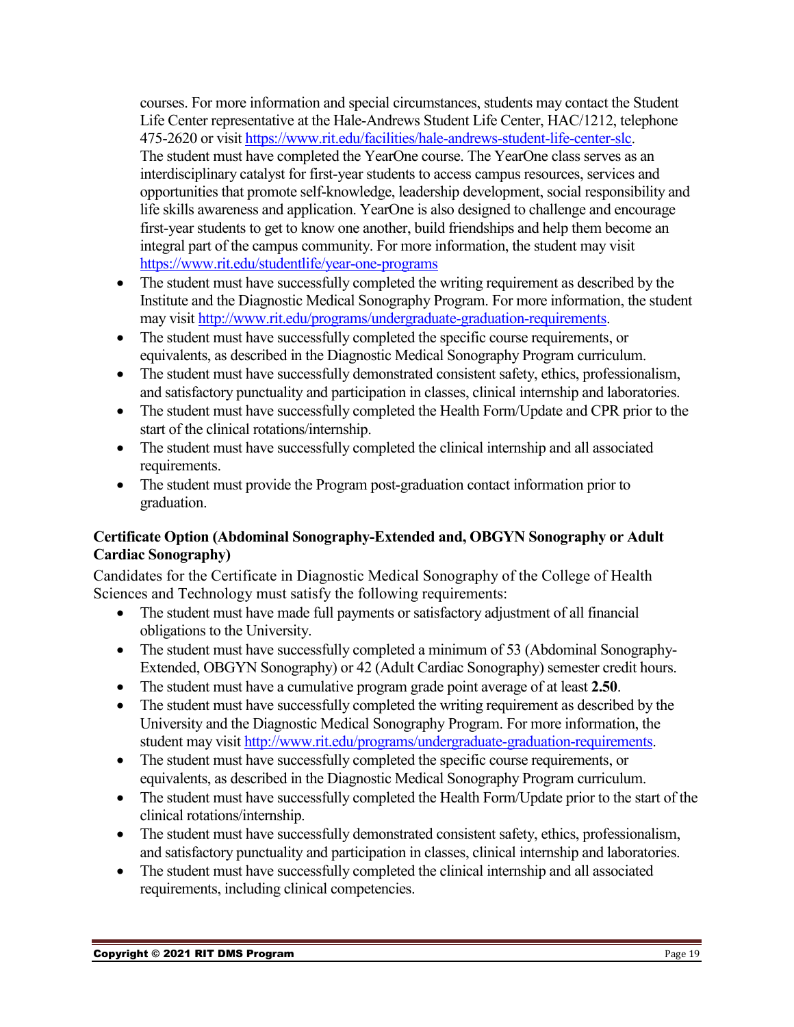courses. For more information and special circumstances, students may contact the Student Life Center representative at the Hale-Andrews Student Life Center, HAC/1212, telephone 475-2620 or visit https://www.rit.edu/facilities/hale-andrews-student-life-center-slc. The student must have completed the YearOne course. The YearOne class serves as an interdisciplinary catalyst for first-year students to access campus resources, services and opportunities that promote self-knowledge, leadership development, social responsibility and life skills awareness and application. YearOne is also designed to challenge and encourage first-year students to get to know one another, build friendships and help them become an integral part of the campus community. For more information, the student may visit https://www.rit.edu/studentlife/year-one-programs

- The student must have successfully completed the writing requirement as described by the Institute and the Diagnostic Medical Sonography Program. For more information, the student may visit http://www.rit.edu/programs/undergraduate-graduation-requirements.
- The student must have successfully completed the specific course requirements, or equivalents, as described in the Diagnostic Medical Sonography Program curriculum.
- The student must have successfully demonstrated consistent safety, ethics, professionalism, and satisfactory punctuality and participation in classes, clinical internship and laboratories.
- The student must have successfully completed the Health Form/Update and CPR prior to the start of the clinical rotations/internship.
- The student must have successfully completed the clinical internship and all associated requirements.
- The student must provide the Program post-graduation contact information prior to graduation.

**Certificate Option (Abdominal Sonography-Extended and, OBGYN Sonography or Adult Cardiac Sonography)**

Candidates for the Certificate in Diagnostic Medical Sonography of the College of Health Sciences and Technology must satisfy the following requirements:

- The student must have made full payments or satisfactory adjustment of all financial obligations to the University.
- The student must have successfully completed a minimum of 53 (Abdominal Sonography-Extended, OBGYN Sonography) or 42 (Adult Cardiac Sonography) semester credit hours.
- The student must have a cumulative program grade point average of at least **2.50**.
- The student must have successfully completed the writing requirement as described by the University and the Diagnostic Medical Sonography Program. For more information, the student may visit http://www.rit.edu/programs/undergraduate-graduation-requirements.
- The student must have successfully completed the specific course requirements, or equivalents, as described in the Diagnostic Medical Sonography Program curriculum.
- The student must have successfully completed the Health Form/Update prior to the start of the clinical rotations/internship.
- The student must have successfully demonstrated consistent safety, ethics, professionalism, and satisfactory punctuality and participation in classes, clinical internship and laboratories.
- The student must have successfully completed the clinical internship and all associated requirements, including clinical competencies.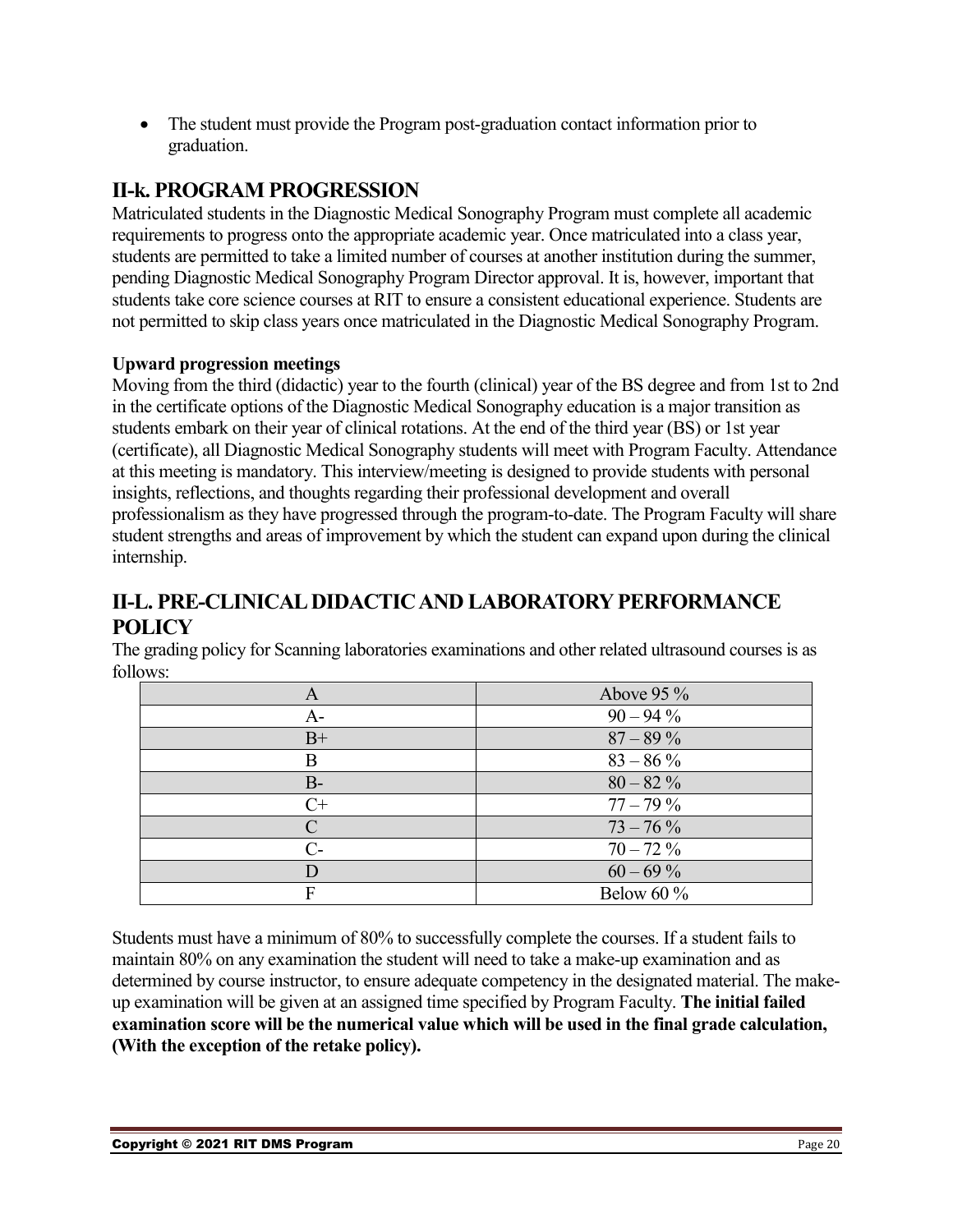- The student must provide the Program post-graduation contact information prior to graduation.

## II-k. PROGRAM PROGRESSION

Matriculated students in the Diagnostic Medical Sonography Program must complete all academic requirements to progress onto the appropriate academic year. Once matriculated into a class year, students are permitted to take a limited number of courses at another institution during the summer, pending Diagnostic Medical Sonography Program Director approval. It is, however, important that students take core science courses at RIT to ensure a consistent educational experience. Students are not permitted to skip class years once matriculated in the Diagnostic Medical Sonography Program.

**Upward progression meetings**

Moving from the third (didactic) year to the fourth (clinical) year of the BS degree and from 1st to 2nd in the certificate options of the Diagnostic Medical Sonography education is a major transition as students embark on their year of clinical rotations. At the end of the third year (BS) or 1st year (certificate), all Diagnostic Medical Sonography students will meet with Program Faculty. Attendance at this meeting is mandatory. This interview/meeting is designed to provide students with personal insights, reflections, and thoughts regarding their professional development and overall professionalism as they have progressed through the program-to-date. The Program Faculty will share student strengths and areas of improvement by which the student can expand upon during the clinical internship.

## II-L. PRE-CLINICAL DIDACTIC AND LABORATORY PERFORMANCE POLICY

The grading policy for Scanning laboratories examinations and other related ultrasound courses is as follows:

| A | Above 95 % |
|---|---|
| A- | 90 – 94 % |
| B+ | 87 – 89 % |
| B | 83 – 86 % |
| B- | 80 – 82 % |
| C+ | 77 – 79 % |
| C | 73 – 76 % |
| C- | 70 – 72 % |
| D | 60 – 69 % |
| F | Below 60 % |

Students must have a minimum of 80% to successfully complete the courses. If a student fails to maintain 80% on any examination the student will need to take a make-up examination and as determined by course instructor, to ensure adequate competency in the designated material. The make-up examination will be given at an assigned time specified by Program Faculty. **The initial failed examination score will be the numerical value which will be used in the final grade calculation, (With the exception of the retake policy).**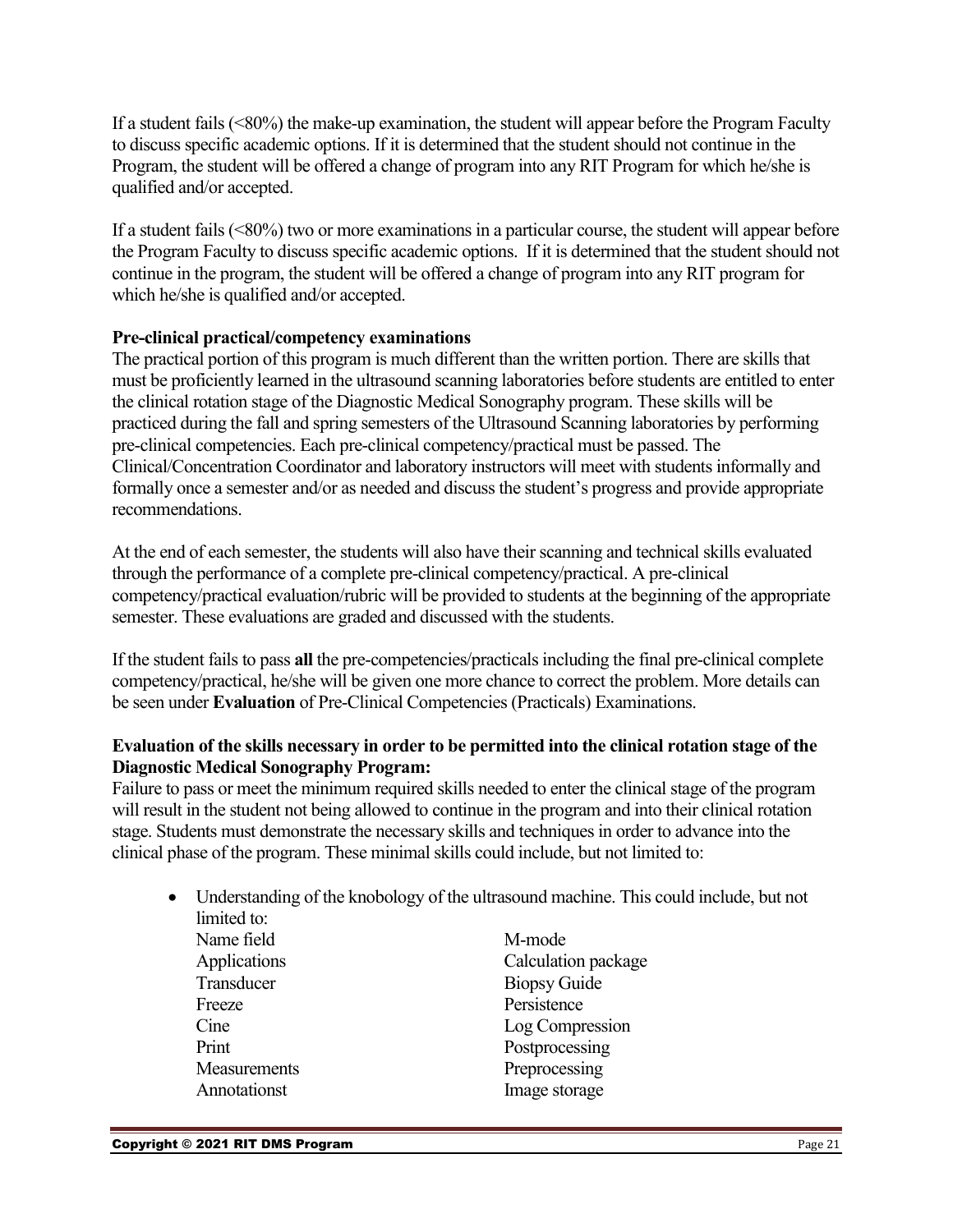If a student fails (<80%) the make-up examination, the student will appear before the Program Faculty to discuss specific academic options. If it is determined that the student should not continue in the Program, the student will be offered a change of program into any RIT Program for which he/she is qualified and/or accepted.

If a student fails (<80%) two or more examinations in a particular course, the student will appear before the Program Faculty to discuss specific academic options. If it is determined that the student should not continue in the program, the student will be offered a change of program into any RIT program for which he/she is qualified and/or accepted.

**Pre-clinical practical/competency examinations**

The practical portion of this program is much different than the written portion. There are skills that must be proficiently learned in the ultrasound scanning laboratories before students are entitled to enter the clinical rotation stage of the Diagnostic Medical Sonography program. These skills will be practiced during the fall and spring semesters of the Ultrasound Scanning laboratories by performing pre-clinical competencies. Each pre-clinical competency/practical must be passed. The Clinical/Concentration Coordinator and laboratory instructors will meet with students informally and formally once a semester and/or as needed and discuss the student's progress and provide appropriate recommendations.

At the end of each semester, the students will also have their scanning and technical skills evaluated through the performance of a complete pre-clinical competency/practical. A pre-clinical competency/practical evaluation/rubric will be provided to students at the beginning of the appropriate semester. These evaluations are graded and discussed with the students.

If the student fails to pass **all** the pre-competencies/practicals including the final pre-clinical complete competency/practical, he/she will be given one more chance to correct the problem. More details can be seen under **Evaluation** of Pre-Clinical Competencies (Practicals) Examinations.

**Evaluation of the skills necessary in order to be permitted into the clinical rotation stage of the Diagnostic Medical Sonography Program:**

Failure to pass or meet the minimum required skills needed to enter the clinical stage of the program will result in the student not being allowed to continue in the program and into their clinical rotation stage. Students must demonstrate the necessary skills and techniques in order to advance into the clinical phase of the program. These minimal skills could include, but not limited to:

- Understanding of the knobology of the ultrasound machine. This could include, but not limited to:

  Name field
  Applications
  Transducer
  Freeze
  Cine
  Print
  Measurements
  Annotationst
  M-mode
  Calculation package
  Biopsy Guide
  Persistence
  Log Compression
  Postprocessing
  Preprocessing
  Image storage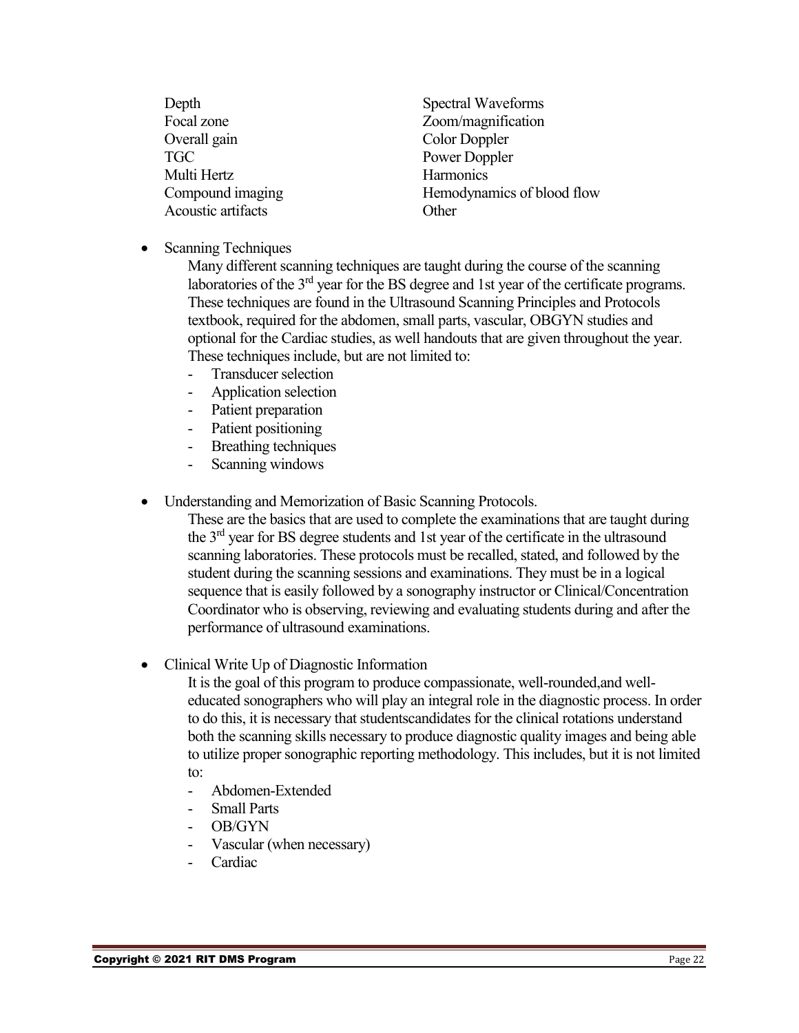- Depth
- Focal zone
- Overall gain
- TGC
- Multi Hertz
- Compound imaging
- Acoustic artifacts
- Spectral Waveforms
- Zoom/magnification
- Color Doppler
- Power Doppler
- Harmonics
- Hemodynamics of blood flow
- Other

- Scanning Techniques

  Many different scanning techniques are taught during the course of the scanning laboratories of the 3rd year for the BS degree and 1st year of the certificate programs. These techniques are found in the Ultrasound Scanning Principles and Protocols textbook, required for the abdomen, small parts, vascular, OBGYN studies and optional for the Cardiac studies, as well handouts that are given throughout the year. These techniques include, but are not limited to:
  - Transducer selection
  - Application selection
  - Patient preparation
  - Patient positioning
  - Breathing techniques
  - Scanning windows

- Understanding and Memorization of Basic Scanning Protocols.

  These are the basics that are used to complete the examinations that are taught during the 3rd year for BS degree students and 1st year of the certificate in the ultrasound scanning laboratories. These protocols must be recalled, stated, and followed by the student during the scanning sessions and examinations. They must be in a logical sequence that is easily followed by a sonography instructor or Clinical/Concentration Coordinator who is observing, reviewing and evaluating students during and after the performance of ultrasound examinations.

- Clinical Write Up of Diagnostic Information

  It is the goal of this program to produce compassionate, well-rounded,and well-educated sonographers who will play an integral role in the diagnostic process. In order to do this, it is necessary that studentscandidates for the clinical rotations understand both the scanning skills necessary to produce diagnostic quality images and being able to utilize proper sonographic reporting methodology. This includes, but it is not limited to:
  - Abdomen-Extended
  - Small Parts
  - OB/GYN
  - Vascular (when necessary)
  - Cardiac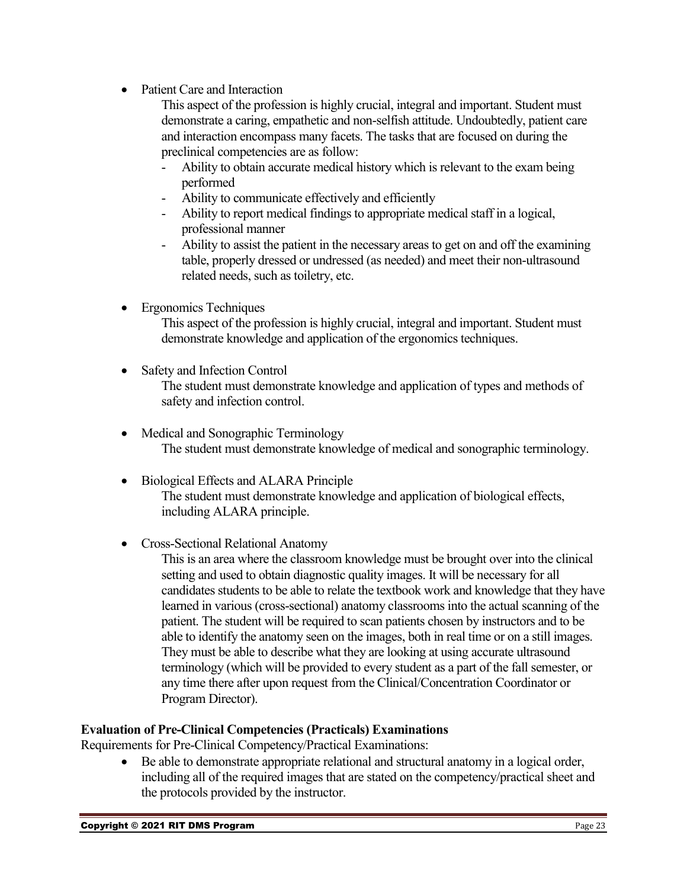- Patient Care and Interaction

  This aspect of the profession is highly crucial, integral and important. Student must demonstrate a caring, empathetic and non-selfish attitude. Undoubtedly, patient care and interaction encompass many facets. The tasks that are focused on during the preclinical competencies are as follow:

  - Ability to obtain accurate medical history which is relevant to the exam being performed
  - Ability to communicate effectively and efficiently
  - Ability to report medical findings to appropriate medical staff in a logical, professional manner
  - Ability to assist the patient in the necessary areas to get on and off the examining table, properly dressed or undressed (as needed) and meet their non-ultrasound related needs, such as toiletry, etc.

- Ergonomics Techniques

  This aspect of the profession is highly crucial, integral and important. Student must demonstrate knowledge and application of the ergonomics techniques.

- Safety and Infection Control

  The student must demonstrate knowledge and application of types and methods of safety and infection control.

- Medical and Sonographic Terminology

  The student must demonstrate knowledge of medical and sonographic terminology.

- Biological Effects and ALARA Principle

  The student must demonstrate knowledge and application of biological effects, including ALARA principle.

- Cross-Sectional Relational Anatomy

  This is an area where the classroom knowledge must be brought over into the clinical setting and used to obtain diagnostic quality images. It will be necessary for all candidates students to be able to relate the textbook work and knowledge that they have learned in various (cross-sectional) anatomy classrooms into the actual scanning of the patient. The student will be required to scan patients chosen by instructors and to be able to identify the anatomy seen on the images, both in real time or on a still images. They must be able to describe what they are looking at using accurate ultrasound terminology (which will be provided to every student as a part of the fall semester, or any time there after upon request from the Clinical/Concentration Coordinator or Program Director).

**Evaluation of Pre-Clinical Competencies (Practicals) Examinations**

Requirements for Pre-Clinical Competency/Practical Examinations:

- Be able to demonstrate appropriate relational and structural anatomy in a logical order, including all of the required images that are stated on the competency/practical sheet and the protocols provided by the instructor.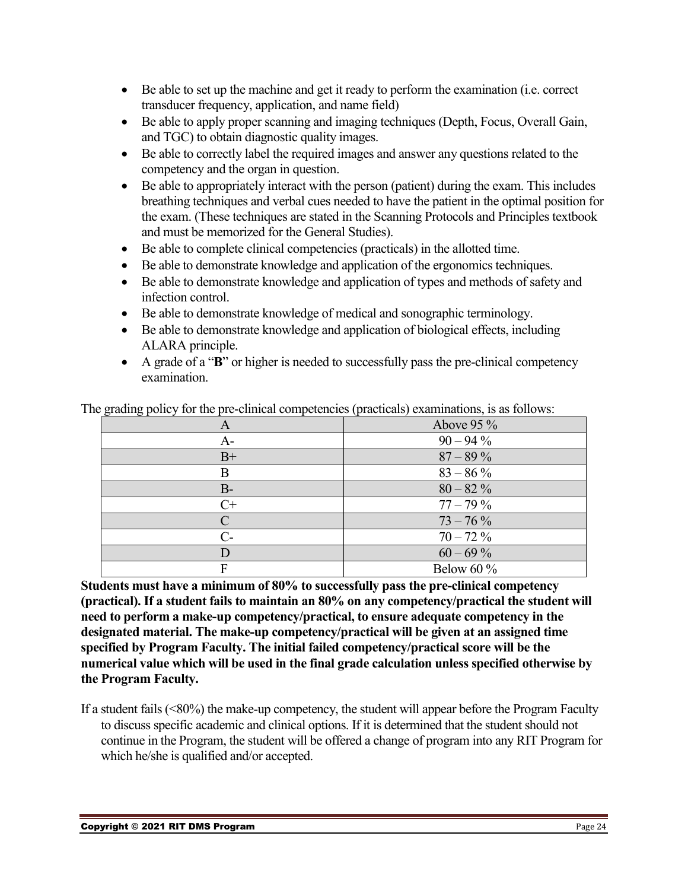- Be able to set up the machine and get it ready to perform the examination (i.e. correct transducer frequency, application, and name field)
- Be able to apply proper scanning and imaging techniques (Depth, Focus, Overall Gain, and TGC) to obtain diagnostic quality images.
- Be able to correctly label the required images and answer any questions related to the competency and the organ in question.
- Be able to appropriately interact with the person (patient) during the exam. This includes breathing techniques and verbal cues needed to have the patient in the optimal position for the exam. (These techniques are stated in the Scanning Protocols and Principles textbook and must be memorized for the General Studies).
- Be able to complete clinical competencies (practicals) in the allotted time.
- Be able to demonstrate knowledge and application of the ergonomics techniques.
- Be able to demonstrate knowledge and application of types and methods of safety and infection control.
- Be able to demonstrate knowledge of medical and sonographic terminology.
- Be able to demonstrate knowledge and application of biological effects, including ALARA principle.
- A grade of a "**B**" or higher is needed to successfully pass the pre-clinical competency examination.

The grading policy for the pre-clinical competencies (practicals) examinations, is as follows:

| A | Above 95 % |
|---|---|
| A- | 90 – 94 % |
| B+ | 87 – 89 % |
| B | 83 – 86 % |
| B- | 80 – 82 % |
| C+ | 77 – 79 % |
| C | 73 – 76 % |
| C- | 70 – 72 % |
| D | 60 – 69 % |
| F | Below 60 % |

**Students must have a minimum of 80% to successfully pass the pre-clinical competency (practical). If a student fails to maintain an 80% on any competency/practical the student will need to perform a make-up competency/practical, to ensure adequate competency in the designated material. The make-up competency/practical will be given at an assigned time specified by Program Faculty. The initial failed competency/practical score will be the numerical value which will be used in the final grade calculation unless specified otherwise by the Program Faculty.**

If a student fails (<80%) the make-up competency, the student will appear before the Program Faculty to discuss specific academic and clinical options. If it is determined that the student should not continue in the Program, the student will be offered a change of program into any RIT Program for which he/she is qualified and/or accepted.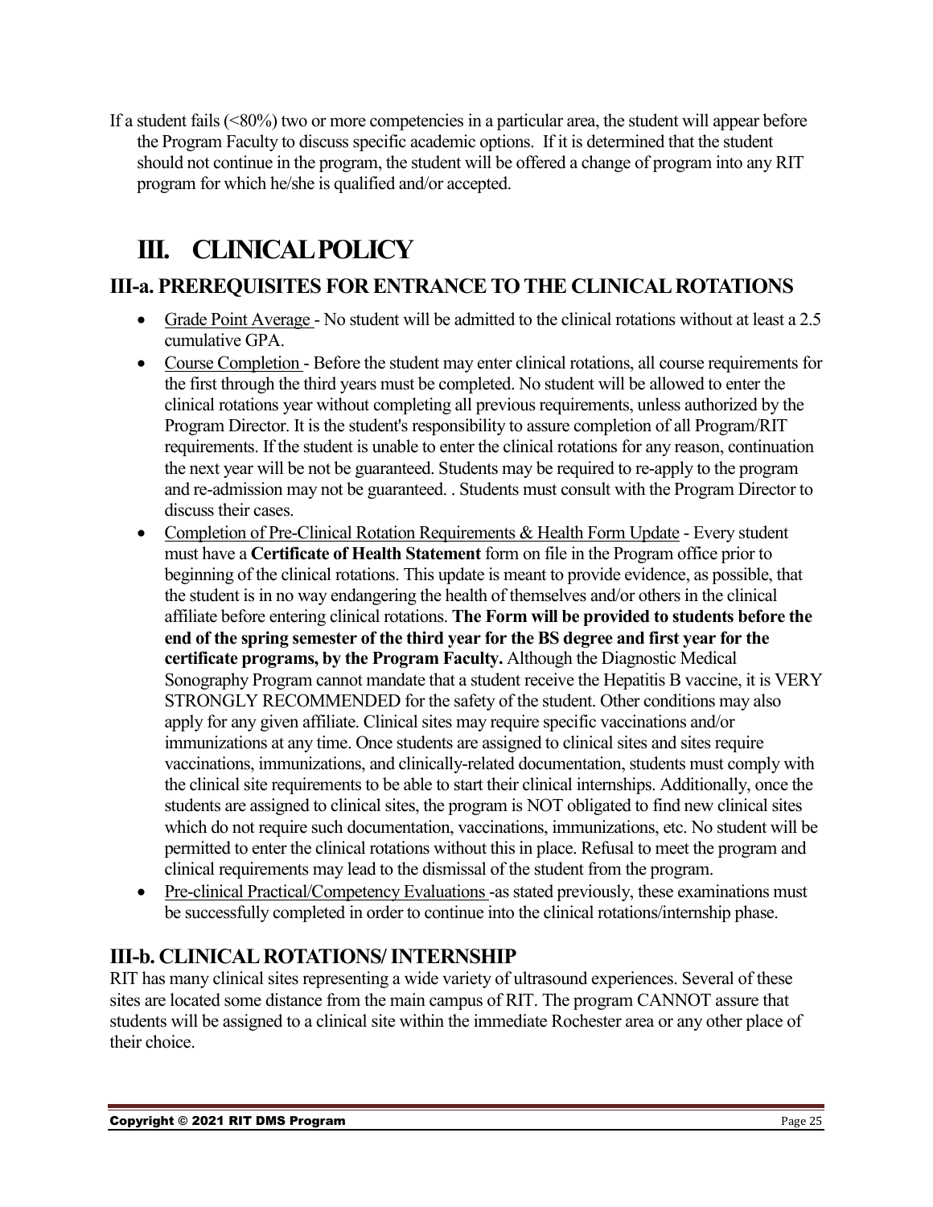If a student fails (<80%) two or more competencies in a particular area, the student will appear before the Program Faculty to discuss specific academic options. If it is determined that the student should not continue in the program, the student will be offered a change of program into any RIT program for which he/she is qualified and/or accepted.

# III. CLINICAL POLICY

## III-a. PREREQUISITES FOR ENTRANCE TO THE CLINICAL ROTATIONS

- Grade Point Average - No student will be admitted to the clinical rotations without at least a 2.5 cumulative GPA.
- Course Completion - Before the student may enter clinical rotations, all course requirements for the first through the third years must be completed. No student will be allowed to enter the clinical rotations year without completing all previous requirements, unless authorized by the Program Director. It is the student's responsibility to assure completion of all Program/RIT requirements. If the student is unable to enter the clinical rotations for any reason, continuation the next year will be not be guaranteed. Students may be required to re-apply to the program and re-admission may not be guaranteed. . Students must consult with the Program Director to discuss their cases.
- Completion of Pre-Clinical Rotation Requirements & Health Form Update - Every student must have a **Certificate of Health Statement** form on file in the Program office prior to beginning of the clinical rotations. This update is meant to provide evidence, as possible, that the student is in no way endangering the health of themselves and/or others in the clinical affiliate before entering clinical rotations. **The Form will be provided to students before the end of the spring semester of the third year for the BS degree and first year for the certificate programs, by the Program Faculty.** Although the Diagnostic Medical Sonography Program cannot mandate that a student receive the Hepatitis B vaccine, it is VERY STRONGLY RECOMMENDED for the safety of the student. Other conditions may also apply for any given affiliate. Clinical sites may require specific vaccinations and/or immunizations at any time. Once students are assigned to clinical sites and sites require vaccinations, immunizations, and clinically-related documentation, students must comply with the clinical site requirements to be able to start their clinical internships. Additionally, once the students are assigned to clinical sites, the program is NOT obligated to find new clinical sites which do not require such documentation, vaccinations, immunizations, etc. No student will be permitted to enter the clinical rotations without this in place. Refusal to meet the program and clinical requirements may lead to the dismissal of the student from the program.
- Pre-clinical Practical/Competency Evaluations -as stated previously, these examinations must be successfully completed in order to continue into the clinical rotations/internship phase.

## III-b. CLINICAL ROTATIONS/ INTERNSHIP

RIT has many clinical sites representing a wide variety of ultrasound experiences. Several of these sites are located some distance from the main campus of RIT. The program CANNOT assure that students will be assigned to a clinical site within the immediate Rochester area or any other place of their choice.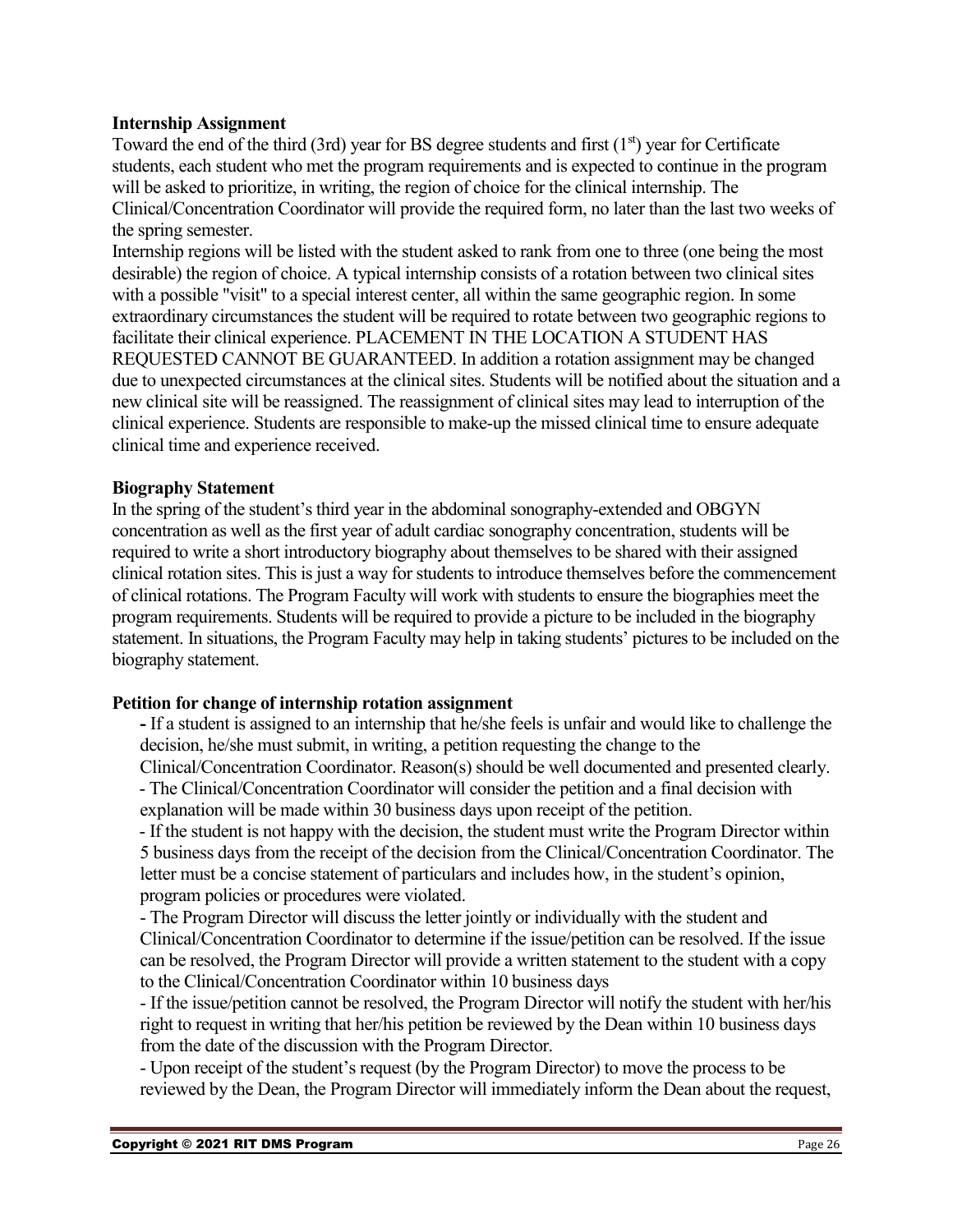**Internship Assignment**

Toward the end of the third (3rd) year for BS degree students and first (1st) year for Certificate students, each student who met the program requirements and is expected to continue in the program will be asked to prioritize, in writing, the region of choice for the clinical internship. The Clinical/Concentration Coordinator will provide the required form, no later than the last two weeks of the spring semester.

Internship regions will be listed with the student asked to rank from one to three (one being the most desirable) the region of choice. A typical internship consists of a rotation between two clinical sites with a possible "visit" to a special interest center, all within the same geographic region. In some extraordinary circumstances the student will be required to rotate between two geographic regions to facilitate their clinical experience. PLACEMENT IN THE LOCATION A STUDENT HAS REQUESTED CANNOT BE GUARANTEED. In addition a rotation assignment may be changed due to unexpected circumstances at the clinical sites. Students will be notified about the situation and a new clinical site will be reassigned. The reassignment of clinical sites may lead to interruption of the clinical experience. Students are responsible to make-up the missed clinical time to ensure adequate clinical time and experience received.

**Biography Statement**

In the spring of the student's third year in the abdominal sonography-extended and OBGYN concentration as well as the first year of adult cardiac sonography concentration, students will be required to write a short introductory biography about themselves to be shared with their assigned clinical rotation sites. This is just a way for students to introduce themselves before the commencement of clinical rotations. The Program Faculty will work with students to ensure the biographies meet the program requirements. Students will be required to provide a picture to be included in the biography statement. In situations, the Program Faculty may help in taking students' pictures to be included on the biography statement.

**Petition for change of internship rotation assignment**

- If a student is assigned to an internship that he/she feels is unfair and would like to challenge the decision, he/she must submit, in writing, a petition requesting the change to the Clinical/Concentration Coordinator. Reason(s) should be well documented and presented clearly.
- The Clinical/Concentration Coordinator will consider the petition and a final decision with explanation will be made within 30 business days upon receipt of the petition.
- If the student is not happy with the decision, the student must write the Program Director within 5 business days from the receipt of the decision from the Clinical/Concentration Coordinator. The letter must be a concise statement of particulars and includes how, in the student's opinion, program policies or procedures were violated.
- The Program Director will discuss the letter jointly or individually with the student and Clinical/Concentration Coordinator to determine if the issue/petition can be resolved. If the issue can be resolved, the Program Director will provide a written statement to the student with a copy to the Clinical/Concentration Coordinator within 10 business days
- If the issue/petition cannot be resolved, the Program Director will notify the student with her/his right to request in writing that her/his petition be reviewed by the Dean within 10 business days from the date of the discussion with the Program Director.
- Upon receipt of the student's request (by the Program Director) to move the process to be reviewed by the Dean, the Program Director will immediately inform the Dean about the request,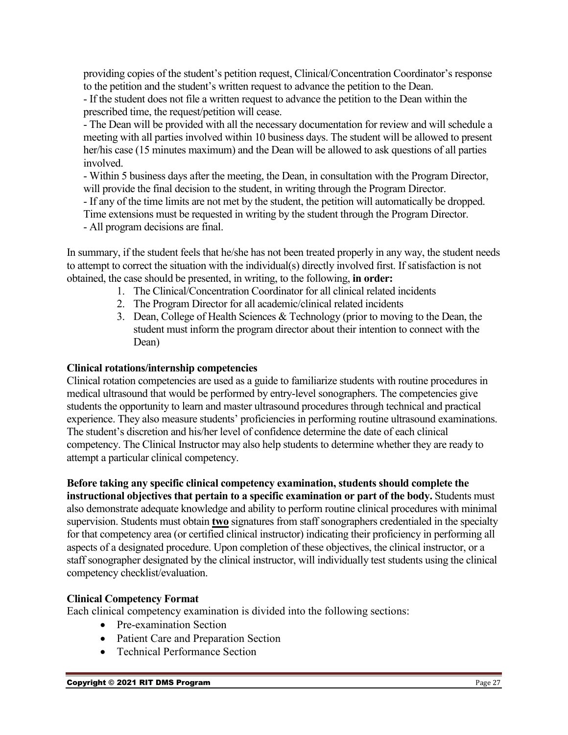providing copies of the student's petition request, Clinical/Concentration Coordinator's response to the petition and the student's written request to advance the petition to the Dean.

- If the student does not file a written request to advance the petition to the Dean within the prescribed time, the request/petition will cease.
- The Dean will be provided with all the necessary documentation for review and will schedule a meeting with all parties involved within 10 business days. The student will be allowed to present her/his case (15 minutes maximum) and the Dean will be allowed to ask questions of all parties involved.
- Within 5 business days after the meeting, the Dean, in consultation with the Program Director, will provide the final decision to the student, in writing through the Program Director.
- If any of the time limits are not met by the student, the petition will automatically be dropped. Time extensions must be requested in writing by the student through the Program Director.
- All program decisions are final.

In summary, if the student feels that he/she has not been treated properly in any way, the student needs to attempt to correct the situation with the individual(s) directly involved first. If satisfaction is not obtained, the case should be presented, in writing, to the following, **in order:**

1. The Clinical/Concentration Coordinator for all clinical related incidents
2. The Program Director for all academic/clinical related incidents
3. Dean, College of Health Sciences & Technology (prior to moving to the Dean, the student must inform the program director about their intention to connect with the Dean)

**Clinical rotations/internship competencies**

Clinical rotation competencies are used as a guide to familiarize students with routine procedures in medical ultrasound that would be performed by entry-level sonographers. The competencies give students the opportunity to learn and master ultrasound procedures through technical and practical experience. They also measure students' proficiencies in performing routine ultrasound examinations. The student's discretion and his/her level of confidence determine the date of each clinical competency. The Clinical Instructor may also help students to determine whether they are ready to attempt a particular clinical competency.

**Before taking any specific clinical competency examination, students should complete the instructional objectives that pertain to a specific examination or part of the body.** Students must also demonstrate adequate knowledge and ability to perform routine clinical procedures with minimal supervision. Students must obtain **two** signatures from staff sonographers credentialed in the specialty for that competency area (or certified clinical instructor) indicating their proficiency in performing all aspects of a designated procedure. Upon completion of these objectives, the clinical instructor, or a staff sonographer designated by the clinical instructor, will individually test students using the clinical competency checklist/evaluation.

**Clinical Competency Format**

Each clinical competency examination is divided into the following sections:

- Pre-examination Section
- Patient Care and Preparation Section
- Technical Performance Section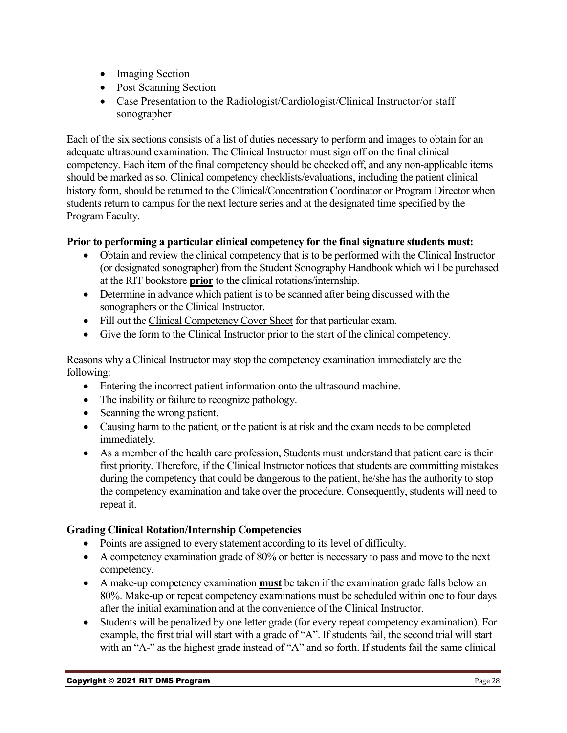- Imaging Section
- Post Scanning Section
- Case Presentation to the Radiologist/Cardiologist/Clinical Instructor/or staff sonographer

Each of the six sections consists of a list of duties necessary to perform and images to obtain for an adequate ultrasound examination. The Clinical Instructor must sign off on the final clinical competency. Each item of the final competency should be checked off, and any non-applicable items should be marked as so. Clinical competency checklists/evaluations, including the patient clinical history form, should be returned to the Clinical/Concentration Coordinator or Program Director when students return to campus for the next lecture series and at the designated time specified by the Program Faculty.

**Prior to performing a particular clinical competency for the final signature students must:**

- Obtain and review the clinical competency that is to be performed with the Clinical Instructor (or designated sonographer) from the Student Sonography Handbook which will be purchased at the RIT bookstore **prior** to the clinical rotations/internship.
- Determine in advance which patient is to be scanned after being discussed with the sonographers or the Clinical Instructor.
- Fill out the Clinical Competency Cover Sheet for that particular exam.
- Give the form to the Clinical Instructor prior to the start of the clinical competency.

Reasons why a Clinical Instructor may stop the competency examination immediately are the following:

- Entering the incorrect patient information onto the ultrasound machine.
- The inability or failure to recognize pathology.
- Scanning the wrong patient.
- Causing harm to the patient, or the patient is at risk and the exam needs to be completed immediately.
- As a member of the health care profession, Students must understand that patient care is their first priority. Therefore, if the Clinical Instructor notices that students are committing mistakes during the competency that could be dangerous to the patient, he/she has the authority to stop the competency examination and take over the procedure. Consequently, students will need to repeat it.

**Grading Clinical Rotation/Internship Competencies**

- Points are assigned to every statement according to its level of difficulty.
- A competency examination grade of 80% or better is necessary to pass and move to the next competency.
- A make-up competency examination **must** be taken if the examination grade falls below an 80%. Make-up or repeat competency examinations must be scheduled within one to four days after the initial examination and at the convenience of the Clinical Instructor.
- Students will be penalized by one letter grade (for every repeat competency examination). For example, the first trial will start with a grade of "A". If students fail, the second trial will start with an "A-" as the highest grade instead of "A" and so forth. If students fail the same clinical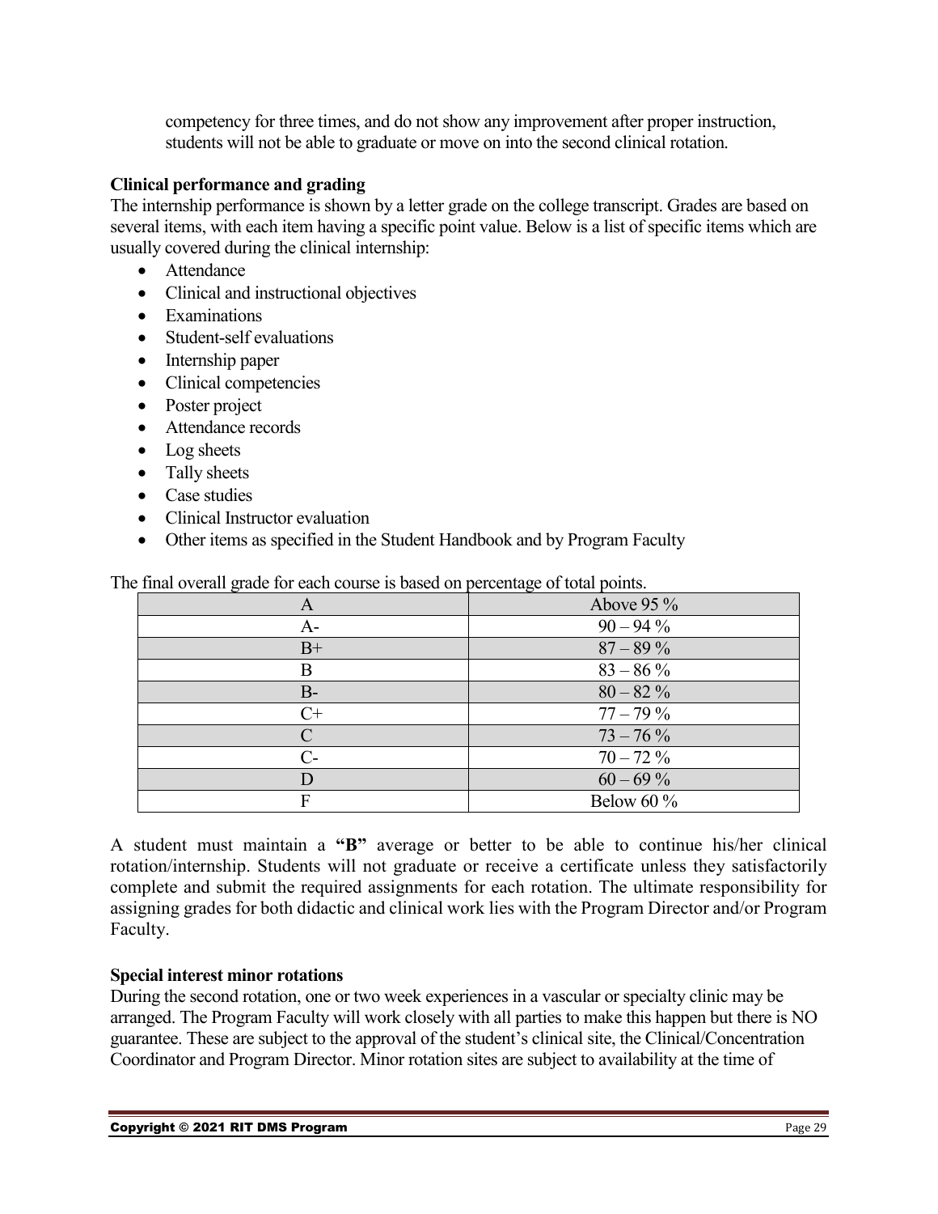competency for three times, and do not show any improvement after proper instruction, students will not be able to graduate or move on into the second clinical rotation.

**Clinical performance and grading**

The internship performance is shown by a letter grade on the college transcript. Grades are based on several items, with each item having a specific point value. Below is a list of specific items which are usually covered during the clinical internship:

- Attendance
- Clinical and instructional objectives
- Examinations
- Student-self evaluations
- Internship paper
- Clinical competencies
- Poster project
- Attendance records
- Log sheets
- Tally sheets
- Case studies
- Clinical Instructor evaluation
- Other items as specified in the Student Handbook and by Program Faculty

The final overall grade for each course is based on percentage of total points.

| A | Above 95 % |
|---|---|
| A- | 90 – 94 % |
| B+ | 87 – 89 % |
| B | 83 – 86 % |
| B- | 80 – 82 % |
| C+ | 77 – 79 % |
| C | 73 – 76 % |
| C- | 70 – 72 % |
| D | 60 – 69 % |
| F | Below 60 % |

A student must maintain a **"B"** average or better to be able to continue his/her clinical rotation/internship. Students will not graduate or receive a certificate unless they satisfactorily complete and submit the required assignments for each rotation. The ultimate responsibility for assigning grades for both didactic and clinical work lies with the Program Director and/or Program Faculty.

**Special interest minor rotations**

During the second rotation, one or two week experiences in a vascular or specialty clinic may be arranged. The Program Faculty will work closely with all parties to make this happen but there is NO guarantee. These are subject to the approval of the student's clinical site, the Clinical/Concentration Coordinator and Program Director. Minor rotation sites are subject to availability at the time of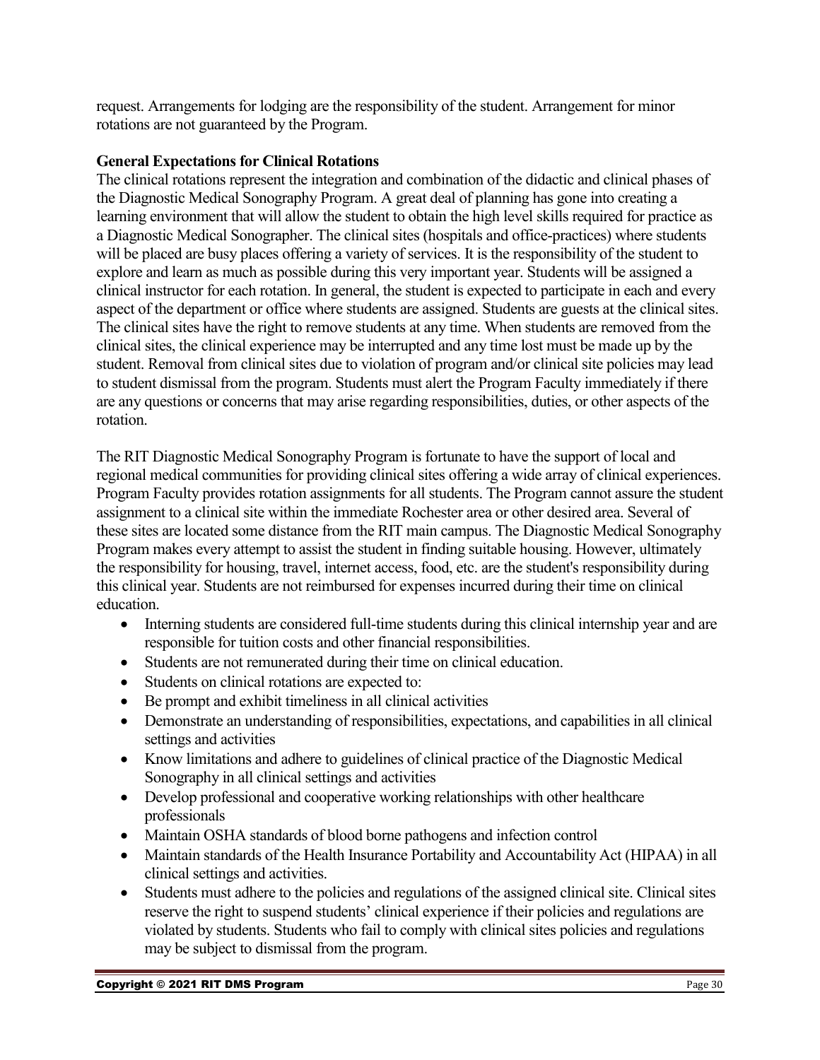request. Arrangements for lodging are the responsibility of the student. Arrangement for minor rotations are not guaranteed by the Program.

**General Expectations for Clinical Rotations**

The clinical rotations represent the integration and combination of the didactic and clinical phases of the Diagnostic Medical Sonography Program. A great deal of planning has gone into creating a learning environment that will allow the student to obtain the high level skills required for practice as a Diagnostic Medical Sonographer. The clinical sites (hospitals and office-practices) where students will be placed are busy places offering a variety of services. It is the responsibility of the student to explore and learn as much as possible during this very important year. Students will be assigned a clinical instructor for each rotation. In general, the student is expected to participate in each and every aspect of the department or office where students are assigned. Students are guests at the clinical sites. The clinical sites have the right to remove students at any time. When students are removed from the clinical sites, the clinical experience may be interrupted and any time lost must be made up by the student. Removal from clinical sites due to violation of program and/or clinical site policies may lead to student dismissal from the program. Students must alert the Program Faculty immediately if there are any questions or concerns that may arise regarding responsibilities, duties, or other aspects of the rotation.

The RIT Diagnostic Medical Sonography Program is fortunate to have the support of local and regional medical communities for providing clinical sites offering a wide array of clinical experiences. Program Faculty provides rotation assignments for all students. The Program cannot assure the student assignment to a clinical site within the immediate Rochester area or other desired area. Several of these sites are located some distance from the RIT main campus. The Diagnostic Medical Sonography Program makes every attempt to assist the student in finding suitable housing. However, ultimately the responsibility for housing, travel, internet access, food, etc. are the student's responsibility during this clinical year. Students are not reimbursed for expenses incurred during their time on clinical education.

- Interning students are considered full-time students during this clinical internship year and are responsible for tuition costs and other financial responsibilities.
- Students are not remunerated during their time on clinical education.
- Students on clinical rotations are expected to:
- Be prompt and exhibit timeliness in all clinical activities
- Demonstrate an understanding of responsibilities, expectations, and capabilities in all clinical settings and activities
- Know limitations and adhere to guidelines of clinical practice of the Diagnostic Medical Sonography in all clinical settings and activities
- Develop professional and cooperative working relationships with other healthcare professionals
- Maintain OSHA standards of blood borne pathogens and infection control
- Maintain standards of the Health Insurance Portability and Accountability Act (HIPAA) in all clinical settings and activities.
- Students must adhere to the policies and regulations of the assigned clinical site. Clinical sites reserve the right to suspend students' clinical experience if their policies and regulations are violated by students. Students who fail to comply with clinical sites policies and regulations may be subject to dismissal from the program.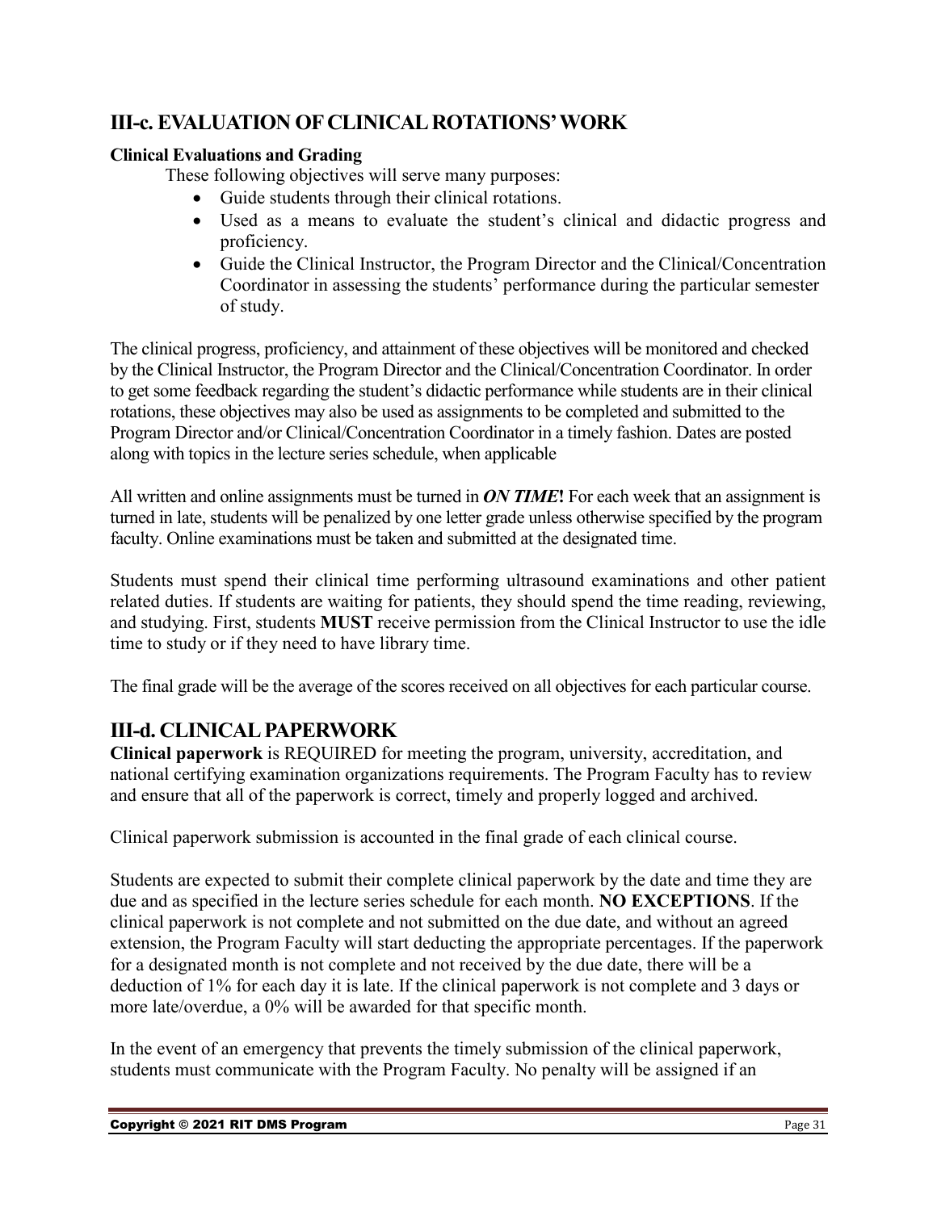## III-c. EVALUATION OF CLINICAL ROTATIONS' WORK

**Clinical Evaluations and Grading**

These following objectives will serve many purposes:

- Guide students through their clinical rotations.
- Used as a means to evaluate the student's clinical and didactic progress and proficiency.
- Guide the Clinical Instructor, the Program Director and the Clinical/Concentration Coordinator in assessing the students' performance during the particular semester of study.

The clinical progress, proficiency, and attainment of these objectives will be monitored and checked by the Clinical Instructor, the Program Director and the Clinical/Concentration Coordinator. In order to get some feedback regarding the student's didactic performance while students are in their clinical rotations, these objectives may also be used as assignments to be completed and submitted to the Program Director and/or Clinical/Concentration Coordinator in a timely fashion. Dates are posted along with topics in the lecture series schedule, when applicable

All written and online assignments must be turned in ***ON TIME*!** For each week that an assignment is turned in late, students will be penalized by one letter grade unless otherwise specified by the program faculty. Online examinations must be taken and submitted at the designated time.

Students must spend their clinical time performing ultrasound examinations and other patient related duties. If students are waiting for patients, they should spend the time reading, reviewing, and studying. First, students **MUST** receive permission from the Clinical Instructor to use the idle time to study or if they need to have library time.

The final grade will be the average of the scores received on all objectives for each particular course.

## III-d. CLINICAL PAPERWORK

**Clinical paperwork** is REQUIRED for meeting the program, university, accreditation, and national certifying examination organizations requirements. The Program Faculty has to review and ensure that all of the paperwork is correct, timely and properly logged and archived.

Clinical paperwork submission is accounted in the final grade of each clinical course.

Students are expected to submit their complete clinical paperwork by the date and time they are due and as specified in the lecture series schedule for each month. **NO EXCEPTIONS**. If the clinical paperwork is not complete and not submitted on the due date, and without an agreed extension, the Program Faculty will start deducting the appropriate percentages. If the paperwork for a designated month is not complete and not received by the due date, there will be a deduction of 1% for each day it is late. If the clinical paperwork is not complete and 3 days or more late/overdue, a 0% will be awarded for that specific month.

In the event of an emergency that prevents the timely submission of the clinical paperwork, students must communicate with the Program Faculty. No penalty will be assigned if an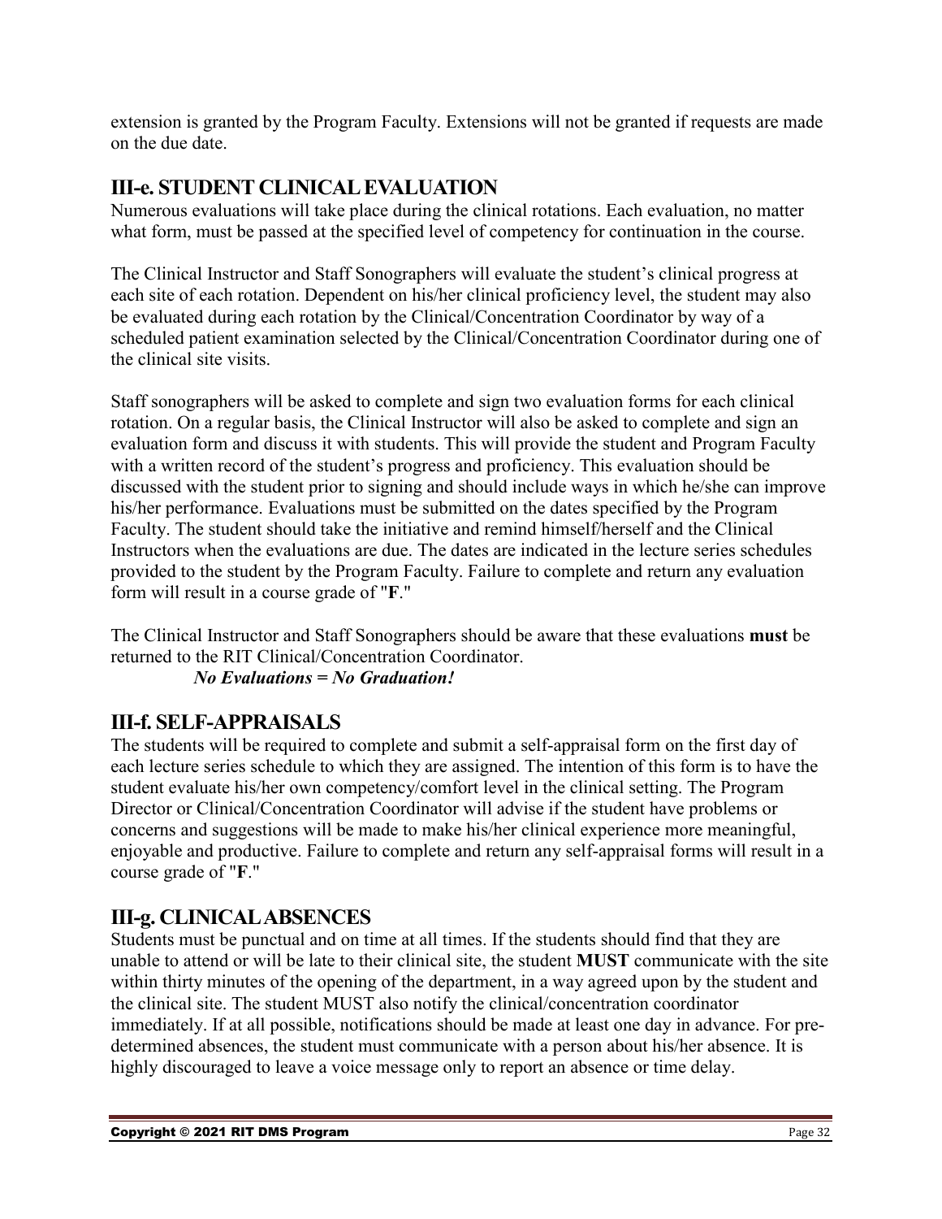extension is granted by the Program Faculty. Extensions will not be granted if requests are made on the due date.

## III-e. STUDENT CLINICAL EVALUATION

Numerous evaluations will take place during the clinical rotations. Each evaluation, no matter what form, must be passed at the specified level of competency for continuation in the course.

The Clinical Instructor and Staff Sonographers will evaluate the student's clinical progress at each site of each rotation. Dependent on his/her clinical proficiency level, the student may also be evaluated during each rotation by the Clinical/Concentration Coordinator by way of a scheduled patient examination selected by the Clinical/Concentration Coordinator during one of the clinical site visits.

Staff sonographers will be asked to complete and sign two evaluation forms for each clinical rotation. On a regular basis, the Clinical Instructor will also be asked to complete and sign an evaluation form and discuss it with students. This will provide the student and Program Faculty with a written record of the student's progress and proficiency. This evaluation should be discussed with the student prior to signing and should include ways in which he/she can improve his/her performance. Evaluations must be submitted on the dates specified by the Program Faculty. The student should take the initiative and remind himself/herself and the Clinical Instructors when the evaluations are due. The dates are indicated in the lecture series schedules provided to the student by the Program Faculty. Failure to complete and return any evaluation form will result in a course grade of "**F**."

The Clinical Instructor and Staff Sonographers should be aware that these evaluations **must** be returned to the RIT Clinical/Concentration Coordinator.

***No Evaluations = No Graduation!***

## III-f. SELF-APPRAISALS

The students will be required to complete and submit a self-appraisal form on the first day of each lecture series schedule to which they are assigned. The intention of this form is to have the student evaluate his/her own competency/comfort level in the clinical setting. The Program Director or Clinical/Concentration Coordinator will advise if the student have problems or concerns and suggestions will be made to make his/her clinical experience more meaningful, enjoyable and productive. Failure to complete and return any self-appraisal forms will result in a course grade of "**F**."

## III-g. CLINICAL ABSENCES

Students must be punctual and on time at all times. If the students should find that they are unable to attend or will be late to their clinical site, the student **MUST** communicate with the site within thirty minutes of the opening of the department, in a way agreed upon by the student and the clinical site. The student MUST also notify the clinical/concentration coordinator immediately. If at all possible, notifications should be made at least one day in advance. For pre-determined absences, the student must communicate with a person about his/her absence. It is highly discouraged to leave a voice message only to report an absence or time delay.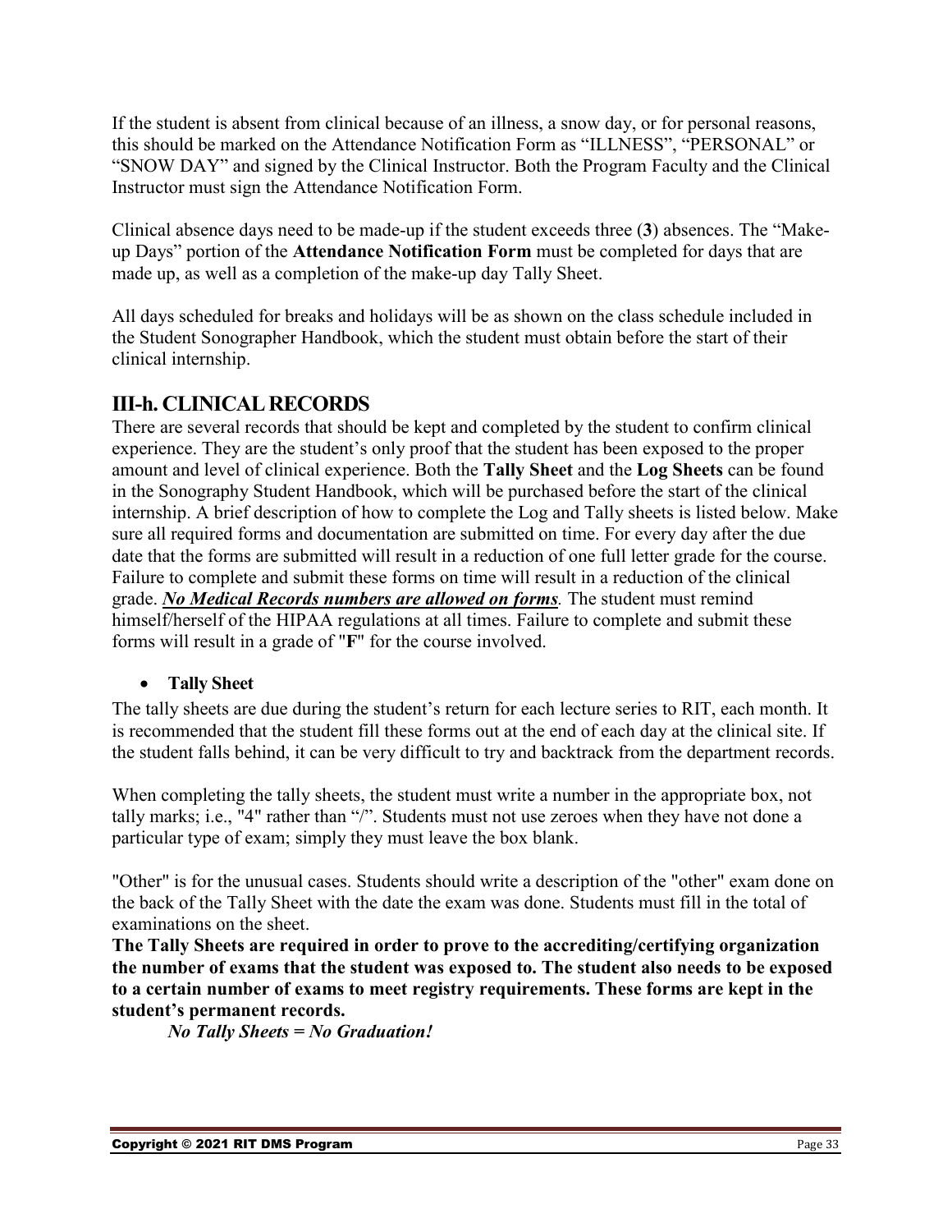If the student is absent from clinical because of an illness, a snow day, or for personal reasons, this should be marked on the Attendance Notification Form as "ILLNESS", "PERSONAL" or "SNOW DAY" and signed by the Clinical Instructor. Both the Program Faculty and the Clinical Instructor must sign the Attendance Notification Form.

Clinical absence days need to be made-up if the student exceeds three (**3**) absences. The "Make-up Days" portion of the **Attendance Notification Form** must be completed for days that are made up, as well as a completion of the make-up day Tally Sheet.

All days scheduled for breaks and holidays will be as shown on the class schedule included in the Student Sonographer Handbook, which the student must obtain before the start of their clinical internship.

## III-h. CLINICAL RECORDS

There are several records that should be kept and completed by the student to confirm clinical experience. They are the student's only proof that the student has been exposed to the proper amount and level of clinical experience. Both the **Tally Sheet** and the **Log Sheets** can be found in the Sonography Student Handbook, which will be purchased before the start of the clinical internship. A brief description of how to complete the Log and Tally sheets is listed below. Make sure all required forms and documentation are submitted on time. For every day after the due date that the forms are submitted will result in a reduction of one full letter grade for the course. Failure to complete and submit these forms on time will result in a reduction of the clinical grade. ***<u>No Medical Records numbers are allowed on forms</u>***. The student must remind himself/herself of the HIPAA regulations at all times. Failure to complete and submit these forms will result in a grade of "**F**" for the course involved.

- **Tally Sheet**

The tally sheets are due during the student's return for each lecture series to RIT, each month. It is recommended that the student fill these forms out at the end of each day at the clinical site. If the student falls behind, it can be very difficult to try and backtrack from the department records.

When completing the tally sheets, the student must write a number in the appropriate box, not tally marks; i.e., "4" rather than "/". Students must not use zeroes when they have not done a particular type of exam; simply they must leave the box blank.

"Other" is for the unusual cases. Students should write a description of the "other" exam done on the back of the Tally Sheet with the date the exam was done. Students must fill in the total of examinations on the sheet.

**The Tally Sheets are required in order to prove to the accrediting/certifying organization the number of exams that the student was exposed to. The student also needs to be exposed to a certain number of exams to meet registry requirements. These forms are kept in the student's permanent records.**

***No Tally Sheets = No Graduation!***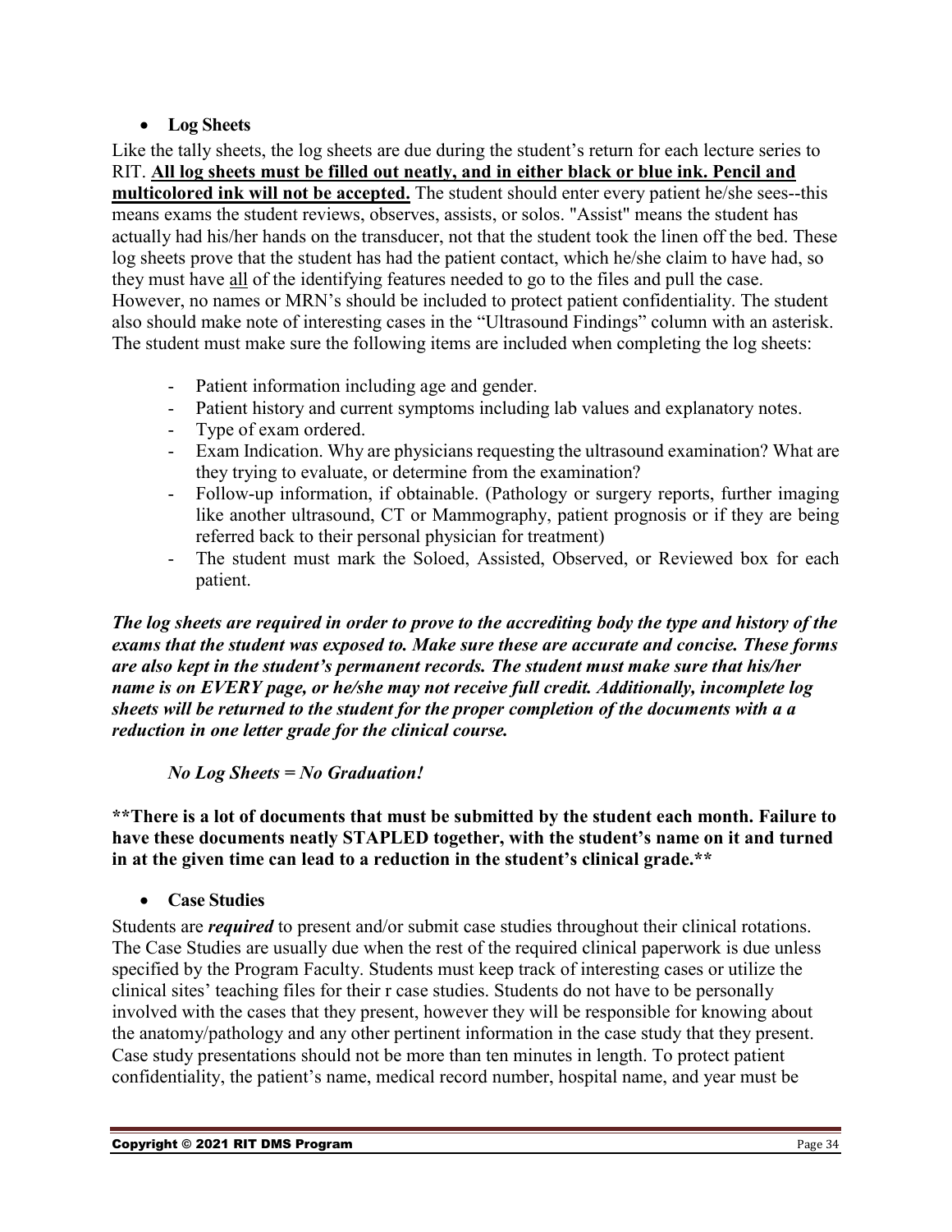- **Log Sheets**

Like the tally sheets, the log sheets are due during the student's return for each lecture series to RIT. **All log sheets must be filled out neatly, and in either black or blue ink. Pencil and multicolored ink will not be accepted.** The student should enter every patient he/she sees--this means exams the student reviews, observes, assists, or solos. "Assist" means the student has actually had his/her hands on the transducer, not that the student took the linen off the bed. These log sheets prove that the student has had the patient contact, which he/she claim to have had, so they must have all of the identifying features needed to go to the files and pull the case. However, no names or MRN's should be included to protect patient confidentiality. The student also should make note of interesting cases in the "Ultrasound Findings" column with an asterisk. The student must make sure the following items are included when completing the log sheets:

- Patient information including age and gender.
- Patient history and current symptoms including lab values and explanatory notes.
- Type of exam ordered.
- Exam Indication. Why are physicians requesting the ultrasound examination? What are they trying to evaluate, or determine from the examination?
- Follow-up information, if obtainable. (Pathology or surgery reports, further imaging like another ultrasound, CT or Mammography, patient prognosis or if they are being referred back to their personal physician for treatment)
- The student must mark the Soloed, Assisted, Observed, or Reviewed box for each patient.

***The log sheets are required in order to prove to the accrediting body the type and history of the exams that the student was exposed to. Make sure these are accurate and concise. These forms are also kept in the student's permanent records. The student must make sure that his/her name is on EVERY page, or he/she may not receive full credit. Additionally, incomplete log sheets will be returned to the student for the proper completion of the documents with a a reduction in one letter grade for the clinical course.***

***No Log Sheets = No Graduation!***

**\*\*There is a lot of documents that must be submitted by the student each month. Failure to have these documents neatly STAPLED together, with the student's name on it and turned in at the given time can lead to a reduction in the student's clinical grade.\*\***

- **Case Studies**

Students are ***required*** to present and/or submit case studies throughout their clinical rotations. The Case Studies are usually due when the rest of the required clinical paperwork is due unless specified by the Program Faculty. Students must keep track of interesting cases or utilize the clinical sites' teaching files for their r case studies. Students do not have to be personally involved with the cases that they present, however they will be responsible for knowing about the anatomy/pathology and any other pertinent information in the case study that they present. Case study presentations should not be more than ten minutes in length. To protect patient confidentiality, the patient's name, medical record number, hospital name, and year must be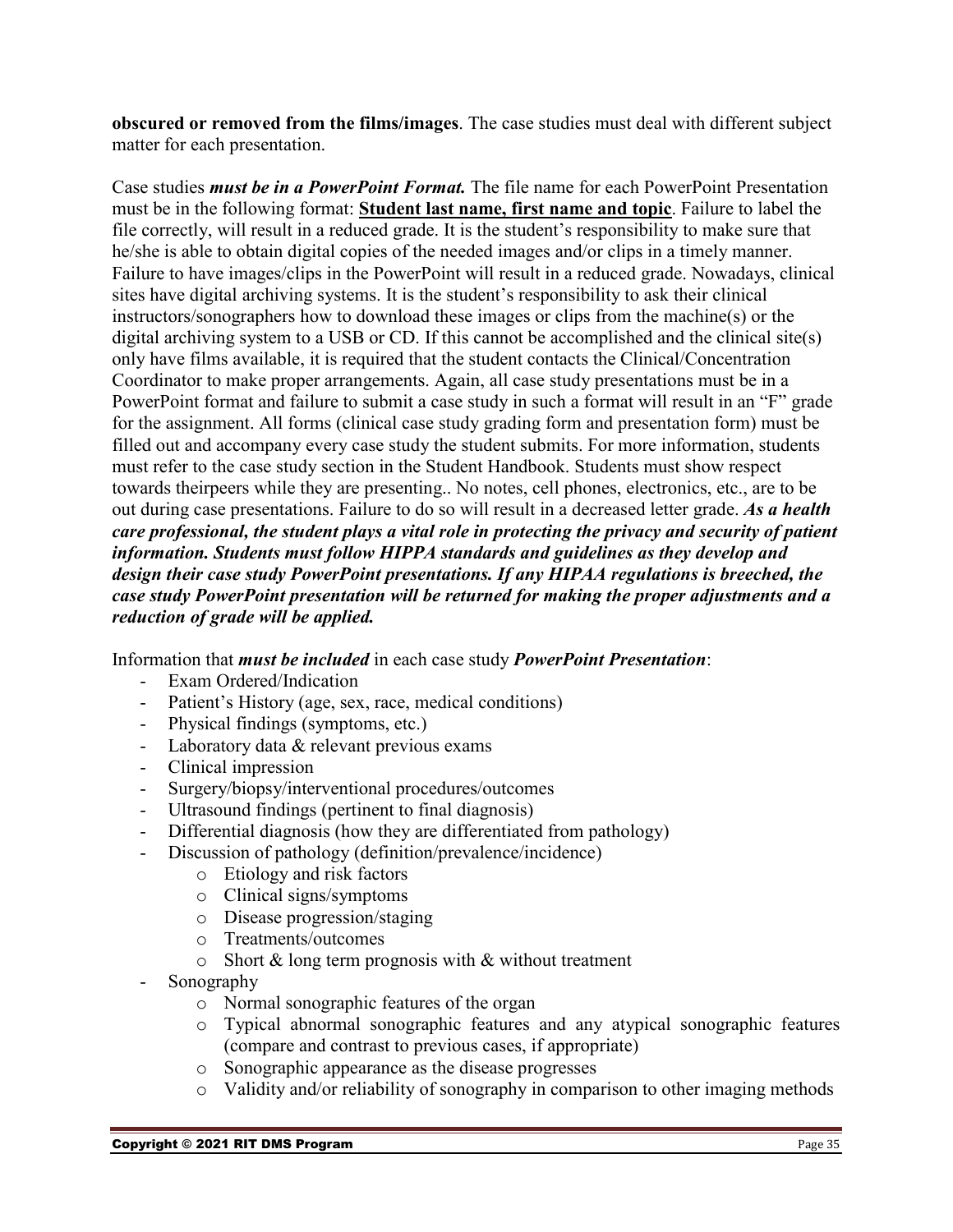**obscured or removed from the films/images**. The case studies must deal with different subject matter for each presentation.

Case studies ***must be in a PowerPoint Format.*** The file name for each PowerPoint Presentation must be in the following format: **<u>Student last name, first name and topic</u>**. Failure to label the file correctly, will result in a reduced grade. It is the student's responsibility to make sure that he/she is able to obtain digital copies of the needed images and/or clips in a timely manner. Failure to have images/clips in the PowerPoint will result in a reduced grade. Nowadays, clinical sites have digital archiving systems. It is the student's responsibility to ask their clinical instructors/sonographers how to download these images or clips from the machine(s) or the digital archiving system to a USB or CD. If this cannot be accomplished and the clinical site(s) only have films available, it is required that the student contacts the Clinical/Concentration Coordinator to make proper arrangements. Again, all case study presentations must be in a PowerPoint format and failure to submit a case study in such a format will result in an "F" grade for the assignment. All forms (clinical case study grading form and presentation form) must be filled out and accompany every case study the student submits. For more information, students must refer to the case study section in the Student Handbook. Students must show respect towards theirpeers while they are presenting.. No notes, cell phones, electronics, etc., are to be out during case presentations. Failure to do so will result in a decreased letter grade. ***As a health care professional, the student plays a vital role in protecting the privacy and security of patient information. Students must follow HIPPA standards and guidelines as they develop and design their case study PowerPoint presentations. If any HIPAA regulations is breeched, the case study PowerPoint presentation will be returned for making the proper adjustments and a reduction of grade will be applied.***

Information that ***must be included*** in each case study ***PowerPoint Presentation***:

- Exam Ordered/Indication
- Patient's History (age, sex, race, medical conditions)
- Physical findings (symptoms, etc.)
- Laboratory data & relevant previous exams
- Clinical impression
- Surgery/biopsy/interventional procedures/outcomes
- Ultrasound findings (pertinent to final diagnosis)
- Differential diagnosis (how they are differentiated from pathology)
- Discussion of pathology (definition/prevalence/incidence)
    - Etiology and risk factors
    - Clinical signs/symptoms
    - Disease progression/staging
    - Treatments/outcomes
    - Short & long term prognosis with & without treatment
- Sonography
    - Normal sonographic features of the organ
    - Typical abnormal sonographic features and any atypical sonographic features (compare and contrast to previous cases, if appropriate)
    - Sonographic appearance as the disease progresses
    - Validity and/or reliability of sonography in comparison to other imaging methods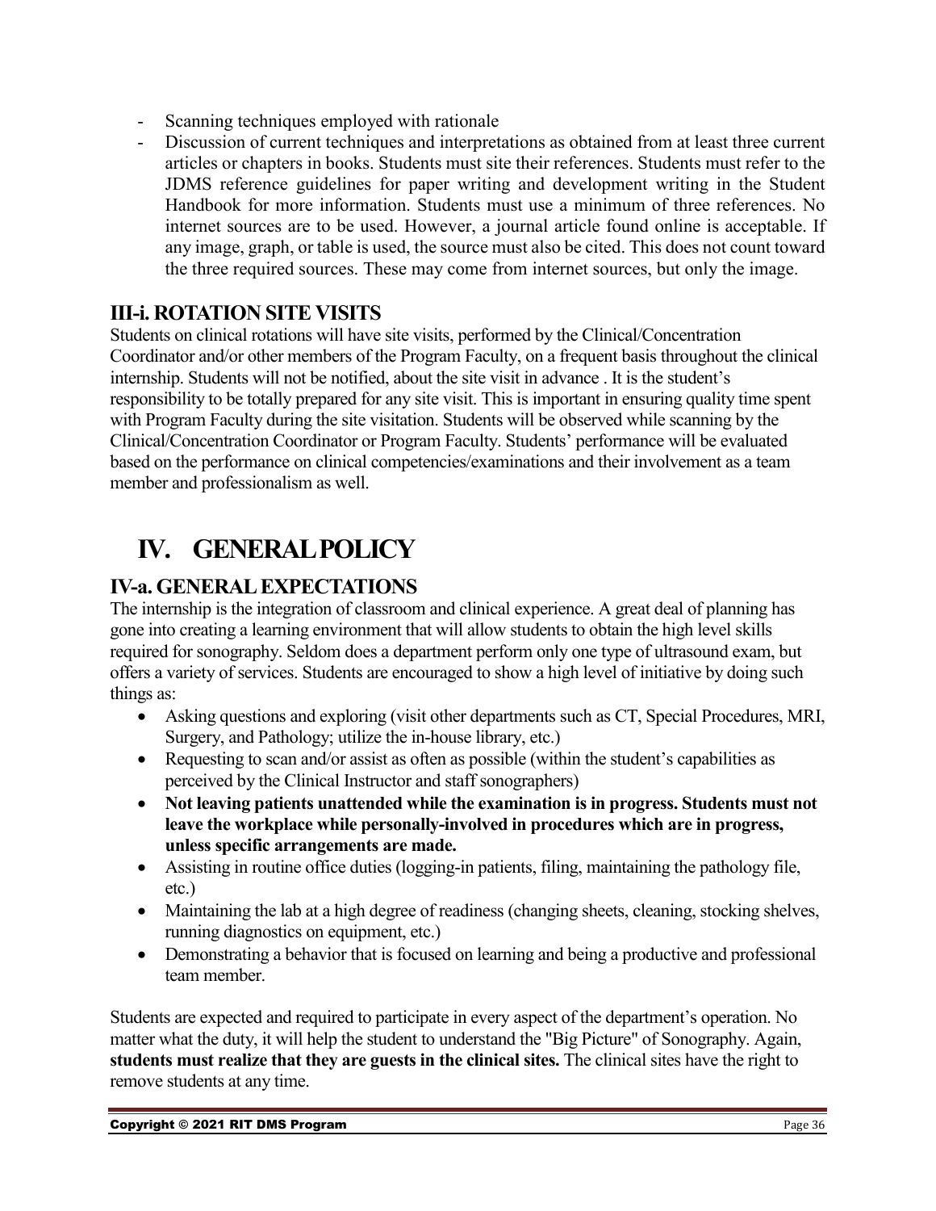- Scanning techniques employed with rationale
- Discussion of current techniques and interpretations as obtained from at least three current articles or chapters in books. Students must site their references. Students must refer to the JDMS reference guidelines for paper writing and development writing in the Student Handbook for more information. Students must use a minimum of three references. No internet sources are to be used. However, a journal article found online is acceptable. If any image, graph, or table is used, the source must also be cited. This does not count toward the three required sources. These may come from internet sources, but only the image.

## III-i. ROTATION SITE VISITS

Students on clinical rotations will have site visits, performed by the Clinical/Concentration Coordinator and/or other members of the Program Faculty, on a frequent basis throughout the clinical internship. Students will not be notified, about the site visit in advance . It is the student's responsibility to be totally prepared for any site visit. This is important in ensuring quality time spent with Program Faculty during the site visitation. Students will be observed while scanning by the Clinical/Concentration Coordinator or Program Faculty. Students' performance will be evaluated based on the performance on clinical competencies/examinations and their involvement as a team member and professionalism as well.

# IV. GENERAL POLICY

## IV-a. GENERAL EXPECTATIONS

The internship is the integration of classroom and clinical experience. A great deal of planning has gone into creating a learning environment that will allow students to obtain the high level skills required for sonography. Seldom does a department perform only one type of ultrasound exam, but offers a variety of services. Students are encouraged to show a high level of initiative by doing such things as:

- Asking questions and exploring (visit other departments such as CT, Special Procedures, MRI, Surgery, and Pathology; utilize the in-house library, etc.)
- Requesting to scan and/or assist as often as possible (within the student's capabilities as perceived by the Clinical Instructor and staff sonographers)
- **Not leaving patients unattended while the examination is in progress. Students must not leave the workplace while personally-involved in procedures which are in progress, unless specific arrangements are made.**
- Assisting in routine office duties (logging-in patients, filing, maintaining the pathology file, etc.)
- Maintaining the lab at a high degree of readiness (changing sheets, cleaning, stocking shelves, running diagnostics on equipment, etc.)
- Demonstrating a behavior that is focused on learning and being a productive and professional team member.

Students are expected and required to participate in every aspect of the department's operation. No matter what the duty, it will help the student to understand the "Big Picture" of Sonography. Again, **students must realize that they are guests in the clinical sites.** The clinical sites have the right to remove students at any time.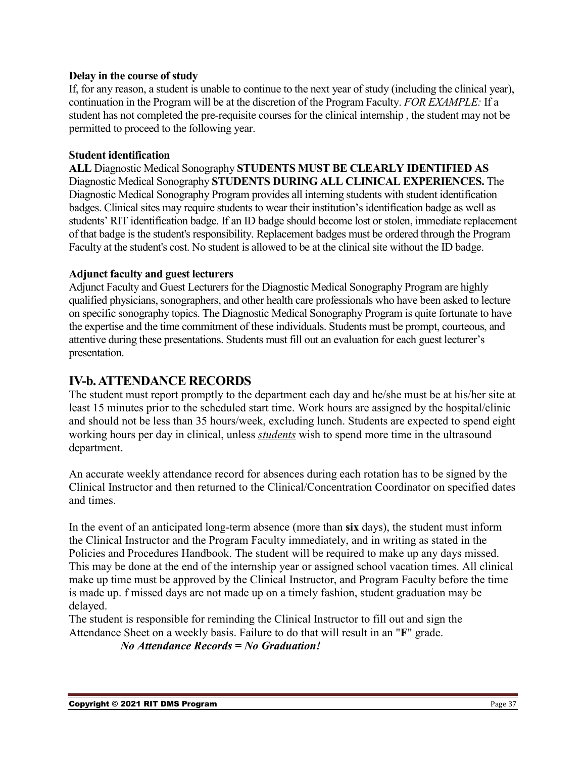**Delay in the course of study**

If, for any reason, a student is unable to continue to the next year of study (including the clinical year), continuation in the Program will be at the discretion of the Program Faculty. *FOR EXAMPLE:* If a student has not completed the pre-requisite courses for the clinical internship , the student may not be permitted to proceed to the following year.

**Student identification**

**ALL** Diagnostic Medical Sonography **STUDENTS MUST BE CLEARLY IDENTIFIED AS** Diagnostic Medical Sonography **STUDENTS DURING ALL CLINICAL EXPERIENCES.** The Diagnostic Medical Sonography Program provides all interning students with student identification badges. Clinical sites may require students to wear their institution's identification badge as well as students' RIT identification badge. If an ID badge should become lost or stolen, immediate replacement of that badge is the student's responsibility. Replacement badges must be ordered through the Program Faculty at the student's cost. No student is allowed to be at the clinical site without the ID badge.

**Adjunct faculty and guest lecturers**

Adjunct Faculty and Guest Lecturers for the Diagnostic Medical Sonography Program are highly qualified physicians, sonographers, and other health care professionals who have been asked to lecture on specific sonography topics. The Diagnostic Medical Sonography Program is quite fortunate to have the expertise and the time commitment of these individuals. Students must be prompt, courteous, and attentive during these presentations. Students must fill out an evaluation for each guest lecturer's presentation.

## IV-b. ATTENDANCE RECORDS

The student must report promptly to the department each day and he/she must be at his/her site at least 15 minutes prior to the scheduled start time. Work hours are assigned by the hospital/clinic and should not be less than 35 hours/week, excluding lunch. Students are expected to spend eight working hours per day in clinical, unless ***students*** wish to spend more time in the ultrasound department.

An accurate weekly attendance record for absences during each rotation has to be signed by the Clinical Instructor and then returned to the Clinical/Concentration Coordinator on specified dates and times.

In the event of an anticipated long-term absence (more than **six** days), the student must inform the Clinical Instructor and the Program Faculty immediately, and in writing as stated in the Policies and Procedures Handbook. The student will be required to make up any days missed. This may be done at the end of the internship year or assigned school vacation times. All clinical make up time must be approved by the Clinical Instructor, and Program Faculty before the time is made up. f missed days are not made up on a timely fashion, student graduation may be delayed.

The student is responsible for reminding the Clinical Instructor to fill out and sign the Attendance Sheet on a weekly basis. Failure to do that will result in an "**F**" grade.

***No Attendance Records = No Graduation!***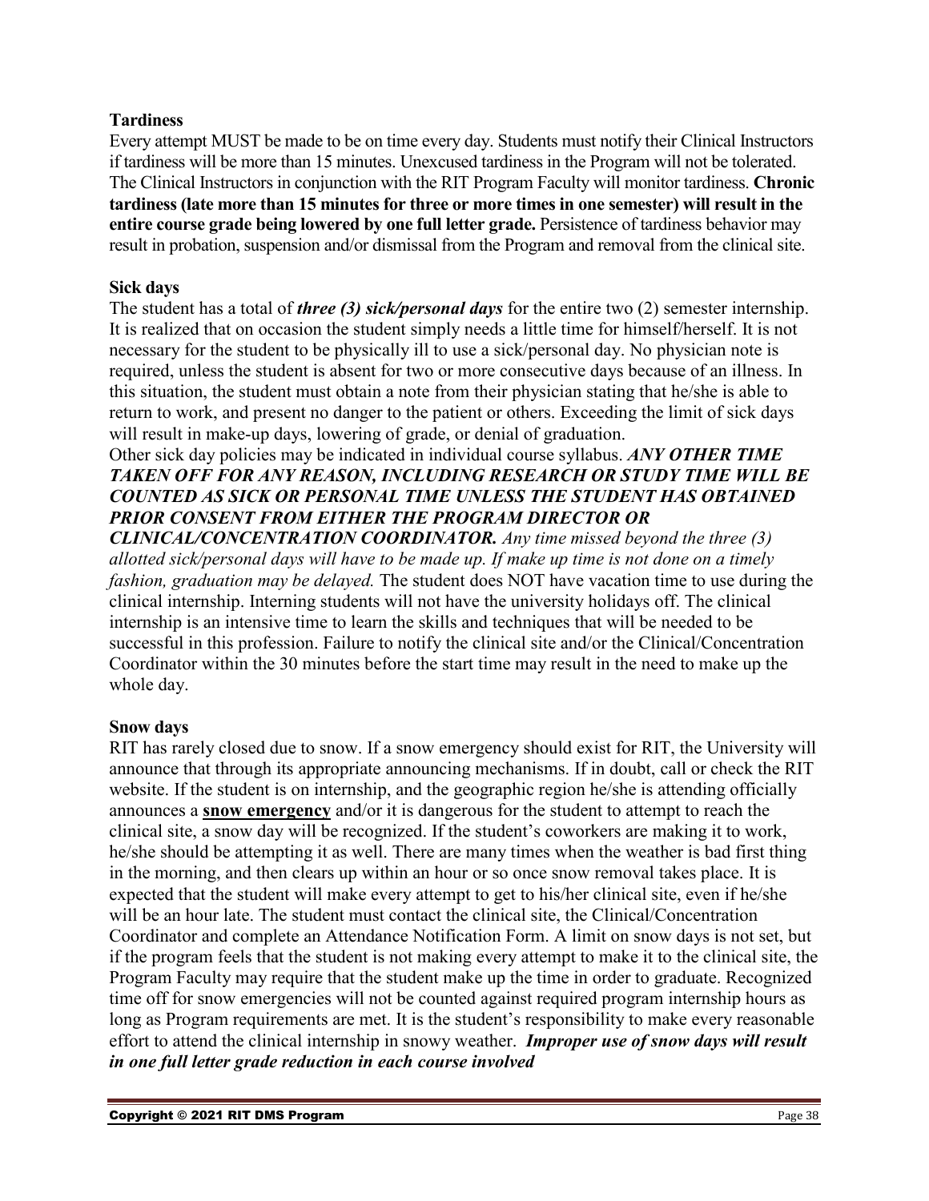**Tardiness**

Every attempt MUST be made to be on time every day. Students must notify their Clinical Instructors if tardiness will be more than 15 minutes. Unexcused tardiness in the Program will not be tolerated. The Clinical Instructors in conjunction with the RIT Program Faculty will monitor tardiness. **Chronic tardiness (late more than 15 minutes for three or more times in one semester) will result in the entire course grade being lowered by one full letter grade.** Persistence of tardiness behavior may result in probation, suspension and/or dismissal from the Program and removal from the clinical site.

**Sick days**

The student has a total of ***three (3) sick/personal days*** for the entire two (2) semester internship. It is realized that on occasion the student simply needs a little time for himself/herself. It is not necessary for the student to be physically ill to use a sick/personal day. No physician note is required, unless the student is absent for two or more consecutive days because of an illness. In this situation, the student must obtain a note from their physician stating that he/she is able to return to work, and present no danger to the patient or others. Exceeding the limit of sick days will result in make-up days, lowering of grade, or denial of graduation.

Other sick day policies may be indicated in individual course syllabus. ***ANY OTHER TIME TAKEN OFF FOR ANY REASON, INCLUDING RESEARCH OR STUDY TIME WILL BE COUNTED AS SICK OR PERSONAL TIME UNLESS THE STUDENT HAS OBTAINED PRIOR CONSENT FROM EITHER THE PROGRAM DIRECTOR OR CLINICAL/CONCENTRATION COORDINATOR.*** *Any time missed beyond the three (3) allotted sick/personal days will have to be made up. If make up time is not done on a timely fashion, graduation may be delayed.* The student does NOT have vacation time to use during the clinical internship. Interning students will not have the university holidays off. The clinical internship is an intensive time to learn the skills and techniques that will be needed to be successful in this profession. Failure to notify the clinical site and/or the Clinical/Concentration Coordinator within the 30 minutes before the start time may result in the need to make up the whole day.

**Snow days**

RIT has rarely closed due to snow. If a snow emergency should exist for RIT, the University will announce that through its appropriate announcing mechanisms. If in doubt, call or check the RIT website. If the student is on internship, and the geographic region he/she is attending officially announces a **snow emergency** and/or it is dangerous for the student to attempt to reach the clinical site, a snow day will be recognized. If the student's coworkers are making it to work, he/she should be attempting it as well. There are many times when the weather is bad first thing in the morning, and then clears up within an hour or so once snow removal takes place. It is expected that the student will make every attempt to get to his/her clinical site, even if he/she will be an hour late. The student must contact the clinical site, the Clinical/Concentration Coordinator and complete an Attendance Notification Form. A limit on snow days is not set, but if the program feels that the student is not making every attempt to make it to the clinical site, the Program Faculty may require that the student make up the time in order to graduate. Recognized time off for snow emergencies will not be counted against required program internship hours as long as Program requirements are met. It is the student's responsibility to make every reasonable effort to attend the clinical internship in snowy weather. ***Improper use of snow days will result in one full letter grade reduction in each course involved***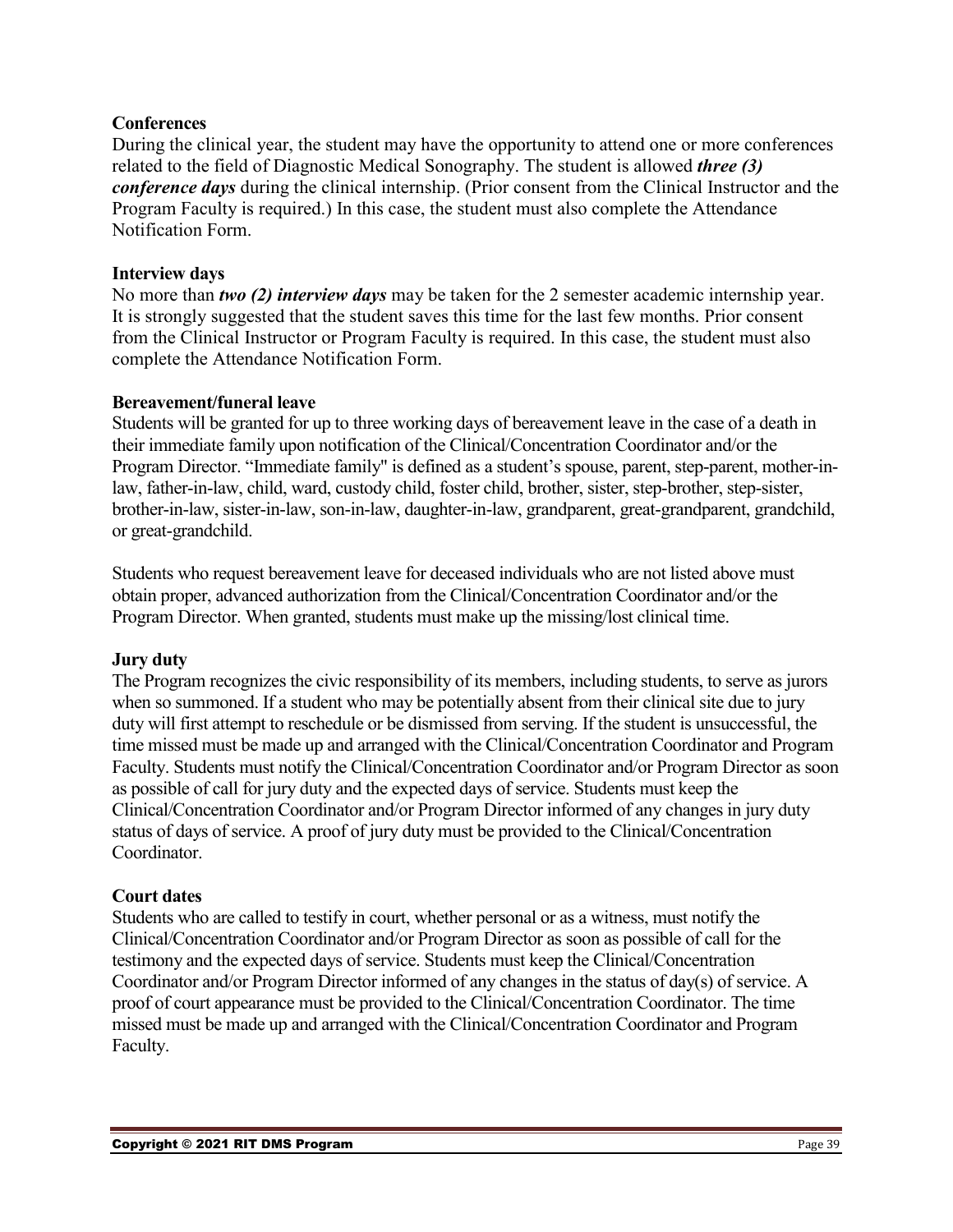**Conferences**

During the clinical year, the student may have the opportunity to attend one or more conferences related to the field of Diagnostic Medical Sonography. The student is allowed ***three (3) conference days*** during the clinical internship. (Prior consent from the Clinical Instructor and the Program Faculty is required.) In this case, the student must also complete the Attendance Notification Form.

**Interview days**

No more than ***two (2) interview days*** may be taken for the 2 semester academic internship year. It is strongly suggested that the student saves this time for the last few months. Prior consent from the Clinical Instructor or Program Faculty is required. In this case, the student must also complete the Attendance Notification Form.

**Bereavement/funeral leave**

Students will be granted for up to three working days of bereavement leave in the case of a death in their immediate family upon notification of the Clinical/Concentration Coordinator and/or the Program Director. "Immediate family" is defined as a student's spouse, parent, step-parent, mother-in-law, father-in-law, child, ward, custody child, foster child, brother, sister, step-brother, step-sister, brother-in-law, sister-in-law, son-in-law, daughter-in-law, grandparent, great-grandparent, grandchild, or great-grandchild.

Students who request bereavement leave for deceased individuals who are not listed above must obtain proper, advanced authorization from the Clinical/Concentration Coordinator and/or the Program Director. When granted, students must make up the missing/lost clinical time.

**Jury duty**

The Program recognizes the civic responsibility of its members, including students, to serve as jurors when so summoned. If a student who may be potentially absent from their clinical site due to jury duty will first attempt to reschedule or be dismissed from serving. If the student is unsuccessful, the time missed must be made up and arranged with the Clinical/Concentration Coordinator and Program Faculty. Students must notify the Clinical/Concentration Coordinator and/or Program Director as soon as possible of call for jury duty and the expected days of service. Students must keep the Clinical/Concentration Coordinator and/or Program Director informed of any changes in jury duty status of days of service. A proof of jury duty must be provided to the Clinical/Concentration Coordinator.

**Court dates**

Students who are called to testify in court, whether personal or as a witness, must notify the Clinical/Concentration Coordinator and/or Program Director as soon as possible of call for the testimony and the expected days of service. Students must keep the Clinical/Concentration Coordinator and/or Program Director informed of any changes in the status of day(s) of service. A proof of court appearance must be provided to the Clinical/Concentration Coordinator. The time missed must be made up and arranged with the Clinical/Concentration Coordinator and Program Faculty.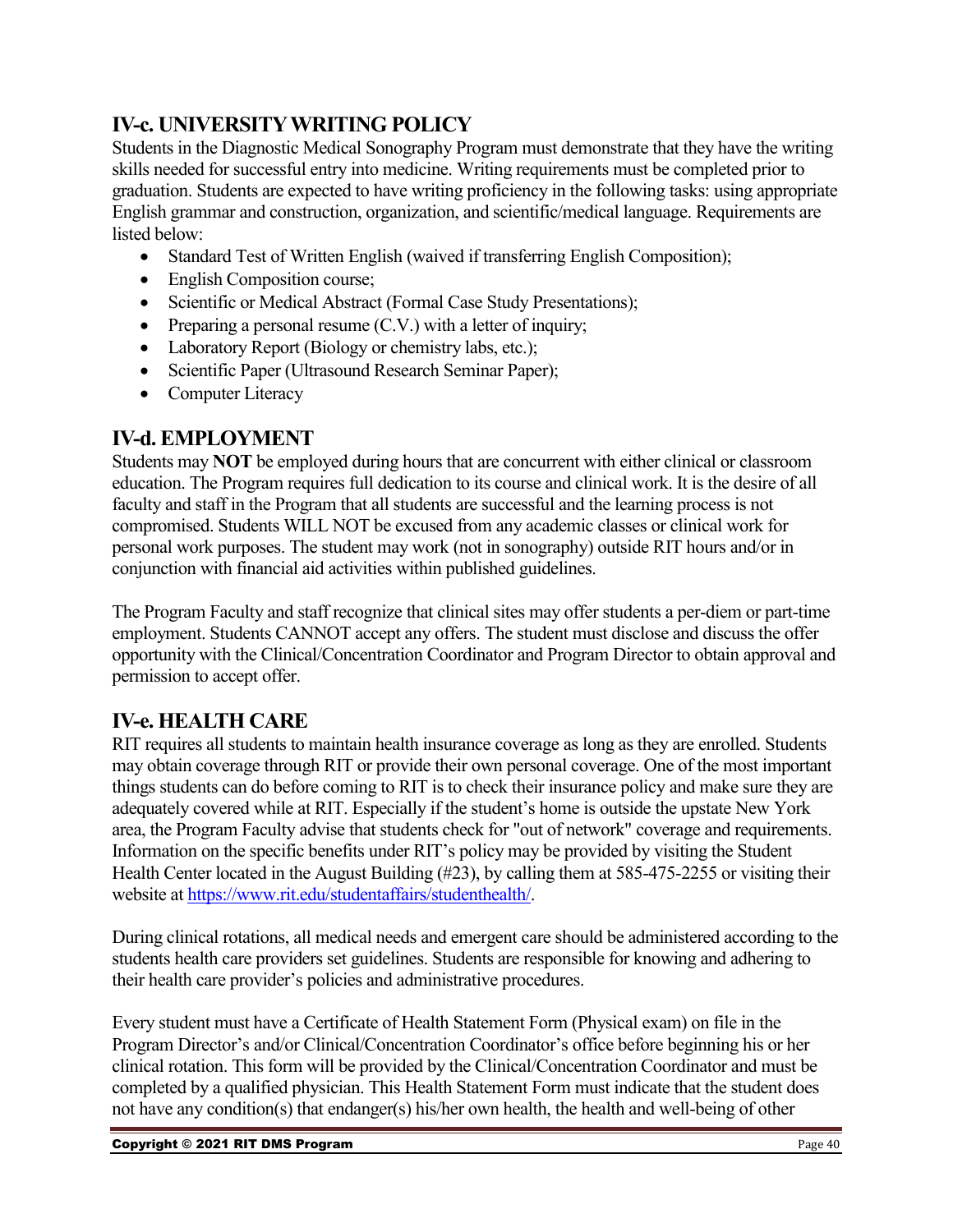## IV-c. UNIVERSITY WRITING POLICY

Students in the Diagnostic Medical Sonography Program must demonstrate that they have the writing skills needed for successful entry into medicine. Writing requirements must be completed prior to graduation. Students are expected to have writing proficiency in the following tasks: using appropriate English grammar and construction, organization, and scientific/medical language. Requirements are listed below:

- Standard Test of Written English (waived if transferring English Composition);
- English Composition course;
- Scientific or Medical Abstract (Formal Case Study Presentations);
- Preparing a personal resume (C.V.) with a letter of inquiry;
- Laboratory Report (Biology or chemistry labs, etc.);
- Scientific Paper (Ultrasound Research Seminar Paper);
- Computer Literacy

## IV-d. EMPLOYMENT

Students may **NOT** be employed during hours that are concurrent with either clinical or classroom education. The Program requires full dedication to its course and clinical work. It is the desire of all faculty and staff in the Program that all students are successful and the learning process is not compromised. Students WILL NOT be excused from any academic classes or clinical work for personal work purposes. The student may work (not in sonography) outside RIT hours and/or in conjunction with financial aid activities within published guidelines.

The Program Faculty and staff recognize that clinical sites may offer students a per-diem or part-time employment. Students CANNOT accept any offers. The student must disclose and discuss the offer opportunity with the Clinical/Concentration Coordinator and Program Director to obtain approval and permission to accept offer.

## IV-e. HEALTH CARE

RIT requires all students to maintain health insurance coverage as long as they are enrolled. Students may obtain coverage through RIT or provide their own personal coverage. One of the most important things students can do before coming to RIT is to check their insurance policy and make sure they are adequately covered while at RIT. Especially if the student's home is outside the upstate New York area, the Program Faculty advise that students check for "out of network" coverage and requirements. Information on the specific benefits under RIT's policy may be provided by visiting the Student Health Center located in the August Building (#23), by calling them at 585-475-2255 or visiting their website at https://www.rit.edu/studentaffairs/studenthealth/.

During clinical rotations, all medical needs and emergent care should be administered according to the students health care providers set guidelines. Students are responsible for knowing and adhering to their health care provider's policies and administrative procedures.

Every student must have a Certificate of Health Statement Form (Physical exam) on file in the Program Director's and/or Clinical/Concentration Coordinator's office before beginning his or her clinical rotation. This form will be provided by the Clinical/Concentration Coordinator and must be completed by a qualified physician. This Health Statement Form must indicate that the student does not have any condition(s) that endanger(s) his/her own health, the health and well-being of other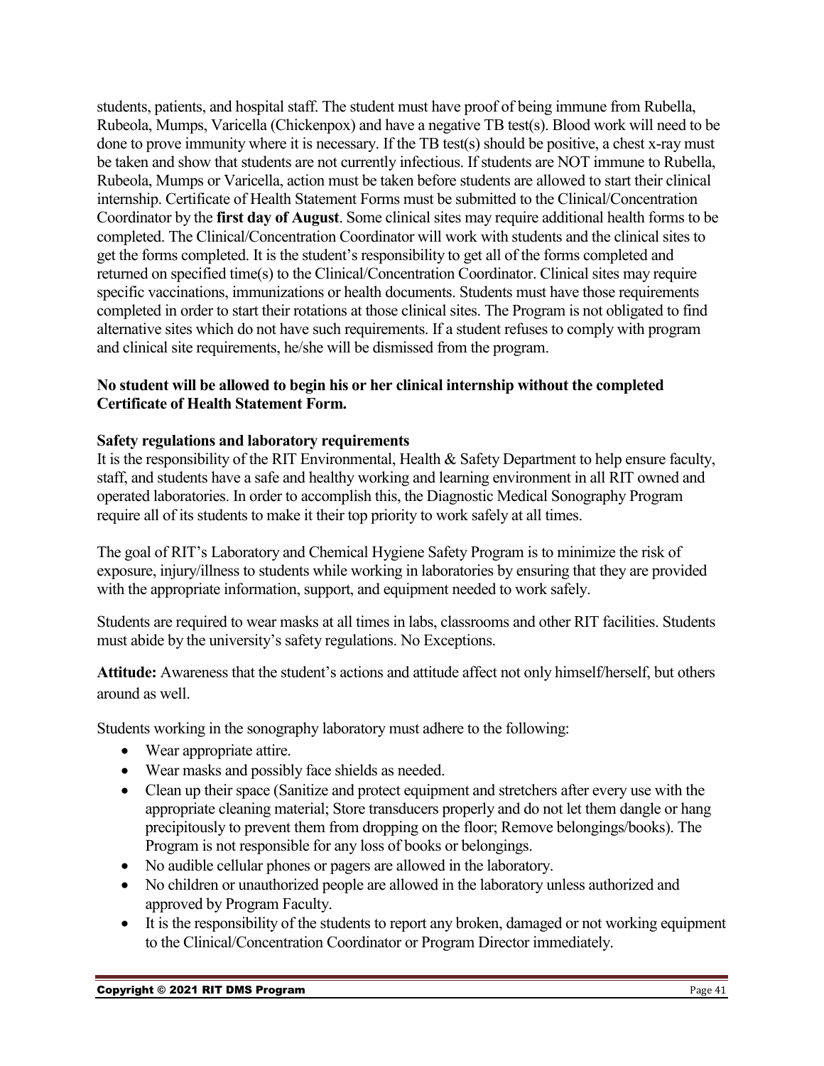students, patients, and hospital staff. The student must have proof of being immune from Rubella, Rubeola, Mumps, Varicella (Chickenpox) and have a negative TB test(s). Blood work will need to be done to prove immunity where it is necessary. If the TB test(s) should be positive, a chest x-ray must be taken and show that students are not currently infectious. If students are NOT immune to Rubella, Rubeola, Mumps or Varicella, action must be taken before students are allowed to start their clinical internship. Certificate of Health Statement Forms must be submitted to the Clinical/Concentration Coordinator by the **first day of August**. Some clinical sites may require additional health forms to be completed. The Clinical/Concentration Coordinator will work with students and the clinical sites to get the forms completed. It is the student's responsibility to get all of the forms completed and returned on specified time(s) to the Clinical/Concentration Coordinator. Clinical sites may require specific vaccinations, immunizations or health documents. Students must have those requirements completed in order to start their rotations at those clinical sites. The Program is not obligated to find alternative sites which do not have such requirements. If a student refuses to comply with program and clinical site requirements, he/she will be dismissed from the program.

**No student will be allowed to begin his or her clinical internship without the completed Certificate of Health Statement Form.**

**Safety regulations and laboratory requirements**

It is the responsibility of the RIT Environmental, Health & Safety Department to help ensure faculty, staff, and students have a safe and healthy working and learning environment in all RIT owned and operated laboratories. In order to accomplish this, the Diagnostic Medical Sonography Program require all of its students to make it their top priority to work safely at all times.

The goal of RIT's Laboratory and Chemical Hygiene Safety Program is to minimize the risk of exposure, injury/illness to students while working in laboratories by ensuring that they are provided with the appropriate information, support, and equipment needed to work safely.

Students are required to wear masks at all times in labs, classrooms and other RIT facilities. Students must abide by the university's safety regulations. No Exceptions.

**Attitude:** Awareness that the student's actions and attitude affect not only himself/herself, but others around as well.

Students working in the sonography laboratory must adhere to the following:

- Wear appropriate attire.
- Wear masks and possibly face shields as needed.
- Clean up their space (Sanitize and protect equipment and stretchers after every use with the appropriate cleaning material; Store transducers properly and do not let them dangle or hang precipitously to prevent them from dropping on the floor; Remove belongings/books). The Program is not responsible for any loss of books or belongings.
- No audible cellular phones or pagers are allowed in the laboratory.
- No children or unauthorized people are allowed in the laboratory unless authorized and approved by Program Faculty.
- It is the responsibility of the students to report any broken, damaged or not working equipment to the Clinical/Concentration Coordinator or Program Director immediately.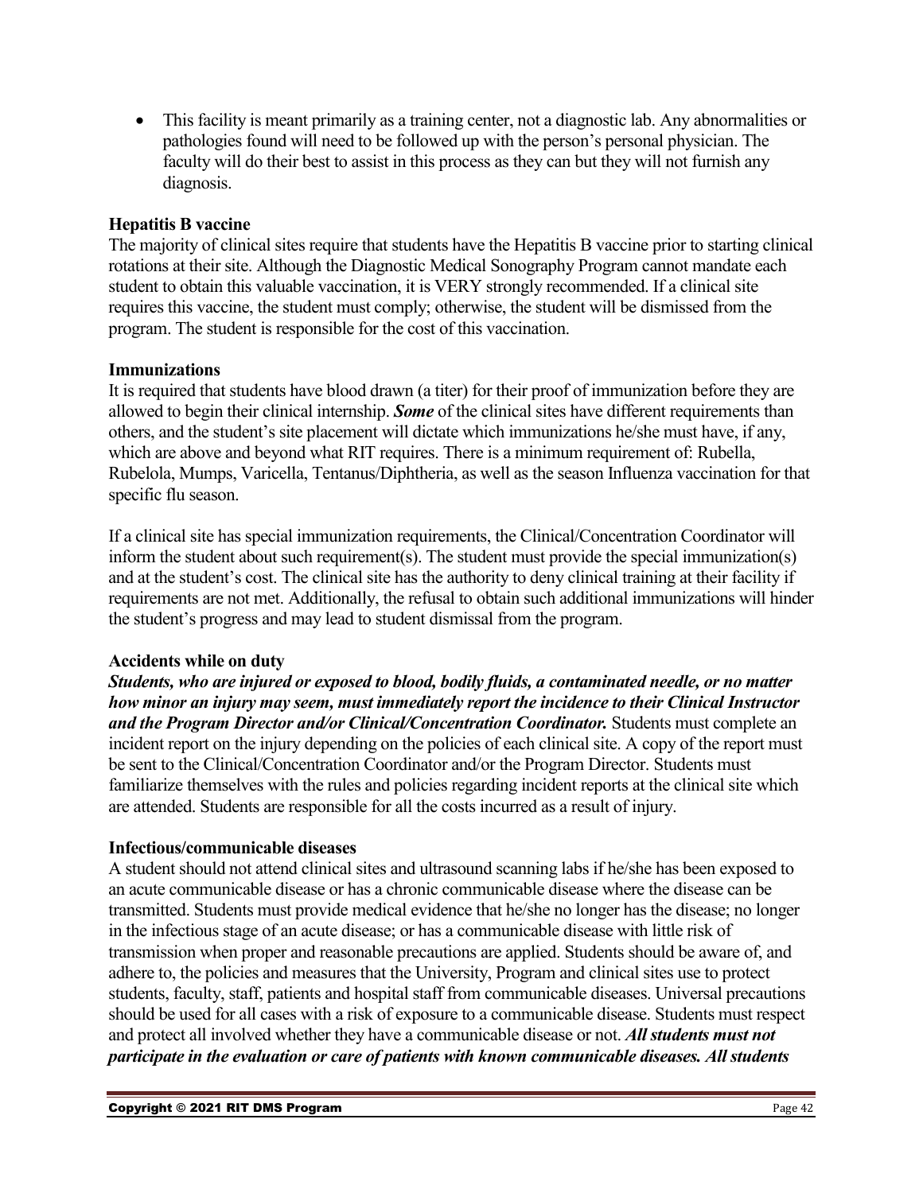- This facility is meant primarily as a training center, not a diagnostic lab. Any abnormalities or pathologies found will need to be followed up with the person's personal physician. The faculty will do their best to assist in this process as they can but they will not furnish any diagnosis.

**Hepatitis B vaccine**

The majority of clinical sites require that students have the Hepatitis B vaccine prior to starting clinical rotations at their site. Although the Diagnostic Medical Sonography Program cannot mandate each student to obtain this valuable vaccination, it is VERY strongly recommended. If a clinical site requires this vaccine, the student must comply; otherwise, the student will be dismissed from the program. The student is responsible for the cost of this vaccination.

**Immunizations**

It is required that students have blood drawn (a titer) for their proof of immunization before they are allowed to begin their clinical internship. ***Some*** of the clinical sites have different requirements than others, and the student's site placement will dictate which immunizations he/she must have, if any, which are above and beyond what RIT requires. There is a minimum requirement of: Rubella, Rubelola, Mumps, Varicella, Tentanus/Diphtheria, as well as the season Influenza vaccination for that specific flu season.

If a clinical site has special immunization requirements, the Clinical/Concentration Coordinator will inform the student about such requirement(s). The student must provide the special immunization(s) and at the student's cost. The clinical site has the authority to deny clinical training at their facility if requirements are not met. Additionally, the refusal to obtain such additional immunizations will hinder the student's progress and may lead to student dismissal from the program.

**Accidents while on duty**

***Students, who are injured or exposed to blood, bodily fluids, a contaminated needle, or no matter how minor an injury may seem, must immediately report the incidence to their Clinical Instructor and the Program Director and/or Clinical/Concentration Coordinator.*** Students must complete an incident report on the injury depending on the policies of each clinical site. A copy of the report must be sent to the Clinical/Concentration Coordinator and/or the Program Director. Students must familiarize themselves with the rules and policies regarding incident reports at the clinical site which are attended. Students are responsible for all the costs incurred as a result of injury.

**Infectious/communicable diseases**

A student should not attend clinical sites and ultrasound scanning labs if he/she has been exposed to an acute communicable disease or has a chronic communicable disease where the disease can be transmitted. Students must provide medical evidence that he/she no longer has the disease; no longer in the infectious stage of an acute disease; or has a communicable disease with little risk of transmission when proper and reasonable precautions are applied. Students should be aware of, and adhere to, the policies and measures that the University, Program and clinical sites use to protect students, faculty, staff, patients and hospital staff from communicable diseases. Universal precautions should be used for all cases with a risk of exposure to a communicable disease. Students must respect and protect all involved whether they have a communicable disease or not. ***All students must not participate in the evaluation or care of patients with known communicable diseases. All students***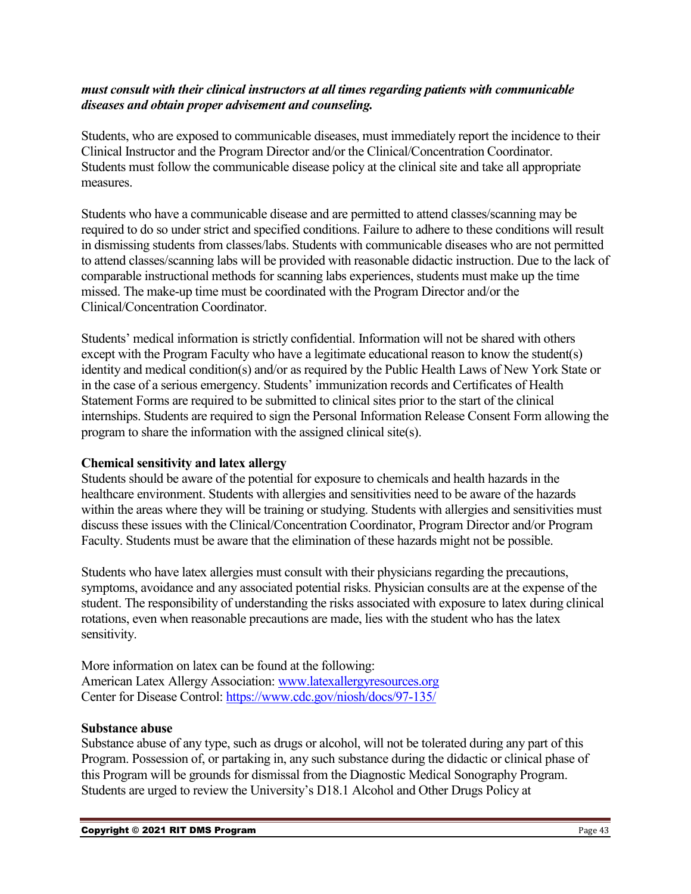***must consult with their clinical instructors at all times regarding patients with communicable diseases and obtain proper advisement and counseling.***

Students, who are exposed to communicable diseases, must immediately report the incidence to their Clinical Instructor and the Program Director and/or the Clinical/Concentration Coordinator. Students must follow the communicable disease policy at the clinical site and take all appropriate measures.

Students who have a communicable disease and are permitted to attend classes/scanning may be required to do so under strict and specified conditions. Failure to adhere to these conditions will result in dismissing students from classes/labs. Students with communicable diseases who are not permitted to attend classes/scanning labs will be provided with reasonable didactic instruction. Due to the lack of comparable instructional methods for scanning labs experiences, students must make up the time missed. The make-up time must be coordinated with the Program Director and/or the Clinical/Concentration Coordinator.

Students' medical information is strictly confidential. Information will not be shared with others except with the Program Faculty who have a legitimate educational reason to know the student(s) identity and medical condition(s) and/or as required by the Public Health Laws of New York State or in the case of a serious emergency. Students' immunization records and Certificates of Health Statement Forms are required to be submitted to clinical sites prior to the start of the clinical internships. Students are required to sign the Personal Information Release Consent Form allowing the program to share the information with the assigned clinical site(s).

**Chemical sensitivity and latex allergy**

Students should be aware of the potential for exposure to chemicals and health hazards in the healthcare environment. Students with allergies and sensitivities need to be aware of the hazards within the areas where they will be training or studying. Students with allergies and sensitivities must discuss these issues with the Clinical/Concentration Coordinator, Program Director and/or Program Faculty. Students must be aware that the elimination of these hazards might not be possible.

Students who have latex allergies must consult with their physicians regarding the precautions, symptoms, avoidance and any associated potential risks. Physician consults are at the expense of the student. The responsibility of understanding the risks associated with exposure to latex during clinical rotations, even when reasonable precautions are made, lies with the student who has the latex sensitivity.

More information on latex can be found at the following:
American Latex Allergy Association: [www.latexallergyresources.org](www.latexallergyresources.org)
Center for Disease Control: [https://www.cdc.gov/niosh/docs/97-135/](https://www.cdc.gov/niosh/docs/97-135/)

**Substance abuse**

Substance abuse of any type, such as drugs or alcohol, will not be tolerated during any part of this Program. Possession of, or partaking in, any such substance during the didactic or clinical phase of this Program will be grounds for dismissal from the Diagnostic Medical Sonography Program. Students are urged to review the University's D18.1 Alcohol and Other Drugs Policy at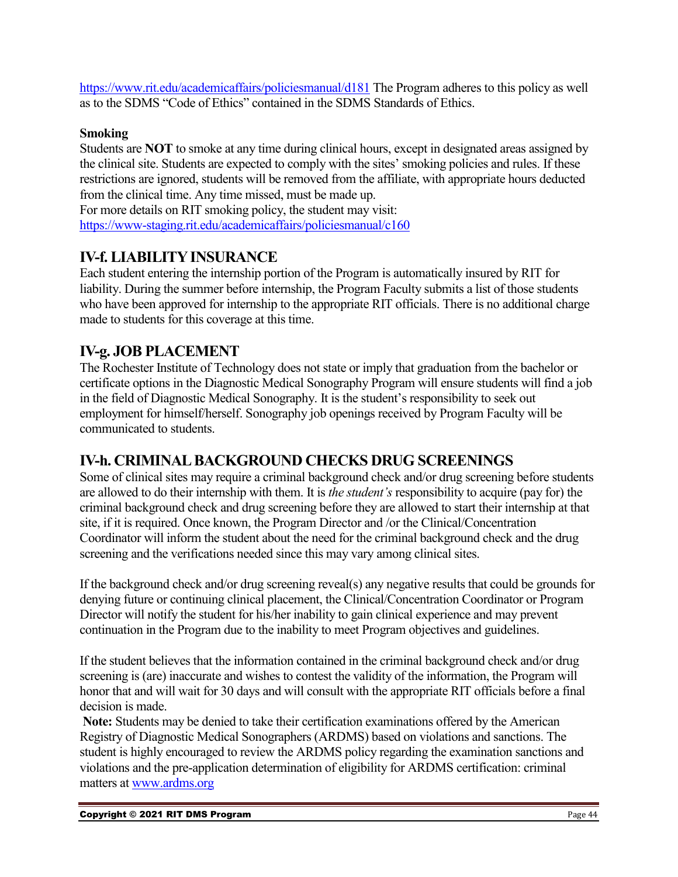https://www.rit.edu/academicaffairs/policiesmanual/d181 The Program adheres to this policy as well as to the SDMS "Code of Ethics" contained in the SDMS Standards of Ethics.

**Smoking**

Students are **NOT** to smoke at any time during clinical hours, except in designated areas assigned by the clinical site. Students are expected to comply with the sites' smoking policies and rules. If these restrictions are ignored, students will be removed from the affiliate, with appropriate hours deducted from the clinical time. Any time missed, must be made up.

For more details on RIT smoking policy, the student may visit: https://www-staging.rit.edu/academicaffairs/policiesmanual/c160

## IV-f. LIABILITY INSURANCE

Each student entering the internship portion of the Program is automatically insured by RIT for liability. During the summer before internship, the Program Faculty submits a list of those students who have been approved for internship to the appropriate RIT officials. There is no additional charge made to students for this coverage at this time.

## IV-g. JOB PLACEMENT

The Rochester Institute of Technology does not state or imply that graduation from the bachelor or certificate options in the Diagnostic Medical Sonography Program will ensure students will find a job in the field of Diagnostic Medical Sonography. It is the student's responsibility to seek out employment for himself/herself. Sonography job openings received by Program Faculty will be communicated to students.

## IV-h. CRIMINAL BACKGROUND CHECKS DRUG SCREENINGS

Some of clinical sites may require a criminal background check and/or drug screening before students are allowed to do their internship with them. It is *the student's* responsibility to acquire (pay for) the criminal background check and drug screening before they are allowed to start their internship at that site, if it is required. Once known, the Program Director and /or the Clinical/Concentration Coordinator will inform the student about the need for the criminal background check and the drug screening and the verifications needed since this may vary among clinical sites.

If the background check and/or drug screening reveal(s) any negative results that could be grounds for denying future or continuing clinical placement, the Clinical/Concentration Coordinator or Program Director will notify the student for his/her inability to gain clinical experience and may prevent continuation in the Program due to the inability to meet Program objectives and guidelines.

If the student believes that the information contained in the criminal background check and/or drug screening is (are) inaccurate and wishes to contest the validity of the information, the Program will honor that and will wait for 30 days and will consult with the appropriate RIT officials before a final decision is made.

**Note:** Students may be denied to take their certification examinations offered by the American Registry of Diagnostic Medical Sonographers (ARDMS) based on violations and sanctions. The student is highly encouraged to review the ARDMS policy regarding the examination sanctions and violations and the pre-application determination of eligibility for ARDMS certification: criminal matters at www.ardms.org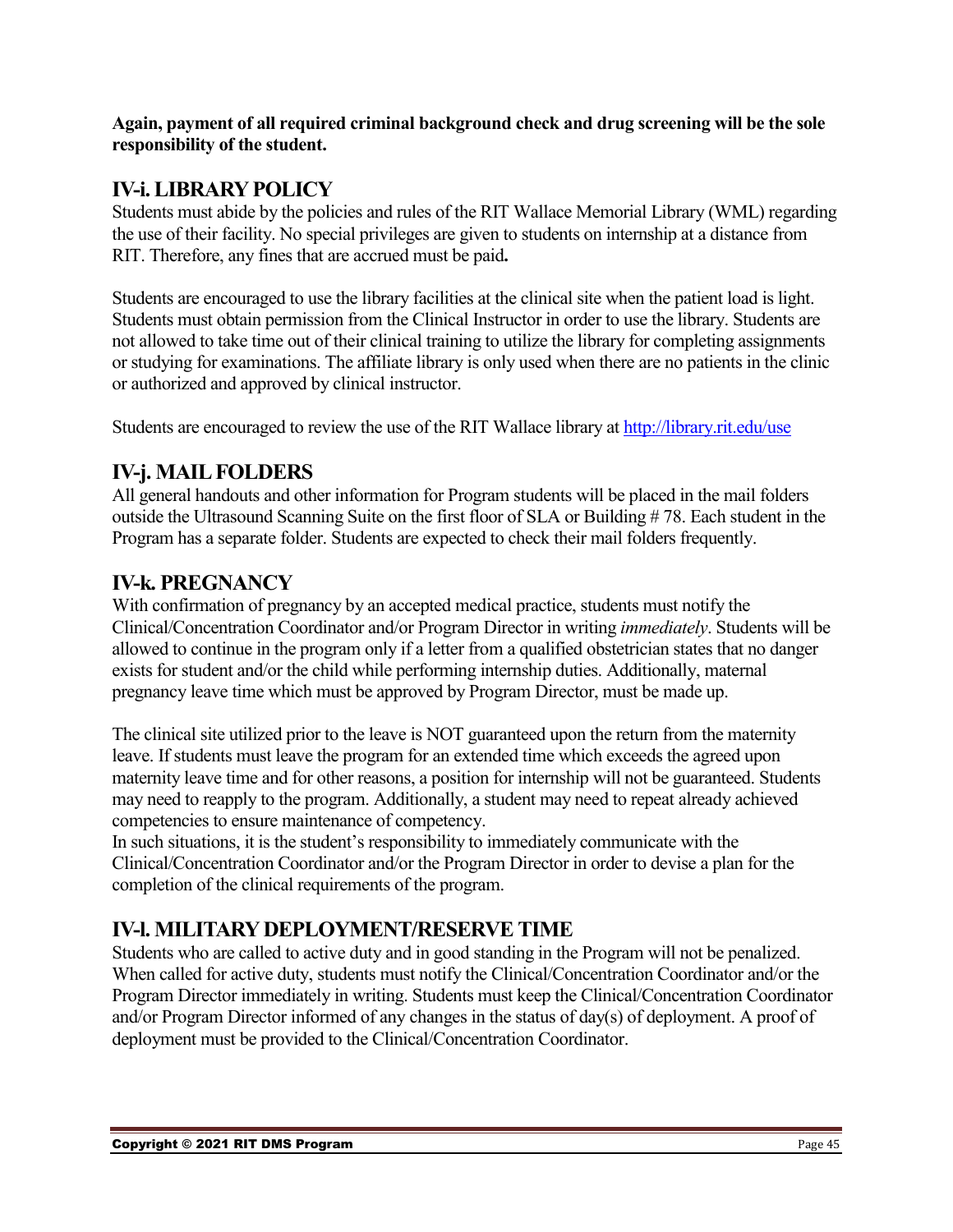**Again, payment of all required criminal background check and drug screening will be the sole responsibility of the student.**

## IV-i. LIBRARY POLICY

Students must abide by the policies and rules of the RIT Wallace Memorial Library (WML) regarding the use of their facility. No special privileges are given to students on internship at a distance from RIT. Therefore, any fines that are accrued must be paid**.**

Students are encouraged to use the library facilities at the clinical site when the patient load is light. Students must obtain permission from the Clinical Instructor in order to use the library. Students are not allowed to take time out of their clinical training to utilize the library for completing assignments or studying for examinations. The affiliate library is only used when there are no patients in the clinic or authorized and approved by clinical instructor.

Students are encouraged to review the use of the RIT Wallace library at [http://library.rit.edu/use](http://library.rit.edu/use)

## IV-j. MAIL FOLDERS

All general handouts and other information for Program students will be placed in the mail folders outside the Ultrasound Scanning Suite on the first floor of SLA or Building # 78. Each student in the Program has a separate folder. Students are expected to check their mail folders frequently.

## IV-k. PREGNANCY

With confirmation of pregnancy by an accepted medical practice, students must notify the Clinical/Concentration Coordinator and/or Program Director in writing *immediately*. Students will be allowed to continue in the program only if a letter from a qualified obstetrician states that no danger exists for student and/or the child while performing internship duties. Additionally, maternal pregnancy leave time which must be approved by Program Director, must be made up.

The clinical site utilized prior to the leave is NOT guaranteed upon the return from the maternity leave. If students must leave the program for an extended time which exceeds the agreed upon maternity leave time and for other reasons, a position for internship will not be guaranteed. Students may need to reapply to the program. Additionally, a student may need to repeat already achieved competencies to ensure maintenance of competency.
In such situations, it is the student's responsibility to immediately communicate with the Clinical/Concentration Coordinator and/or the Program Director in order to devise a plan for the completion of the clinical requirements of the program.

## IV-l. MILITARY DEPLOYMENT/RESERVE TIME

Students who are called to active duty and in good standing in the Program will not be penalized. When called for active duty, students must notify the Clinical/Concentration Coordinator and/or the Program Director immediately in writing. Students must keep the Clinical/Concentration Coordinator and/or Program Director informed of any changes in the status of day(s) of deployment. A proof of deployment must be provided to the Clinical/Concentration Coordinator.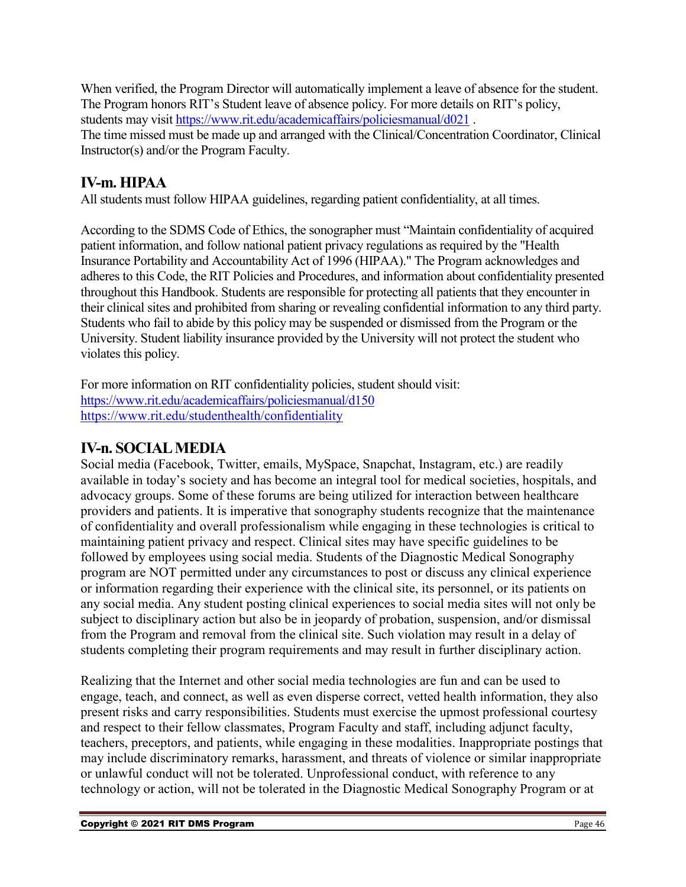When verified, the Program Director will automatically implement a leave of absence for the student. The Program honors RIT's Student leave of absence policy. For more details on RIT's policy, students may visit https://www.rit.edu/academicaffairs/policiesmanual/d021 .
The time missed must be made up and arranged with the Clinical/Concentration Coordinator, Clinical Instructor(s) and/or the Program Faculty.

## IV-m. HIPAA

All students must follow HIPAA guidelines, regarding patient confidentiality, at all times.

According to the SDMS Code of Ethics, the sonographer must "Maintain confidentiality of acquired patient information, and follow national patient privacy regulations as required by the "Health Insurance Portability and Accountability Act of 1996 (HIPAA)." The Program acknowledges and adheres to this Code, the RIT Policies and Procedures, and information about confidentiality presented throughout this Handbook. Students are responsible for protecting all patients that they encounter in their clinical sites and prohibited from sharing or revealing confidential information to any third party. Students who fail to abide by this policy may be suspended or dismissed from the Program or the University. Student liability insurance provided by the University will not protect the student who violates this policy.

For more information on RIT confidentiality policies, student should visit:
https://www.rit.edu/academicaffairs/policiesmanual/d150
https://www.rit.edu/studenthealth/confidentiality

## IV-n. SOCIAL MEDIA

Social media (Facebook, Twitter, emails, MySpace, Snapchat, Instagram, etc.) are readily available in today's society and has become an integral tool for medical societies, hospitals, and advocacy groups. Some of these forums are being utilized for interaction between healthcare providers and patients. It is imperative that sonography students recognize that the maintenance of confidentiality and overall professionalism while engaging in these technologies is critical to maintaining patient privacy and respect. Clinical sites may have specific guidelines to be followed by employees using social media. Students of the Diagnostic Medical Sonography program are NOT permitted under any circumstances to post or discuss any clinical experience or information regarding their experience with the clinical site, its personnel, or its patients on any social media. Any student posting clinical experiences to social media sites will not only be subject to disciplinary action but also be in jeopardy of probation, suspension, and/or dismissal from the Program and removal from the clinical site. Such violation may result in a delay of students completing their program requirements and may result in further disciplinary action.

Realizing that the Internet and other social media technologies are fun and can be used to engage, teach, and connect, as well as even disperse correct, vetted health information, they also present risks and carry responsibilities. Students must exercise the upmost professional courtesy and respect to their fellow classmates, Program Faculty and staff, including adjunct faculty, teachers, preceptors, and patients, while engaging in these modalities. Inappropriate postings that may include discriminatory remarks, harassment, and threats of violence or similar inappropriate or unlawful conduct will not be tolerated. Unprofessional conduct, with reference to any technology or action, will not be tolerated in the Diagnostic Medical Sonography Program or at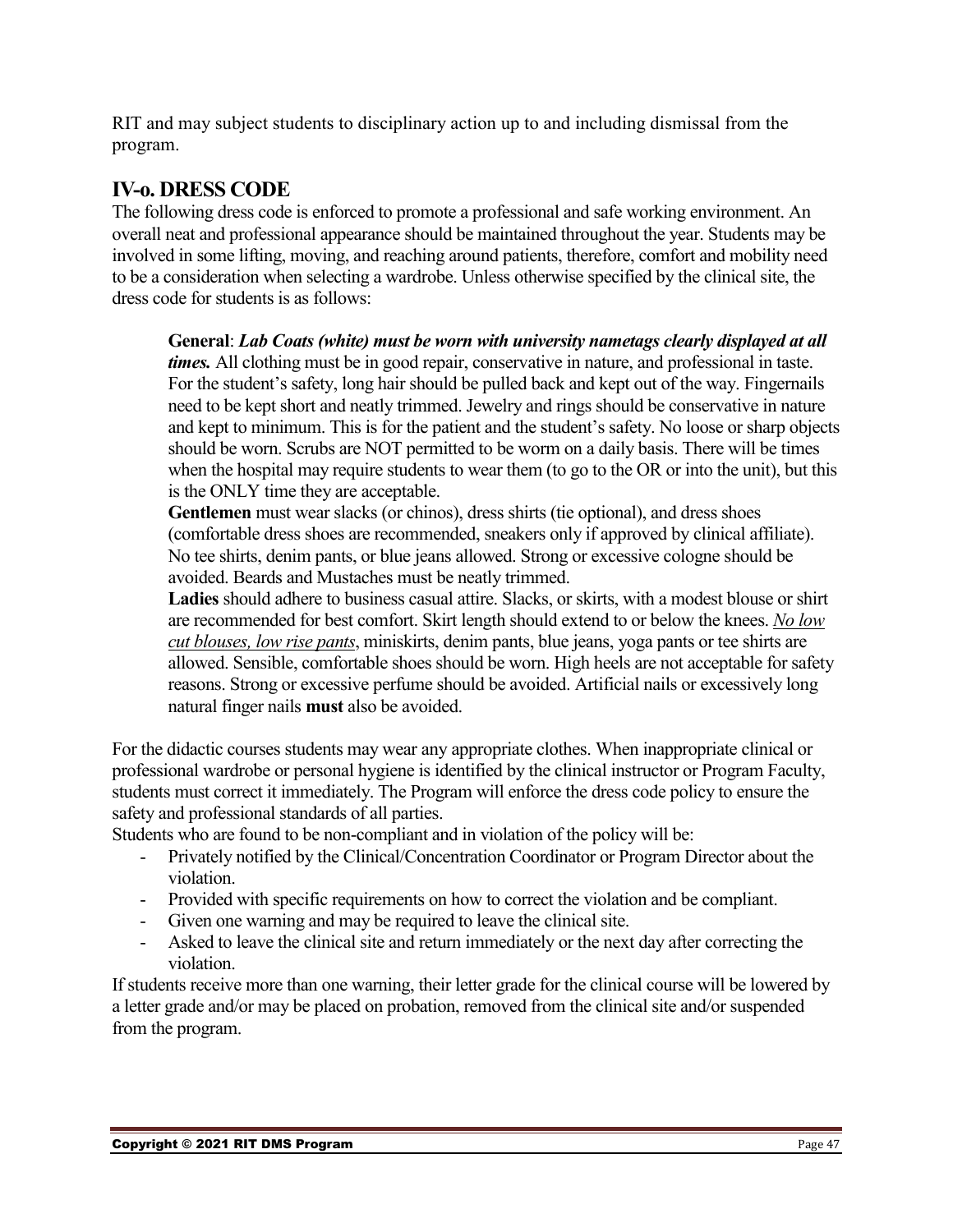RIT and may subject students to disciplinary action up to and including dismissal from the program.

## IV-o. DRESS CODE

The following dress code is enforced to promote a professional and safe working environment. An overall neat and professional appearance should be maintained throughout the year. Students may be involved in some lifting, moving, and reaching around patients, therefore, comfort and mobility need to be a consideration when selecting a wardrobe. Unless otherwise specified by the clinical site, the dress code for students is as follows:

> **General**: ***Lab Coats (white) must be worn with university nametags clearly displayed at all times.*** All clothing must be in good repair, conservative in nature, and professional in taste. For the student's safety, long hair should be pulled back and kept out of the way. Fingernails need to be kept short and neatly trimmed. Jewelry and rings should be conservative in nature and kept to minimum. This is for the patient and the student's safety. No loose or sharp objects should be worn. Scrubs are NOT permitted to be worm on a daily basis. There will be times when the hospital may require students to wear them (to go to the OR or into the unit), but this is the ONLY time they are acceptable.
>
> **Gentlemen** must wear slacks (or chinos), dress shirts (tie optional), and dress shoes (comfortable dress shoes are recommended, sneakers only if approved by clinical affiliate). No tee shirts, denim pants, or blue jeans allowed. Strong or excessive cologne should be avoided. Beards and Mustaches must be neatly trimmed.
>
> **Ladies** should adhere to business casual attire. Slacks, or skirts, with a modest blouse or shirt are recommended for best comfort. Skirt length should extend to or below the knees. *<u>No low cut blouses, low rise pants</u>*, miniskirts, denim pants, blue jeans, yoga pants or tee shirts are allowed. Sensible, comfortable shoes should be worn. High heels are not acceptable for safety reasons. Strong or excessive perfume should be avoided. Artificial nails or excessively long natural finger nails **must** also be avoided.

For the didactic courses students may wear any appropriate clothes. When inappropriate clinical or professional wardrobe or personal hygiene is identified by the clinical instructor or Program Faculty, students must correct it immediately. The Program will enforce the dress code policy to ensure the safety and professional standards of all parties.

Students who are found to be non-compliant and in violation of the policy will be:

- Privately notified by the Clinical/Concentration Coordinator or Program Director about the violation.
- Provided with specific requirements on how to correct the violation and be compliant.
- Given one warning and may be required to leave the clinical site.
- Asked to leave the clinical site and return immediately or the next day after correcting the violation.

If students receive more than one warning, their letter grade for the clinical course will be lowered by a letter grade and/or may be placed on probation, removed from the clinical site and/or suspended from the program.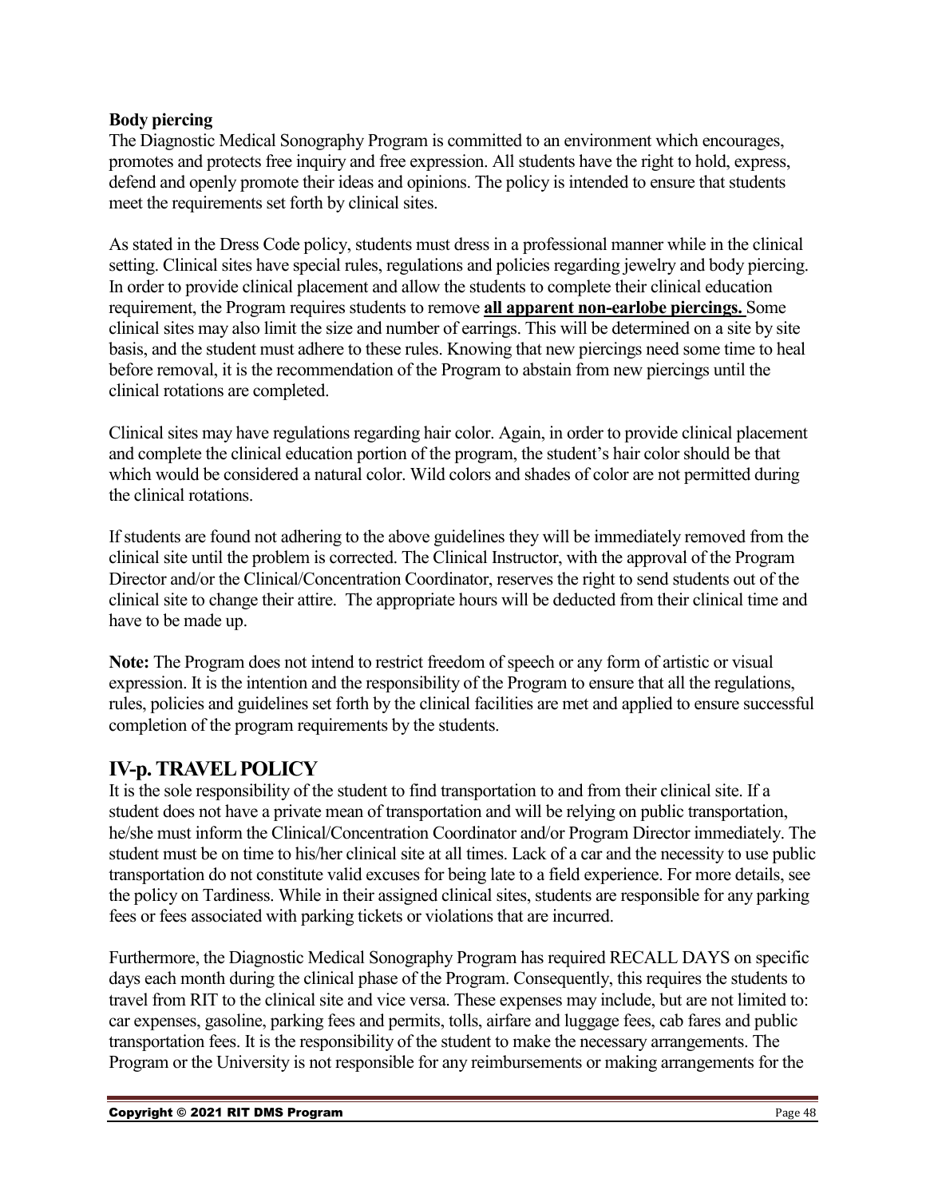**Body piercing**

The Diagnostic Medical Sonography Program is committed to an environment which encourages, promotes and protects free inquiry and free expression. All students have the right to hold, express, defend and openly promote their ideas and opinions. The policy is intended to ensure that students meet the requirements set forth by clinical sites.

As stated in the Dress Code policy, students must dress in a professional manner while in the clinical setting. Clinical sites have special rules, regulations and policies regarding jewelry and body piercing. In order to provide clinical placement and allow the students to complete their clinical education requirement, the Program requires students to remove **all apparent non-earlobe piercings.** Some clinical sites may also limit the size and number of earrings. This will be determined on a site by site basis, and the student must adhere to these rules. Knowing that new piercings need some time to heal before removal, it is the recommendation of the Program to abstain from new piercings until the clinical rotations are completed.

Clinical sites may have regulations regarding hair color. Again, in order to provide clinical placement and complete the clinical education portion of the program, the student's hair color should be that which would be considered a natural color. Wild colors and shades of color are not permitted during the clinical rotations.

If students are found not adhering to the above guidelines they will be immediately removed from the clinical site until the problem is corrected. The Clinical Instructor, with the approval of the Program Director and/or the Clinical/Concentration Coordinator, reserves the right to send students out of the clinical site to change their attire. The appropriate hours will be deducted from their clinical time and have to be made up.

**Note:** The Program does not intend to restrict freedom of speech or any form of artistic or visual expression. It is the intention and the responsibility of the Program to ensure that all the regulations, rules, policies and guidelines set forth by the clinical facilities are met and applied to ensure successful completion of the program requirements by the students.

## IV-p. TRAVEL POLICY

It is the sole responsibility of the student to find transportation to and from their clinical site. If a student does not have a private mean of transportation and will be relying on public transportation, he/she must inform the Clinical/Concentration Coordinator and/or Program Director immediately. The student must be on time to his/her clinical site at all times. Lack of a car and the necessity to use public transportation do not constitute valid excuses for being late to a field experience. For more details, see the policy on Tardiness. While in their assigned clinical sites, students are responsible for any parking fees or fees associated with parking tickets or violations that are incurred.

Furthermore, the Diagnostic Medical Sonography Program has required RECALL DAYS on specific days each month during the clinical phase of the Program. Consequently, this requires the students to travel from RIT to the clinical site and vice versa. These expenses may include, but are not limited to: car expenses, gasoline, parking fees and permits, tolls, airfare and luggage fees, cab fares and public transportation fees. It is the responsibility of the student to make the necessary arrangements. The Program or the University is not responsible for any reimbursements or making arrangements for the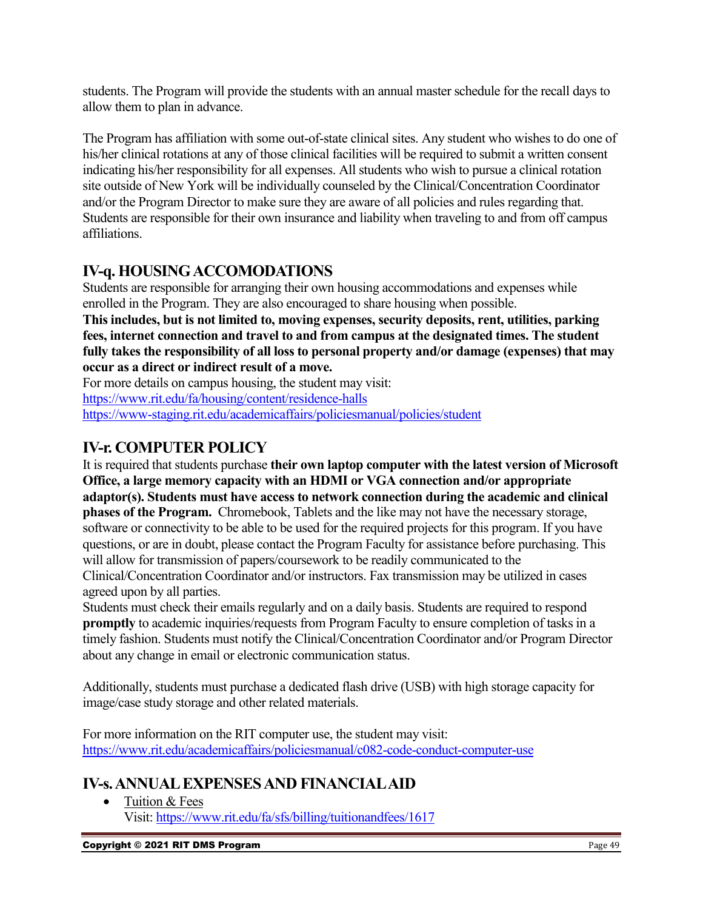students. The Program will provide the students with an annual master schedule for the recall days to allow them to plan in advance.

The Program has affiliation with some out-of-state clinical sites. Any student who wishes to do one of his/her clinical rotations at any of those clinical facilities will be required to submit a written consent indicating his/her responsibility for all expenses. All students who wish to pursue a clinical rotation site outside of New York will be individually counseled by the Clinical/Concentration Coordinator and/or the Program Director to make sure they are aware of all policies and rules regarding that. Students are responsible for their own insurance and liability when traveling to and from off campus affiliations.

## IV-q. HOUSING ACCOMODATIONS

Students are responsible for arranging their own housing accommodations and expenses while enrolled in the Program. They are also encouraged to share housing when possible.
**This includes, but is not limited to, moving expenses, security deposits, rent, utilities, parking fees, internet connection and travel to and from campus at the designated times. The student fully takes the responsibility of all loss to personal property and/or damage (expenses) that may occur as a direct or indirect result of a move.**
For more details on campus housing, the student may visit:
https://www.rit.edu/fa/housing/content/residence-halls
https://www-staging.rit.edu/academicaffairs/policiesmanual/policies/student

## IV-r. COMPUTER POLICY

It is required that students purchase **their own laptop computer with the latest version of Microsoft Office, a large memory capacity with an HDMI or VGA connection and/or appropriate adaptor(s). Students must have access to network connection during the academic and clinical phases of the Program.** Chromebook, Tablets and the like may not have the necessary storage, software or connectivity to be able to be used for the required projects for this program. If you have questions, or are in doubt, please contact the Program Faculty for assistance before purchasing. This will allow for transmission of papers/coursework to be readily communicated to the Clinical/Concentration Coordinator and/or instructors. Fax transmission may be utilized in cases agreed upon by all parties.
Students must check their emails regularly and on a daily basis. Students are required to respond **promptly** to academic inquiries/requests from Program Faculty to ensure completion of tasks in a timely fashion. Students must notify the Clinical/Concentration Coordinator and/or Program Director about any change in email or electronic communication status.

Additionally, students must purchase a dedicated flash drive (USB) with high storage capacity for image/case study storage and other related materials.

For more information on the RIT computer use, the student may visit:
https://www.rit.edu/academicaffairs/policiesmanual/c082-code-conduct-computer-use

## IV-s. ANNUAL EXPENSES AND FINANCIAL AID

- Tuition & Fees
  Visit: https://www.rit.edu/fa/sfs/billing/tuitionandfees/1617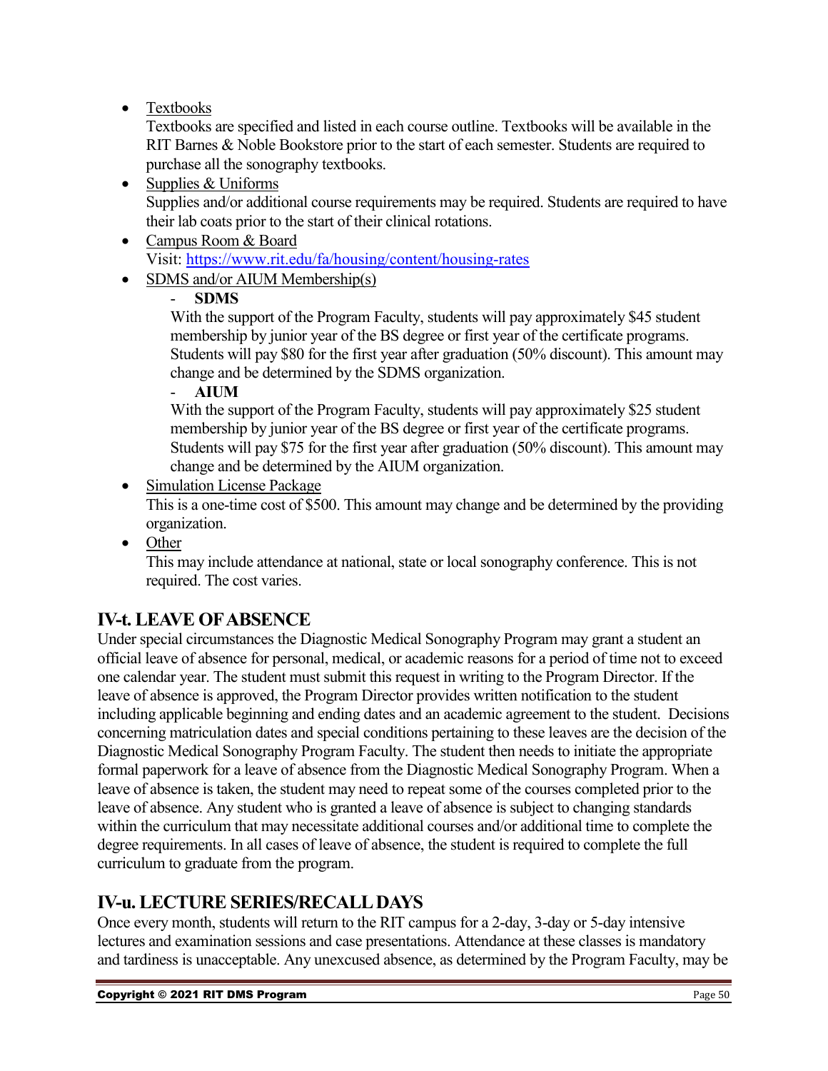- Textbooks
  Textbooks are specified and listed in each course outline. Textbooks will be available in the RIT Barnes & Noble Bookstore prior to the start of each semester. Students are required to purchase all the sonography textbooks.
- Supplies & Uniforms
  Supplies and/or additional course requirements may be required. Students are required to have their lab coats prior to the start of their clinical rotations.
- Campus Room & Board
  Visit: https://www.rit.edu/fa/housing/content/housing-rates
- SDMS and/or AIUM Membership(s)
  - **SDMS**
    With the support of the Program Faculty, students will pay approximately $45 student membership by junior year of the BS degree or first year of the certificate programs. Students will pay $80 for the first year after graduation (50% discount). This amount may change and be determined by the SDMS organization.
  - **AIUM**
    With the support of the Program Faculty, students will pay approximately $25 student membership by junior year of the BS degree or first year of the certificate programs. Students will pay $75 for the first year after graduation (50% discount). This amount may change and be determined by the AIUM organization.
- Simulation License Package
  This is a one-time cost of $500. This amount may change and be determined by the providing organization.
- Other
  This may include attendance at national, state or local sonography conference. This is not required. The cost varies.

## IV-t. LEAVE OF ABSENCE

Under special circumstances the Diagnostic Medical Sonography Program may grant a student an official leave of absence for personal, medical, or academic reasons for a period of time not to exceed one calendar year. The student must submit this request in writing to the Program Director. If the leave of absence is approved, the Program Director provides written notification to the student including applicable beginning and ending dates and an academic agreement to the student. Decisions concerning matriculation dates and special conditions pertaining to these leaves are the decision of the Diagnostic Medical Sonography Program Faculty. The student then needs to initiate the appropriate formal paperwork for a leave of absence from the Diagnostic Medical Sonography Program. When a leave of absence is taken, the student may need to repeat some of the courses completed prior to the leave of absence. Any student who is granted a leave of absence is subject to changing standards within the curriculum that may necessitate additional courses and/or additional time to complete the degree requirements. In all cases of leave of absence, the student is required to complete the full curriculum to graduate from the program.

## IV-u. LECTURE SERIES/RECALL DAYS

Once every month, students will return to the RIT campus for a 2-day, 3-day or 5-day intensive lectures and examination sessions and case presentations. Attendance at these classes is mandatory and tardiness is unacceptable. Any unexcused absence, as determined by the Program Faculty, may be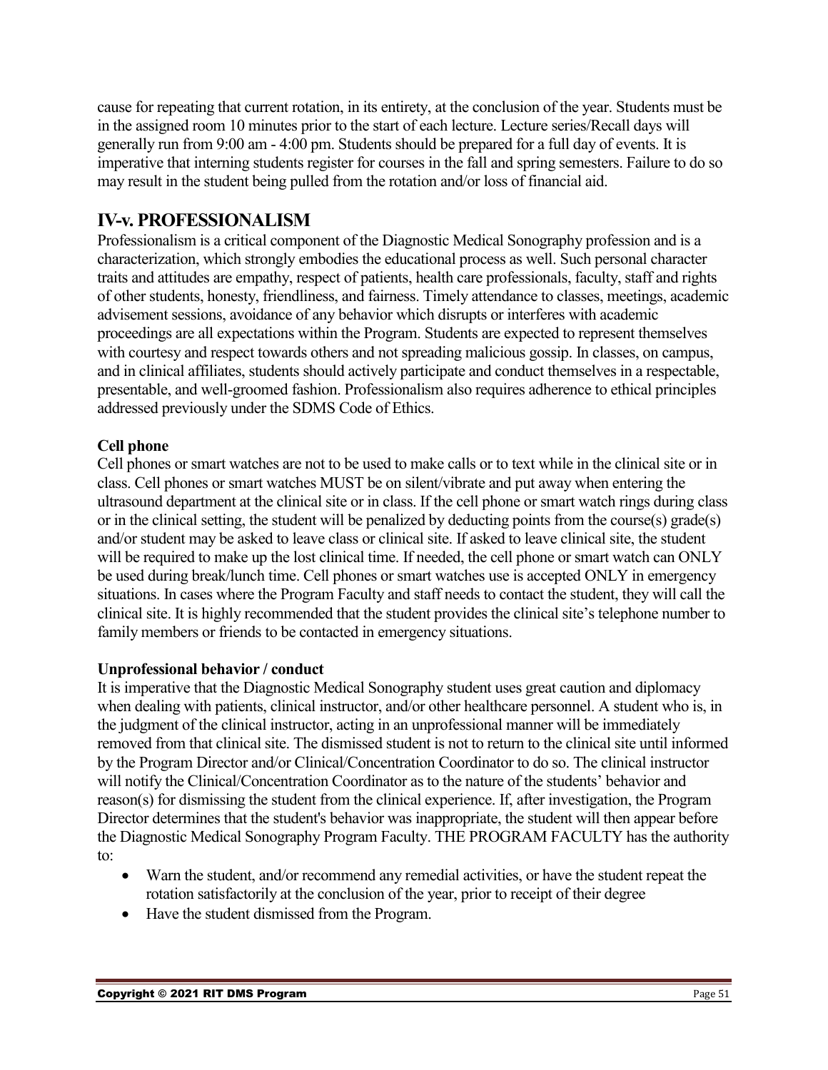cause for repeating that current rotation, in its entirety, at the conclusion of the year. Students must be in the assigned room 10 minutes prior to the start of each lecture. Lecture series/Recall days will generally run from 9:00 am - 4:00 pm. Students should be prepared for a full day of events. It is imperative that interning students register for courses in the fall and spring semesters. Failure to do so may result in the student being pulled from the rotation and/or loss of financial aid.

## IV-v. PROFESSIONALISM

Professionalism is a critical component of the Diagnostic Medical Sonography profession and is a characterization, which strongly embodies the educational process as well. Such personal character traits and attitudes are empathy, respect of patients, health care professionals, faculty, staff and rights of other students, honesty, friendliness, and fairness. Timely attendance to classes, meetings, academic advisement sessions, avoidance of any behavior which disrupts or interferes with academic proceedings are all expectations within the Program. Students are expected to represent themselves with courtesy and respect towards others and not spreading malicious gossip. In classes, on campus, and in clinical affiliates, students should actively participate and conduct themselves in a respectable, presentable, and well-groomed fashion. Professionalism also requires adherence to ethical principles addressed previously under the SDMS Code of Ethics.

**Cell phone**

Cell phones or smart watches are not to be used to make calls or to text while in the clinical site or in class. Cell phones or smart watches MUST be on silent/vibrate and put away when entering the ultrasound department at the clinical site or in class. If the cell phone or smart watch rings during class or in the clinical setting, the student will be penalized by deducting points from the course(s) grade(s) and/or student may be asked to leave class or clinical site. If asked to leave clinical site, the student will be required to make up the lost clinical time. If needed, the cell phone or smart watch can ONLY be used during break/lunch time. Cell phones or smart watches use is accepted ONLY in emergency situations. In cases where the Program Faculty and staff needs to contact the student, they will call the clinical site. It is highly recommended that the student provides the clinical site's telephone number to family members or friends to be contacted in emergency situations.

**Unprofessional behavior / conduct**

It is imperative that the Diagnostic Medical Sonography student uses great caution and diplomacy when dealing with patients, clinical instructor, and/or other healthcare personnel. A student who is, in the judgment of the clinical instructor, acting in an unprofessional manner will be immediately removed from that clinical site. The dismissed student is not to return to the clinical site until informed by the Program Director and/or Clinical/Concentration Coordinator to do so. The clinical instructor will notify the Clinical/Concentration Coordinator as to the nature of the students' behavior and reason(s) for dismissing the student from the clinical experience. If, after investigation, the Program Director determines that the student's behavior was inappropriate, the student will then appear before the Diagnostic Medical Sonography Program Faculty. THE PROGRAM FACULTY has the authority to:

- Warn the student, and/or recommend any remedial activities, or have the student repeat the rotation satisfactorily at the conclusion of the year, prior to receipt of their degree
- Have the student dismissed from the Program.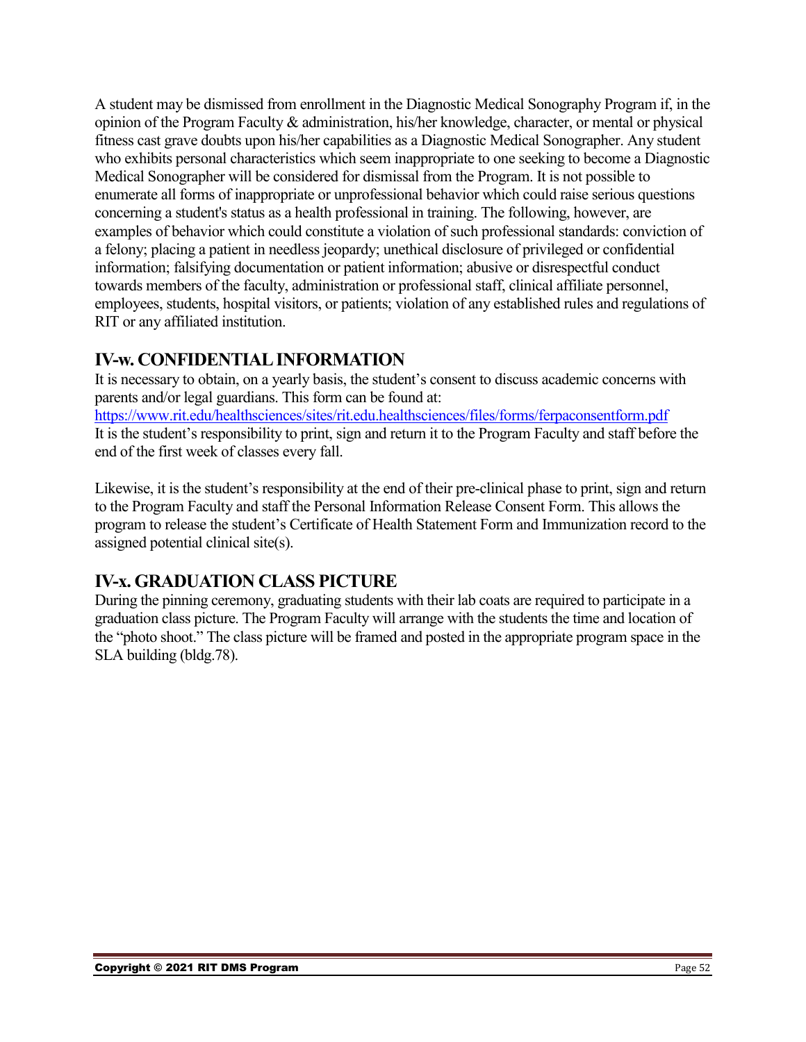A student may be dismissed from enrollment in the Diagnostic Medical Sonography Program if, in the opinion of the Program Faculty & administration, his/her knowledge, character, or mental or physical fitness cast grave doubts upon his/her capabilities as a Diagnostic Medical Sonographer. Any student who exhibits personal characteristics which seem inappropriate to one seeking to become a Diagnostic Medical Sonographer will be considered for dismissal from the Program. It is not possible to enumerate all forms of inappropriate or unprofessional behavior which could raise serious questions concerning a student's status as a health professional in training. The following, however, are examples of behavior which could constitute a violation of such professional standards: conviction of a felony; placing a patient in needless jeopardy; unethical disclosure of privileged or confidential information; falsifying documentation or patient information; abusive or disrespectful conduct towards members of the faculty, administration or professional staff, clinical affiliate personnel, employees, students, hospital visitors, or patients; violation of any established rules and regulations of RIT or any affiliated institution.

## IV-w. CONFIDENTIAL INFORMATION

It is necessary to obtain, on a yearly basis, the student's consent to discuss academic concerns with parents and/or legal guardians. This form can be found at:
https://www.rit.edu/healthsciences/sites/rit.edu.healthsciences/files/forms/ferpaconsentform.pdf
It is the student's responsibility to print, sign and return it to the Program Faculty and staff before the end of the first week of classes every fall.

Likewise, it is the student's responsibility at the end of their pre-clinical phase to print, sign and return to the Program Faculty and staff the Personal Information Release Consent Form. This allows the program to release the student's Certificate of Health Statement Form and Immunization record to the assigned potential clinical site(s).

## IV-x. GRADUATION CLASS PICTURE

During the pinning ceremony, graduating students with their lab coats are required to participate in a graduation class picture. The Program Faculty will arrange with the students the time and location of the "photo shoot." The class picture will be framed and posted in the appropriate program space in the SLA building (bldg.78).